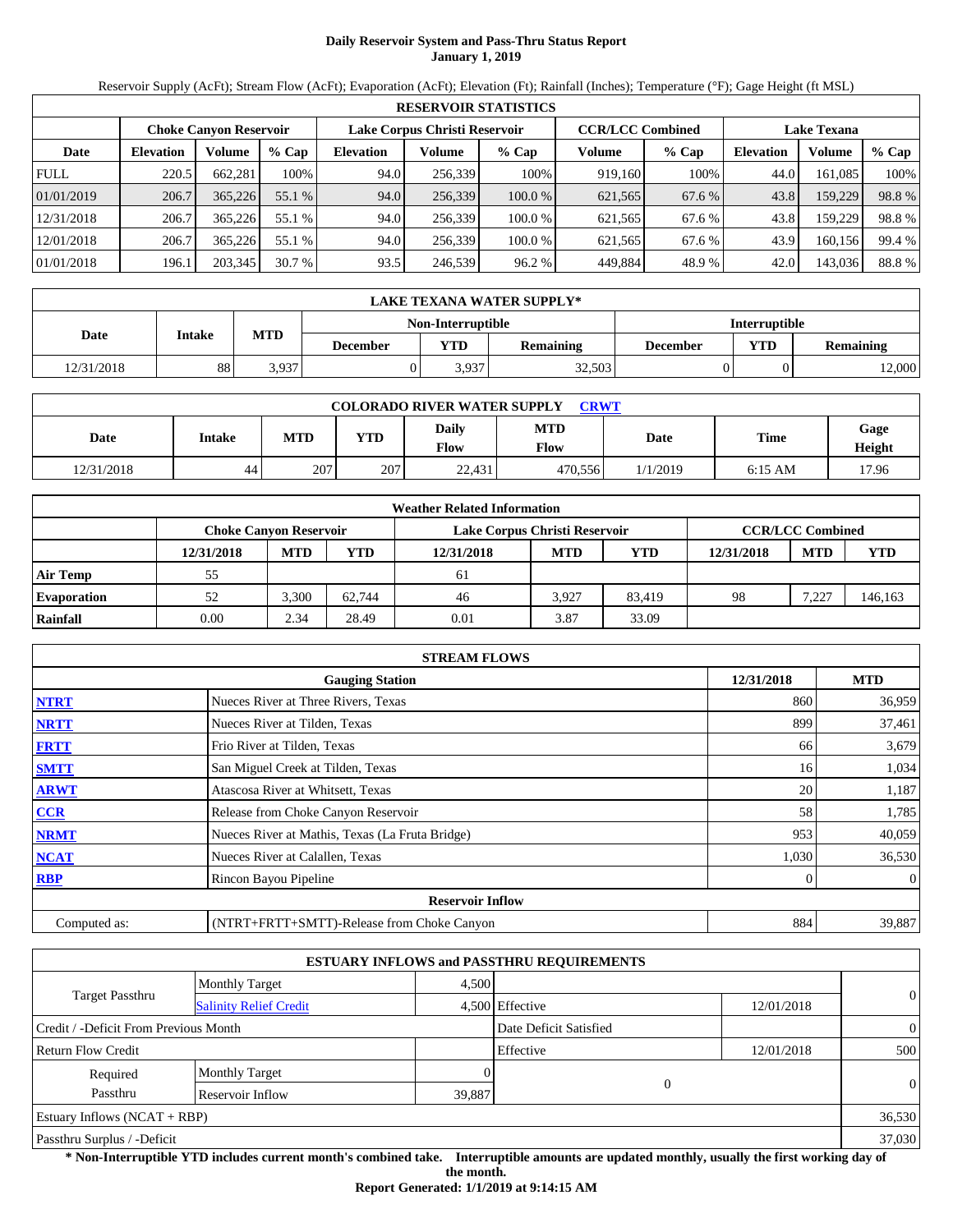# Daily Reservoir System and Pass-Thru Status Report
**January 1, 2019**

Reservoir Supply (AcFt); Stream Flow (AcFt); Evaporation (AcFt); Elevation (Ft); Rainfall (Inches); Temperature (°F); Gage Height (ft MSL)

| RESERVOIR STATISTICS | | | | | | | | | | | |
|---|---|---|---|---|---|---|---|---|---|---|---|
| | Choke Canyon Reservoir | | | Lake Corpus Christi Reservoir | | | CCR/LCC Combined | | Lake Texana | | |
| Date | Elevation | Volume | % Cap | Elevation | Volume | % Cap | Volume | % Cap | Elevation | Volume | % Cap |
| FULL | 220.5 | 662,281 | 100% | 94.0 | 256,339 | 100% | 919,160 | 100% | 44.0 | 161,085 | 100% |
| 01/01/2019 | 206.7 | 365,226 | 55.1 % | 94.0 | 256,339 | 100.0 % | 621,565 | 67.6 % | 43.8 | 159,229 | 98.8 % |
| 12/31/2018 | 206.7 | 365,226 | 55.1 % | 94.0 | 256,339 | 100.0 % | 621,565 | 67.6 % | 43.8 | 159,229 | 98.8 % |
| 12/01/2018 | 206.7 | 365,226 | 55.1 % | 94.0 | 256,339 | 100.0 % | 621,565 | 67.6 % | 43.9 | 160,156 | 99.4 % |
| 01/01/2018 | 196.1 | 203,345 | 30.7 % | 93.5 | 246,539 | 96.2 % | 449,884 | 48.9 % | 42.0 | 143,036 | 88.8 % |

| LAKE TEXANA WATER SUPPLY* | | | | | | | | |
|---|---|---|---|---|---|---|---|---|
| | | | Non-Interruptible | | | Interruptible | | |
| Date | Intake | MTD | December | YTD | Remaining | December | YTD | Remaining |
| 12/31/2018 | 88 | 3,937 | 0 | 3,937 | 32,503 | 0 | 0 | 12,000 |

| COLORADO RIVER WATER SUPPLY CRWT | | | | | | | | |
|---|---|---|---|---|---|---|---|---|
| Date | Intake | MTD | YTD | Daily Flow | MTD Flow | Date | Time | Gage Height |
| 12/31/2018 | 44 | 207 | 207 | 22,431 | 470,556 | 1/1/2019 | 6:15 AM | 17.96 |

| Weather Related Information | | | | | | | | | |
|---|---|---|---|---|---|---|---|---|---|
| | Choke Canyon Reservoir | | | Lake Corpus Christi Reservoir | | | CCR/LCC Combined | | |
| | 12/31/2018 | MTD | YTD | 12/31/2018 | MTD | YTD | 12/31/2018 | MTD | YTD |
| Air Temp | 55 | | | 61 | | | | | |
| Evaporation | 52 | 3,300 | 62,744 | 46 | 3,927 | 83,419 | 98 | 7,227 | 146,163 |
| Rainfall | 0.00 | 2.34 | 28.49 | 0.01 | 3.87 | 33.09 | | | |

| STREAM FLOWS | | | |
|---|---|---|---|
| | Gauging Station | 12/31/2018 | MTD |
| NTRT | Nueces River at Three Rivers, Texas | 860 | 36,959 |
| NRTT | Nueces River at Tilden, Texas | 899 | 37,461 |
| FRTT | Frio River at Tilden, Texas | 66 | 3,679 |
| SMTT | San Miguel Creek at Tilden, Texas | 16 | 1,034 |
| ARWT | Atascosa River at Whitsett, Texas | 20 | 1,187 |
| CCR | Release from Choke Canyon Reservoir | 58 | 1,785 |
| NRMT | Nueces River at Mathis, Texas (La Fruta Bridge) | 953 | 40,059 |
| NCAT | Nueces River at Calallen, Texas | 1,030 | 36,530 |
| RBP | Rincon Bayou Pipeline | 0 | 0 |
| | **Reservoir Inflow** | | |
| Computed as: | (NTRT+FRTT+SMTT)-Release from Choke Canyon | 884 | 39,887 |

| ESTUARY INFLOWS and PASSTHRU REQUIREMENTS | | | | | |
|---|---|---|---|---|---|
| Target Passthru | Monthly Target | 4,500 | | | 0 |
| | Salinity Relief Credit | 4,500 | Effective | 12/01/2018 | |
| Credit / -Deficit From Previous Month | | | Date Deficit Satisfied | | 0 |
| Return Flow Credit | | | Effective | 12/01/2018 | 500 |
| Required Passthru | Monthly Target | 0 | 0 | | 0 |
| | Reservoir Inflow | 39,887 | | | |
| Estuary Inflows (NCAT + RBP) | | | | | 36,530 |
| Passthru Surplus / -Deficit | | | | | 37,030 |

**\* Non-Interruptible YTD includes current month's combined take. Interruptible amounts are updated monthly, usually the first working day of the month.**

**Report Generated: 1/1/2019 at 9:14:15 AM**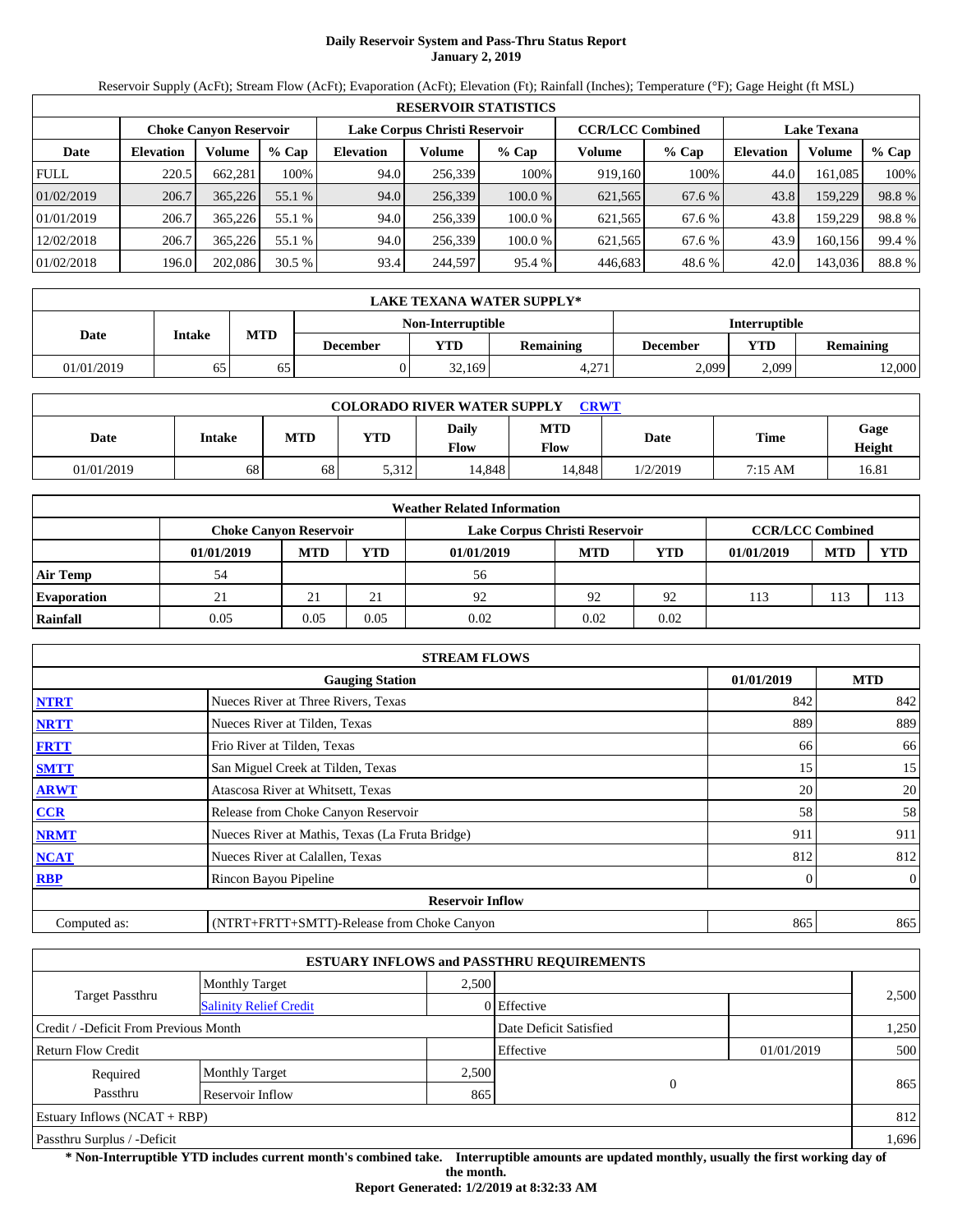# Daily Reservoir System and Pass-Thru Status Report
**January 2, 2019**

Reservoir Supply (AcFt); Stream Flow (AcFt); Evaporation (AcFt); Elevation (Ft); Rainfall (Inches); Temperature (°F); Gage Height (ft MSL)

| RESERVOIR STATISTICS | | | | | | | | | | | |
|---|---|---|---|---|---|---|---|---|---|---|---|
| | Choke Canyon Reservoir | | | Lake Corpus Christi Reservoir | | | CCR/LCC Combined | | Lake Texana | | |
| Date | Elevation | Volume | % Cap | Elevation | Volume | % Cap | Volume | % Cap | Elevation | Volume | % Cap |
| FULL | 220.5 | 662,281 | 100% | 94.0 | 256,339 | 100% | 919,160 | 100% | 44.0 | 161,085 | 100% |
| 01/02/2019 | 206.7 | 365,226 | 55.1 % | 94.0 | 256,339 | 100.0 % | 621,565 | 67.6 % | 43.8 | 159,229 | 98.8 % |
| 01/01/2019 | 206.7 | 365,226 | 55.1 % | 94.0 | 256,339 | 100.0 % | 621,565 | 67.6 % | 43.8 | 159,229 | 98.8 % |
| 12/02/2018 | 206.7 | 365,226 | 55.1 % | 94.0 | 256,339 | 100.0 % | 621,565 | 67.6 % | 43.9 | 160,156 | 99.4 % |
| 01/02/2018 | 196.0 | 202,086 | 30.5 % | 93.4 | 244,597 | 95.4 % | 446,683 | 48.6 % | 42.0 | 143,036 | 88.8 % |

| LAKE TEXANA WATER SUPPLY* | | | | | | | | |
|---|---|---|---|---|---|---|---|---|
| Date | Intake | MTD | Non-Interruptible | | | Interruptible | | |
| | | | December | YTD | Remaining | December | YTD | Remaining |
| 01/01/2019 | 65 | 65 | 0 | 32,169 | 4,271 | 2,099 | 2,099 | 12,000 |

| COLORADO RIVER WATER SUPPLY CRWT | | | | | | | | |
|---|---|---|---|---|---|---|---|---|
| Date | Intake | MTD | YTD | Daily Flow | MTD Flow | Date | Time | Gage Height |
| 01/01/2019 | 68 | 68 | 5,312 | 14,848 | 14,848 | 1/2/2019 | 7:15 AM | 16.81 |

| Weather Related Information | | | | | | | | | |
|---|---|---|---|---|---|---|---|---|---|
| | Choke Canyon Reservoir | | | Lake Corpus Christi Reservoir | | | CCR/LCC Combined | | |
| | 01/01/2019 | MTD | YTD | 01/01/2019 | MTD | YTD | 01/01/2019 | MTD | YTD |
| Air Temp | 54 | | | 56 | | | | | |
| Evaporation | 21 | 21 | 21 | 92 | 92 | 92 | 113 | 113 | 113 |
| Rainfall | 0.05 | 0.05 | 0.05 | 0.02 | 0.02 | 0.02 | | | |

| STREAM FLOWS | | | |
|---|---|---|---|
| | Gauging Station | 01/01/2019 | MTD |
| NTRT | Nueces River at Three Rivers, Texas | 842 | 842 |
| NRTT | Nueces River at Tilden, Texas | 889 | 889 |
| FRTT | Frio River at Tilden, Texas | 66 | 66 |
| SMTT | San Miguel Creek at Tilden, Texas | 15 | 15 |
| ARWT | Atascosa River at Whitsett, Texas | 20 | 20 |
| CCR | Release from Choke Canyon Reservoir | 58 | 58 |
| NRMT | Nueces River at Mathis, Texas (La Fruta Bridge) | 911 | 911 |
| NCAT | Nueces River at Calallen, Texas | 812 | 812 |
| RBP | Rincon Bayou Pipeline | 0 | 0 |
| **Reservoir Inflow** | | | |
| Computed as: | (NTRT+FRTT+SMTT)-Release from Choke Canyon | 865 | 865 |

| ESTUARY INFLOWS and PASSTHRU REQUIREMENTS | | | | | |
|---|---|---|---|---|---|
| Target Passthru | Monthly Target | 2,500 | | | 2,500 |
| | Salinity Relief Credit | 0 | Effective | | |
| Credit / -Deficit From Previous Month | | | Date Deficit Satisfied | | 1,250 |
| Return Flow Credit | | | Effective | 01/01/2019 | 500 |
| Required Passthru | Monthly Target | 2,500 | 0 | | 865 |
| | Reservoir Inflow | 865 | | | |
| Estuary Inflows (NCAT + RBP) | | | | | 812 |
| Passthru Surplus / -Deficit | | | | | 1,696 |

**\* Non-Interruptible YTD includes current month's combined take. Interruptible amounts are updated monthly, usually the first working day of the month.**

**Report Generated: 1/2/2019 at 8:32:33 AM**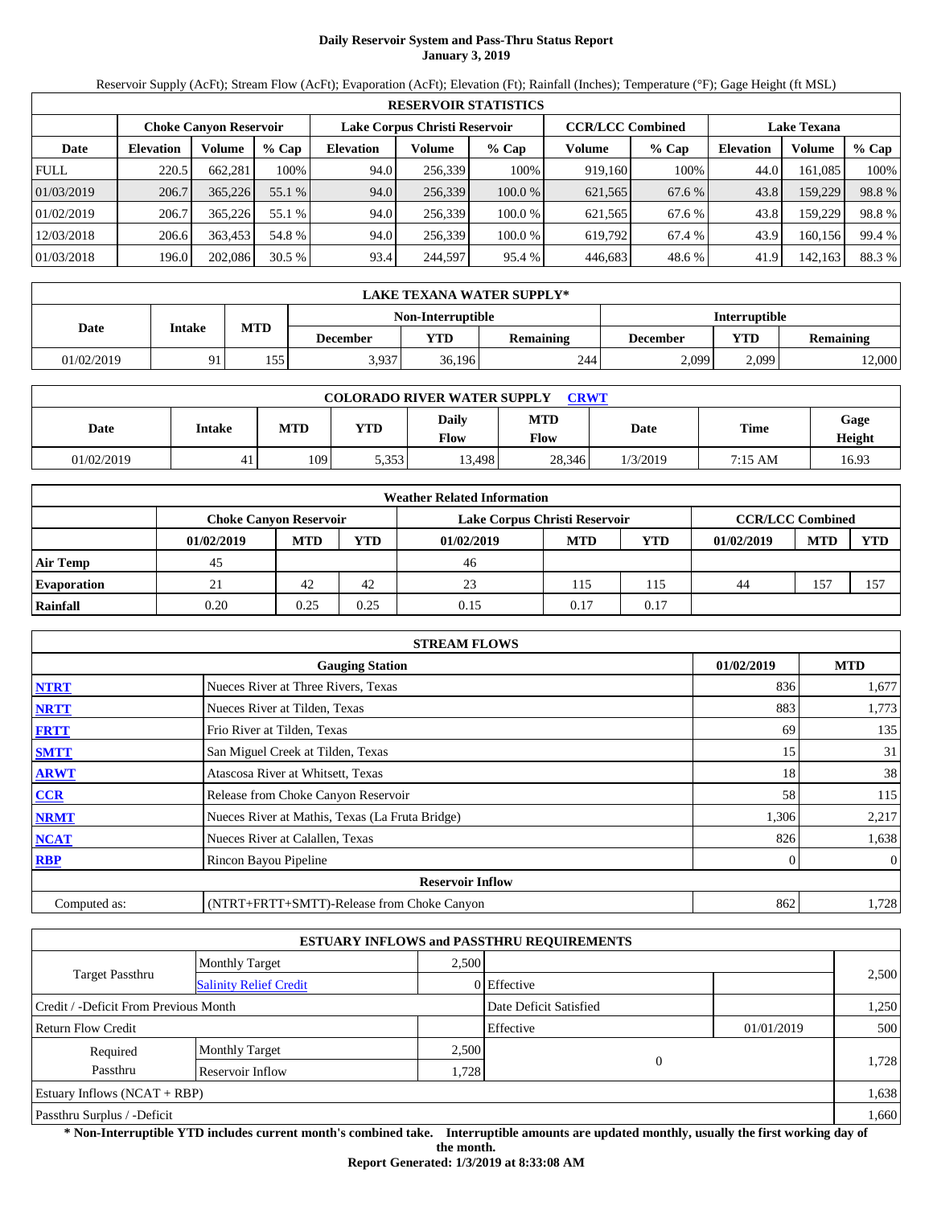# Daily Reservoir System and Pass-Thru Status Report
**January 3, 2019**

Reservoir Supply (AcFt); Stream Flow (AcFt); Evaporation (AcFt); Elevation (Ft); Rainfall (Inches); Temperature (°F); Gage Height (ft MSL)

| RESERVOIR STATISTICS | | | | | | | | | | | |
|---|---|---|---|---|---|---|---|---|---|---|---|
| | Choke Canyon Reservoir | | | Lake Corpus Christi Reservoir | | | CCR/LCC Combined | | Lake Texana | | |
| Date | Elevation | Volume | % Cap | Elevation | Volume | % Cap | Volume | % Cap | Elevation | Volume | % Cap |
| FULL | 220.5 | 662,281 | 100% | 94.0 | 256,339 | 100% | 919,160 | 100% | 44.0 | 161,085 | 100% |
| 01/03/2019 | 206.7 | 365,226 | 55.1 % | 94.0 | 256,339 | 100.0 % | 621,565 | 67.6 % | 43.8 | 159,229 | 98.8 % |
| 01/02/2019 | 206.7 | 365,226 | 55.1 % | 94.0 | 256,339 | 100.0 % | 621,565 | 67.6 % | 43.8 | 159,229 | 98.8 % |
| 12/03/2018 | 206.6 | 363,453 | 54.8 % | 94.0 | 256,339 | 100.0 % | 619,792 | 67.4 % | 43.9 | 160,156 | 99.4 % |
| 01/03/2018 | 196.0 | 202,086 | 30.5 % | 93.4 | 244,597 | 95.4 % | 446,683 | 48.6 % | 41.9 | 142,163 | 88.3 % |

| LAKE TEXANA WATER SUPPLY* | | | | | | | | |
|---|---|---|---|---|---|---|---|---|
| Date | Intake | MTD | Non-Interruptible | | | Interruptible | | |
| | | | December | YTD | Remaining | December | YTD | Remaining |
| 01/02/2019 | 91 | 155 | 3,937 | 36,196 | 244 | 2,099 | 2,099 | 12,000 |

| COLORADO RIVER WATER SUPPLY CRWT | | | | | | | | |
|---|---|---|---|---|---|---|---|---|
| Date | Intake | MTD | YTD | Daily Flow | MTD Flow | Date | Time | Gage Height |
| 01/02/2019 | 41 | 109 | 5,353 | 13,498 | 28,346 | 1/3/2019 | 7:15 AM | 16.93 |

| Weather Related Information | | | | | | | | | |
|---|---|---|---|---|---|---|---|---|---|
| | Choke Canyon Reservoir | | | Lake Corpus Christi Reservoir | | | CCR/LCC Combined | | |
| | 01/02/2019 | MTD | YTD | 01/02/2019 | MTD | YTD | 01/02/2019 | MTD | YTD |
| Air Temp | 45 | | | 46 | | | | | |
| Evaporation | 21 | 42 | 42 | 23 | 115 | 115 | 44 | 157 | 157 |
| Rainfall | 0.20 | 0.25 | 0.25 | 0.15 | 0.17 | 0.17 | | | |

| STREAM FLOWS | | | |
|---|---|---|---|
| | Gauging Station | 01/02/2019 | MTD |
| NTRT | Nueces River at Three Rivers, Texas | 836 | 1,677 |
| NRTT | Nueces River at Tilden, Texas | 883 | 1,773 |
| FRTT | Frio River at Tilden, Texas | 69 | 135 |
| SMTT | San Miguel Creek at Tilden, Texas | 15 | 31 |
| ARWT | Atascosa River at Whitsett, Texas | 18 | 38 |
| CCR | Release from Choke Canyon Reservoir | 58 | 115 |
| NRMT | Nueces River at Mathis, Texas (La Fruta Bridge) | 1,306 | 2,217 |
| NCAT | Nueces River at Calallen, Texas | 826 | 1,638 |
| RBP | Rincon Bayou Pipeline | 0 | 0 |
| | Reservoir Inflow | | |
| Computed as: | (NTRT+FRTT+SMTT)-Release from Choke Canyon | 862 | 1,728 |

| ESTUARY INFLOWS and PASSTHRU REQUIREMENTS | | | | | |
|---|---|---|---|---|---|
| Target Passthru | Monthly Target | 2,500 | | | 2,500 |
| | Salinity Relief Credit | 0 | Effective | | |
| Credit / -Deficit From Previous Month | | | Date Deficit Satisfied | | 1,250 |
| Return Flow Credit | | | Effective | 01/01/2019 | 500 |
| Required Passthru | Monthly Target | 2,500 | 0 | | 1,728 |
| | Reservoir Inflow | 1,728 | | | |
| Estuary Inflows (NCAT + RBP) | | | | | 1,638 |
| Passthru Surplus / -Deficit | | | | | 1,660 |

**\* Non-Interruptible YTD includes current month's combined take. Interruptible amounts are updated monthly, usually the first working day of the month.**

**Report Generated: 1/3/2019 at 8:33:08 AM**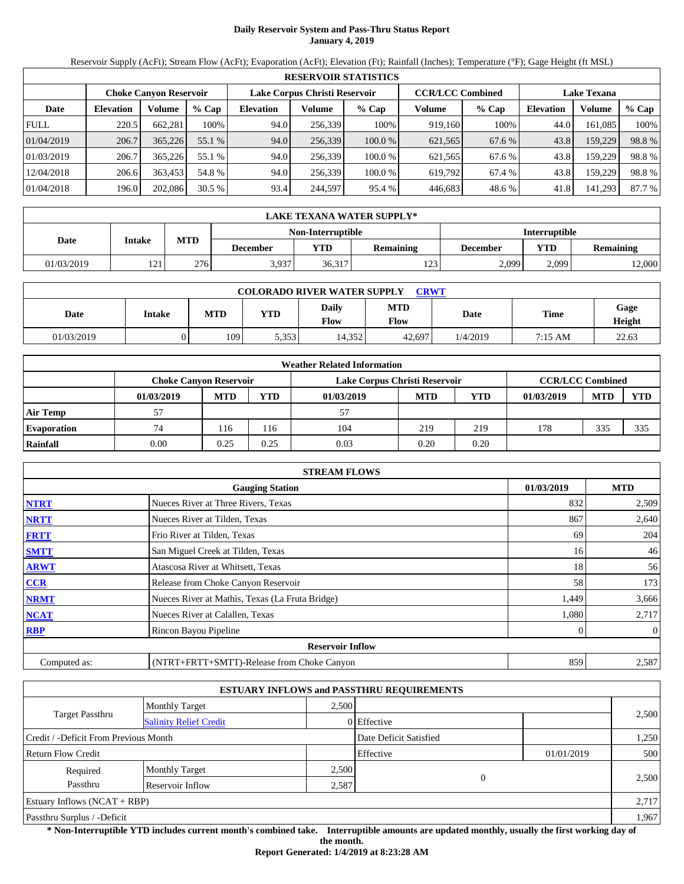# Daily Reservoir System and Pass-Thru Status Report
**January 4, 2019**

Reservoir Supply (AcFt); Stream Flow (AcFt); Evaporation (AcFt); Elevation (Ft); Rainfall (Inches); Temperature (°F); Gage Height (ft MSL)

| RESERVOIR STATISTICS | | | | | | | | | | | |
|---|---|---|---|---|---|---|---|---|---|---|---|
| | Choke Canyon Reservoir | | | Lake Corpus Christi Reservoir | | | CCR/LCC Combined | | Lake Texana | | |
| Date | Elevation | Volume | % Cap | Elevation | Volume | % Cap | Volume | % Cap | Elevation | Volume | % Cap |
| FULL | 220.5 | 662,281 | 100% | 94.0 | 256,339 | 100% | 919,160 | 100% | 44.0 | 161,085 | 100% |
| 01/04/2019 | 206.7 | 365,226 | 55.1 % | 94.0 | 256,339 | 100.0 % | 621,565 | 67.6 % | 43.8 | 159,229 | 98.8 % |
| 01/03/2019 | 206.7 | 365,226 | 55.1 % | 94.0 | 256,339 | 100.0 % | 621,565 | 67.6 % | 43.8 | 159,229 | 98.8 % |
| 12/04/2018 | 206.6 | 363,453 | 54.8 % | 94.0 | 256,339 | 100.0 % | 619,792 | 67.4 % | 43.8 | 159,229 | 98.8 % |
| 01/04/2018 | 196.0 | 202,086 | 30.5 % | 93.4 | 244,597 | 95.4 % | 446,683 | 48.6 % | 41.8 | 141,293 | 87.7 % |

| LAKE TEXANA WATER SUPPLY* | | | | | | | | |
|---|---|---|---|---|---|---|---|---|
| Date | Intake | MTD | Non-Interruptible | | | Interruptible | | |
| | | | December | YTD | Remaining | December | YTD | Remaining |
| 01/03/2019 | 121 | 276 | 3,937 | 36,317 | 123 | 2,099 | 2,099 | 12,000 |

| COLORADO RIVER WATER SUPPLY CRWT | | | | | | | | |
|---|---|---|---|---|---|---|---|---|
| Date | Intake | MTD | YTD | Daily Flow | MTD Flow | Date | Time | Gage Height |
| 01/03/2019 | 0 | 109 | 5,353 | 14,352 | 42,697 | 1/4/2019 | 7:15 AM | 22.63 |

| Weather Related Information | | | | | | | | | |
|---|---|---|---|---|---|---|---|---|---|
| | Choke Canyon Reservoir | | | Lake Corpus Christi Reservoir | | | CCR/LCC Combined | | |
| | 01/03/2019 | MTD | YTD | 01/03/2019 | MTD | YTD | 01/03/2019 | MTD | YTD |
| Air Temp | 57 | | | 57 | | | | | |
| Evaporation | 74 | 116 | 116 | 104 | 219 | 219 | 178 | 335 | 335 |
| Rainfall | 0.00 | 0.25 | 0.25 | 0.03 | 0.20 | 0.20 | | | |

| STREAM FLOWS | | | |
|---|---|---|---|
| | Gauging Station | 01/03/2019 | MTD |
| NTRT | Nueces River at Three Rivers, Texas | 832 | 2,509 |
| NRTT | Nueces River at Tilden, Texas | 867 | 2,640 |
| FRTT | Frio River at Tilden, Texas | 69 | 204 |
| SMTT | San Miguel Creek at Tilden, Texas | 16 | 46 |
| ARWT | Atascosa River at Whitsett, Texas | 18 | 56 |
| CCR | Release from Choke Canyon Reservoir | 58 | 173 |
| NRMT | Nueces River at Mathis, Texas (La Fruta Bridge) | 1,449 | 3,666 |
| NCAT | Nueces River at Calallen, Texas | 1,080 | 2,717 |
| RBP | Rincon Bayou Pipeline | 0 | 0 |
| **Reservoir Inflow** | | | |
| Computed as: | (NTRT+FRTT+SMTT)-Release from Choke Canyon | 859 | 2,587 |

| ESTUARY INFLOWS and PASSTHRU REQUIREMENTS | | | | | |
|---|---|---|---|---|---|
| Target Passthru | Monthly Target | 2,500 | | | 2,500 |
| | Salinity Relief Credit | 0 | Effective | | |
| Credit / -Deficit From Previous Month | | | Date Deficit Satisfied | | 1,250 |
| Return Flow Credit | | | Effective | 01/01/2019 | 500 |
| Required Passthru | Monthly Target | 2,500 | 0 | | 2,500 |
| | Reservoir Inflow | 2,587 | | | |
| Estuary Inflows (NCAT + RBP) | | | | | 2,717 |
| Passthru Surplus / -Deficit | | | | | 1,967 |

**\* Non-Interruptible YTD includes current month's combined take. Interruptible amounts are updated monthly, usually the first working day of the month.**

**Report Generated: 1/4/2019 at 8:23:28 AM**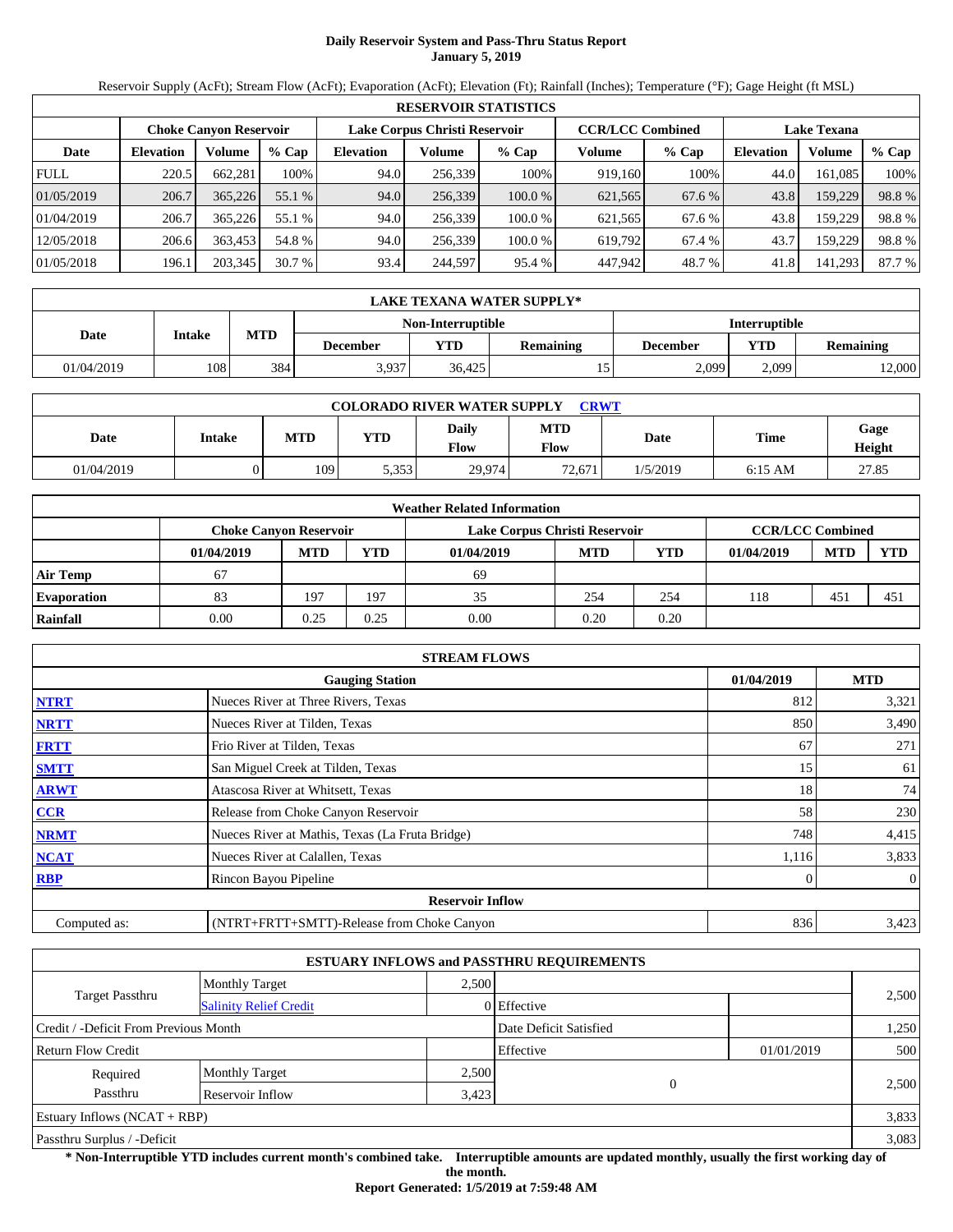# Daily Reservoir System and Pass-Thru Status Report
**January 5, 2019**

Reservoir Supply (AcFt); Stream Flow (AcFt); Evaporation (AcFt); Elevation (Ft); Rainfall (Inches); Temperature (°F); Gage Height (ft MSL)

| RESERVOIR STATISTICS | | | | | | | | | | | |
|---|---|---|---|---|---|---|---|---|---|---|---|
| | Choke Canyon Reservoir | | | Lake Corpus Christi Reservoir | | | CCR/LCC Combined | | Lake Texana | | |
| Date | Elevation | Volume | % Cap | Elevation | Volume | % Cap | Volume | % Cap | Elevation | Volume | % Cap |
| FULL | 220.5 | 662,281 | 100% | 94.0 | 256,339 | 100% | 919,160 | 100% | 44.0 | 161,085 | 100% |
| 01/05/2019 | 206.7 | 365,226 | 55.1 % | 94.0 | 256,339 | 100.0 % | 621,565 | 67.6 % | 43.8 | 159,229 | 98.8 % |
| 01/04/2019 | 206.7 | 365,226 | 55.1 % | 94.0 | 256,339 | 100.0 % | 621,565 | 67.6 % | 43.8 | 159,229 | 98.8 % |
| 12/05/2018 | 206.6 | 363,453 | 54.8 % | 94.0 | 256,339 | 100.0 % | 619,792 | 67.4 % | 43.7 | 159,229 | 98.8 % |
| 01/05/2018 | 196.1 | 203,345 | 30.7 % | 93.4 | 244,597 | 95.4 % | 447,942 | 48.7 % | 41.8 | 141,293 | 87.7 % |

| LAKE TEXANA WATER SUPPLY* | | | | | | | | |
|---|---|---|---|---|---|---|---|---|
| Date | Intake | MTD | Non-Interruptible | | | Interruptible | | |
| | | | December | YTD | Remaining | December | YTD | Remaining |
| 01/04/2019 | 108 | 384 | 3,937 | 36,425 | 15 | 2,099 | 2,099 | 12,000 |

| COLORADO RIVER WATER SUPPLY CRWT | | | | | | | | |
|---|---|---|---|---|---|---|---|---|
| Date | Intake | MTD | YTD | Daily Flow | MTD Flow | Date | Time | Gage Height |
| 01/04/2019 | 0 | 109 | 5,353 | 29,974 | 72,671 | 1/5/2019 | 6:15 AM | 27.85 |

| Weather Related Information | | | | | | | | | |
|---|---|---|---|---|---|---|---|---|---|
| | Choke Canyon Reservoir | | | Lake Corpus Christi Reservoir | | | CCR/LCC Combined | | |
| | 01/04/2019 | MTD | YTD | 01/04/2019 | MTD | YTD | 01/04/2019 | MTD | YTD |
| Air Temp | 67 | | | 69 | | | | | |
| Evaporation | 83 | 197 | 197 | 35 | 254 | 254 | 118 | 451 | 451 |
| Rainfall | 0.00 | 0.25 | 0.25 | 0.00 | 0.20 | 0.20 | | | |

| STREAM FLOWS | | | |
|---|---|---|---|
| | Gauging Station | 01/04/2019 | MTD |
| NTRT | Nueces River at Three Rivers, Texas | 812 | 3,321 |
| NRTT | Nueces River at Tilden, Texas | 850 | 3,490 |
| FRTT | Frio River at Tilden, Texas | 67 | 271 |
| SMTT | San Miguel Creek at Tilden, Texas | 15 | 61 |
| ARWT | Atascosa River at Whitsett, Texas | 18 | 74 |
| CCR | Release from Choke Canyon Reservoir | 58 | 230 |
| NRMT | Nueces River at Mathis, Texas (La Fruta Bridge) | 748 | 4,415 |
| NCAT | Nueces River at Calallen, Texas | 1,116 | 3,833 |
| RBP | Rincon Bayou Pipeline | 0 | 0 |
| | **Reservoir Inflow** | | |
| Computed as: | (NTRT+FRTT+SMTT)-Release from Choke Canyon | 836 | 3,423 |

| ESTUARY INFLOWS and PASSTHRU REQUIREMENTS | | | | | |
|---|---|---|---|---|---|
| Target Passthru | Monthly Target | 2,500 | | | 2,500 |
| | Salinity Relief Credit | 0 | Effective | | |
| Credit / -Deficit From Previous Month | | | Date Deficit Satisfied | | 1,250 |
| Return Flow Credit | | | Effective | 01/01/2019 | 500 |
| Required Passthru | Monthly Target | 2,500 | 0 | | 2,500 |
| | Reservoir Inflow | 3,423 | | | |
| Estuary Inflows (NCAT + RBP) | | | | | 3,833 |
| Passthru Surplus / -Deficit | | | | | 3,083 |

**\* Non-Interruptible YTD includes current month's combined take. Interruptible amounts are updated monthly, usually the first working day of the month.**

**Report Generated: 1/5/2019 at 7:59:48 AM**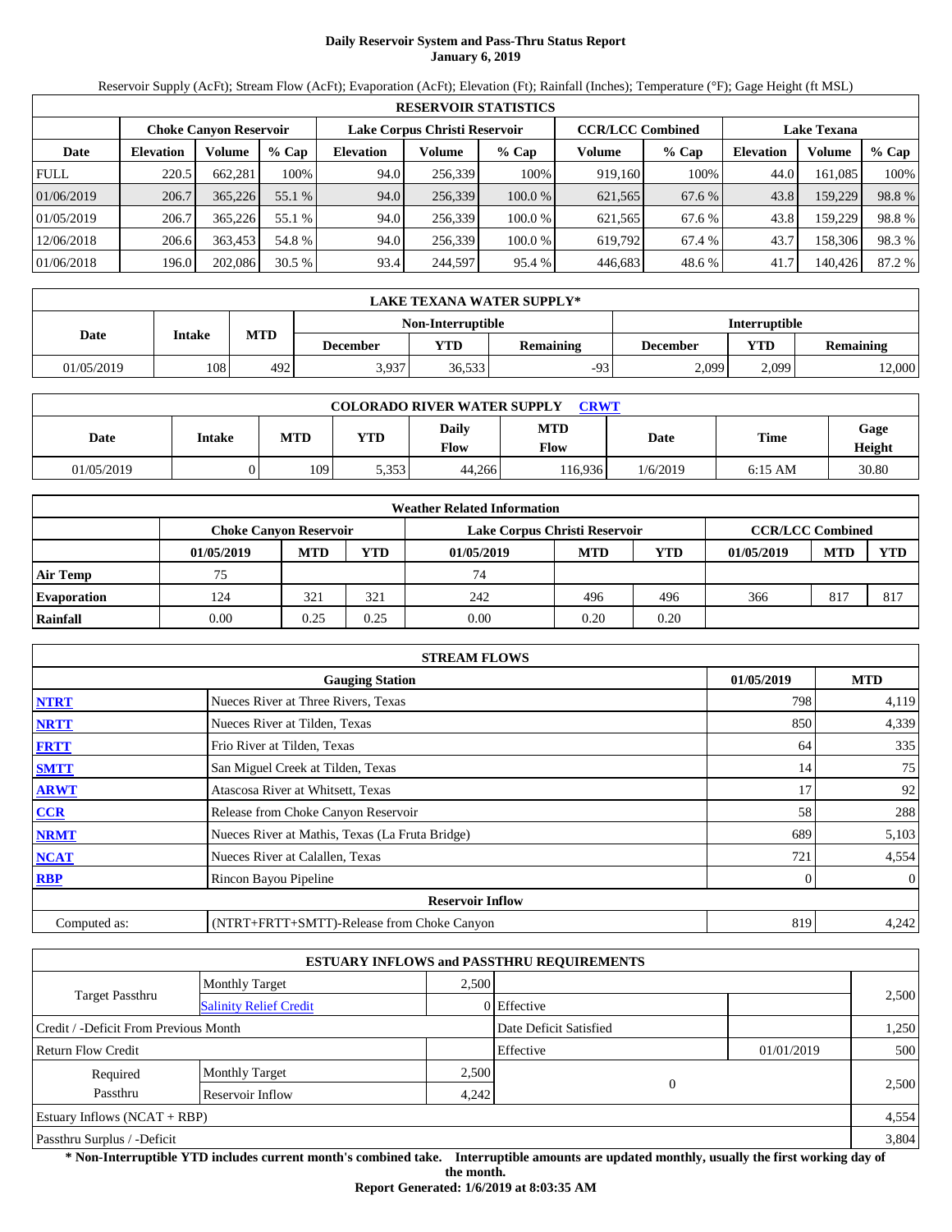# Daily Reservoir System and Pass-Thru Status Report
## January 6, 2019

Reservoir Supply (AcFt); Stream Flow (AcFt); Evaporation (AcFt); Elevation (Ft); Rainfall (Inches); Temperature (°F); Gage Height (ft MSL)

| RESERVOIR STATISTICS | | | | | | | | | | | |
|---|---|---|---|---|---|---|---|---|---|---|---|
| | Choke Canyon Reservoir | | | Lake Corpus Christi Reservoir | | | CCR/LCC Combined | | Lake Texana | | |
| Date | Elevation | Volume | % Cap | Elevation | Volume | % Cap | Volume | % Cap | Elevation | Volume | % Cap |
| FULL | 220.5 | 662,281 | 100% | 94.0 | 256,339 | 100% | 919,160 | 100% | 44.0 | 161,085 | 100% |
| 01/06/2019 | 206.7 | 365,226 | 55.1 % | 94.0 | 256,339 | 100.0 % | 621,565 | 67.6 % | 43.8 | 159,229 | 98.8 % |
| 01/05/2019 | 206.7 | 365,226 | 55.1 % | 94.0 | 256,339 | 100.0 % | 621,565 | 67.6 % | 43.8 | 159,229 | 98.8 % |
| 12/06/2018 | 206.6 | 363,453 | 54.8 % | 94.0 | 256,339 | 100.0 % | 619,792 | 67.4 % | 43.7 | 158,306 | 98.3 % |
| 01/06/2018 | 196.0 | 202,086 | 30.5 % | 93.4 | 244,597 | 95.4 % | 446,683 | 48.6 % | 41.7 | 140,426 | 87.2 % |

| LAKE TEXANA WATER SUPPLY* | | | | | | | |
|---|---|---|---|---|---|---|---|
| Date | Intake | MTD | Non-Interruptible | | | Interruptible | | |
| | | | December | YTD | Remaining | December | YTD | Remaining |
| 01/05/2019 | 108 | 492 | 3,937 | 36,533 | -93 | 2,099 | 2,099 | 12,000 |

| COLORADO RIVER WATER SUPPLY CRWT | | | | | | | | |
|---|---|---|---|---|---|---|---|---|
| Date | Intake | MTD | YTD | Daily Flow | MTD Flow | Date | Time | Gage Height |
| 01/05/2019 | 0 | 109 | 5,353 | 44,266 | 116,936 | 1/6/2019 | 6:15 AM | 30.80 |

| Weather Related Information | | | | | | | | | |
|---|---|---|---|---|---|---|---|---|---|
| | Choke Canyon Reservoir | | | Lake Corpus Christi Reservoir | | | CCR/LCC Combined | | |
| | 01/05/2019 | MTD | YTD | 01/05/2019 | MTD | YTD | 01/05/2019 | MTD | YTD |
| Air Temp | 75 | | | 74 | | | | | |
| Evaporation | 124 | 321 | 321 | 242 | 496 | 496 | 366 | 817 | 817 |
| Rainfall | 0.00 | 0.25 | 0.25 | 0.00 | 0.20 | 0.20 | | | |

| STREAM FLOWS | | | |
|---|---|---|---|
| | Gauging Station | 01/05/2019 | MTD |
| NTRT | Nueces River at Three Rivers, Texas | 798 | 4,119 |
| NRTT | Nueces River at Tilden, Texas | 850 | 4,339 |
| FRTT | Frio River at Tilden, Texas | 64 | 335 |
| SMTT | San Miguel Creek at Tilden, Texas | 14 | 75 |
| ARWT | Atascosa River at Whitsett, Texas | 17 | 92 |
| CCR | Release from Choke Canyon Reservoir | 58 | 288 |
| NRMT | Nueces River at Mathis, Texas (La Fruta Bridge) | 689 | 5,103 |
| NCAT | Nueces River at Calallen, Texas | 721 | 4,554 |
| RBP | Rincon Bayou Pipeline | 0 | 0 |
| | Reservoir Inflow | | |
| Computed as: | (NTRT+FRTT+SMTT)-Release from Choke Canyon | 819 | 4,242 |

| ESTUARY INFLOWS and PASSTHRU REQUIREMENTS | | | | | |
|---|---|---|---|---|---|
| Target Passthru | Monthly Target | 2,500 | | | 2,500 |
| | Salinity Relief Credit | 0 | Effective | | |
| Credit / -Deficit From Previous Month | | | Date Deficit Satisfied | | 1,250 |
| Return Flow Credit | | | Effective | 01/01/2019 | 500 |
| Required Passthru | Monthly Target | 2,500 | 0 | | 2,500 |
| | Reservoir Inflow | 4,242 | | | |
| Estuary Inflows (NCAT + RBP) | | | | | 4,554 |
| Passthru Surplus / -Deficit | | | | | 3,804 |

**\* Non-Interruptible YTD includes current month's combined take. Interruptible amounts are updated monthly, usually the first working day of the month.**

**Report Generated: 1/6/2019 at 8:03:35 AM**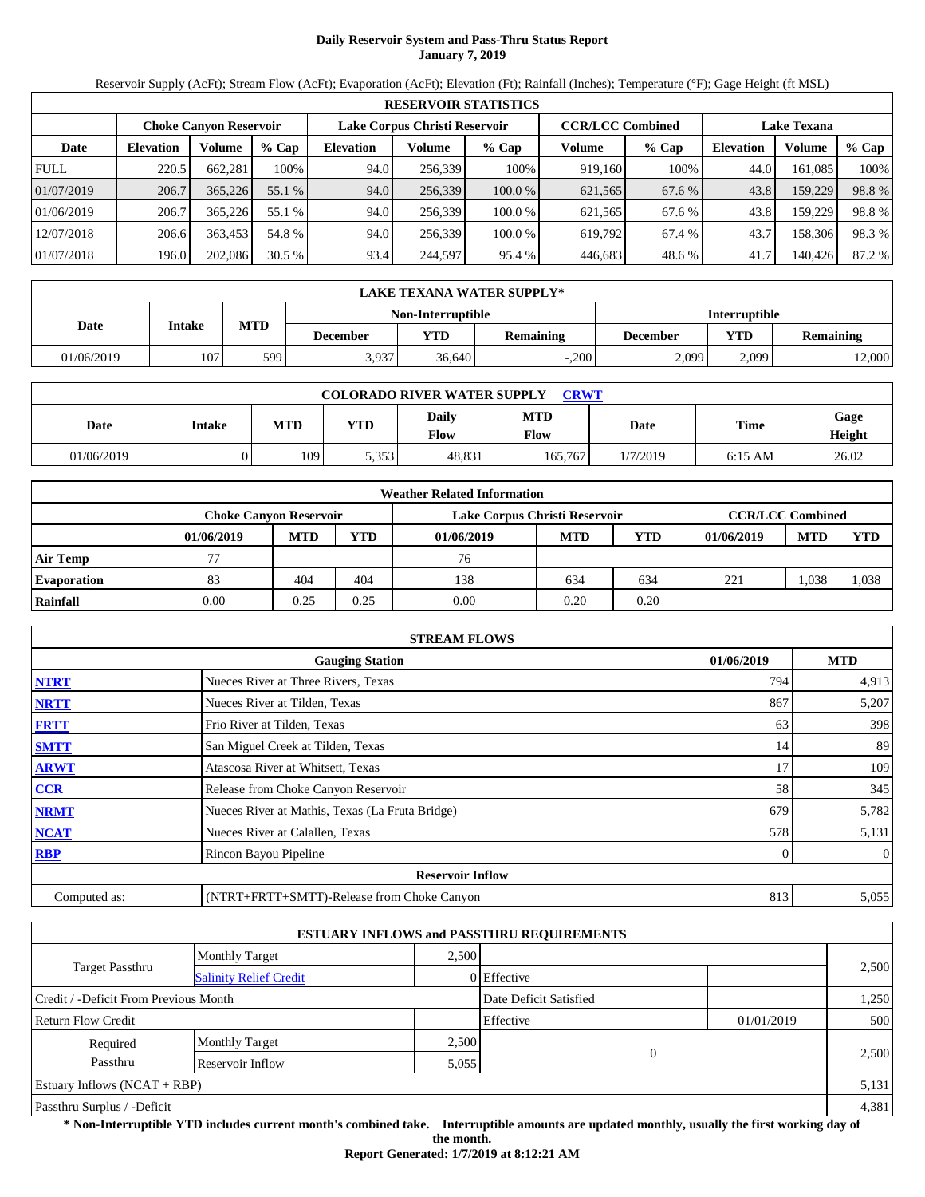# Daily Reservoir System and Pass-Thru Status Report
**January 7, 2019**

Reservoir Supply (AcFt); Stream Flow (AcFt); Evaporation (AcFt); Elevation (Ft); Rainfall (Inches); Temperature (°F); Gage Height (ft MSL)

| RESERVOIR STATISTICS | | | | | | | | | | | |
|---|---|---|---|---|---|---|---|---|---|---|---|
| | Choke Canyon Reservoir | | | Lake Corpus Christi Reservoir | | | CCR/LCC Combined | | Lake Texana | | |
| Date | Elevation | Volume | % Cap | Elevation | Volume | % Cap | Volume | % Cap | Elevation | Volume | % Cap |
| FULL | 220.5 | 662,281 | 100% | 94.0 | 256,339 | 100% | 919,160 | 100% | 44.0 | 161,085 | 100% |
| 01/07/2019 | 206.7 | 365,226 | 55.1 % | 94.0 | 256,339 | 100.0 % | 621,565 | 67.6 % | 43.8 | 159,229 | 98.8 % |
| 01/06/2019 | 206.7 | 365,226 | 55.1 % | 94.0 | 256,339 | 100.0 % | 621,565 | 67.6 % | 43.8 | 159,229 | 98.8 % |
| 12/07/2018 | 206.6 | 363,453 | 54.8 % | 94.0 | 256,339 | 100.0 % | 619,792 | 67.4 % | 43.7 | 158,306 | 98.3 % |
| 01/07/2018 | 196.0 | 202,086 | 30.5 % | 93.4 | 244,597 | 95.4 % | 446,683 | 48.6 % | 41.7 | 140,426 | 87.2 % |

| LAKE TEXANA WATER SUPPLY* | | | | | | | | |
|---|---|---|---|---|---|---|---|---|
| Date | Intake | MTD | Non-Interruptible | | | Interruptible | | |
| | | | December | YTD | Remaining | December | YTD | Remaining |
| 01/06/2019 | 107 | 599 | 3,937 | 36,640 | -,200 | 2,099 | 2,099 | 12,000 |

| COLORADO RIVER WATER SUPPLY [CRWT](CRWT) | | | | | | | | |
|---|---|---|---|---|---|---|---|---|
| Date | Intake | MTD | YTD | Daily Flow | MTD Flow | Date | Time | Gage Height |
| 01/06/2019 | 0 | 109 | 5,353 | 48,831 | 165,767 | 1/7/2019 | 6:15 AM | 26.02 |

| Weather Related Information | | | | | | | | | |
|---|---|---|---|---|---|---|---|---|---|
| | Choke Canyon Reservoir | | | Lake Corpus Christi Reservoir | | | CCR/LCC Combined | | |
| | 01/06/2019 | MTD | YTD | 01/06/2019 | MTD | YTD | 01/06/2019 | MTD | YTD |
| Air Temp | 77 | | | 76 | | | | | |
| Evaporation | 83 | 404 | 404 | 138 | 634 | 634 | 221 | 1,038 | 1,038 |
| Rainfall | 0.00 | 0.25 | 0.25 | 0.00 | 0.20 | 0.20 | | | |

| STREAM FLOWS | | | |
|---|---|---|---|
| | Gauging Station | 01/06/2019 | MTD |
| NTRT | Nueces River at Three Rivers, Texas | 794 | 4,913 |
| NRTT | Nueces River at Tilden, Texas | 867 | 5,207 |
| FRTT | Frio River at Tilden, Texas | 63 | 398 |
| SMTT | San Miguel Creek at Tilden, Texas | 14 | 89 |
| ARWT | Atascosa River at Whitsett, Texas | 17 | 109 |
| CCR | Release from Choke Canyon Reservoir | 58 | 345 |
| NRMT | Nueces River at Mathis, Texas (La Fruta Bridge) | 679 | 5,782 |
| NCAT | Nueces River at Calallen, Texas | 578 | 5,131 |
| RBP | Rincon Bayou Pipeline | 0 | 0 |
| **Reservoir Inflow** | | | |
| Computed as: | (NTRT+FRTT+SMTT)-Release from Choke Canyon | 813 | 5,055 |

| ESTUARY INFLOWS and PASSTHRU REQUIREMENTS | | | | | |
|---|---|---|---|---|---|
| Target Passthru | Monthly Target | 2,500 | | | 2,500 |
| | Salinity Relief Credit | 0 | Effective | | |
| Credit / -Deficit From Previous Month | | | Date Deficit Satisfied | | 1,250 |
| Return Flow Credit | | | Effective | 01/01/2019 | 500 |
| Required Passthru | Monthly Target | 2,500 | 0 | | 2,500 |
| | Reservoir Inflow | 5,055 | | | |
| Estuary Inflows (NCAT + RBP) | | | | | 5,131 |
| Passthru Surplus / -Deficit | | | | | 4,381 |

**\* Non-Interruptible YTD includes current month's combined take. Interruptible amounts are updated monthly, usually the first working day of the month.**

**Report Generated: 1/7/2019 at 8:12:21 AM**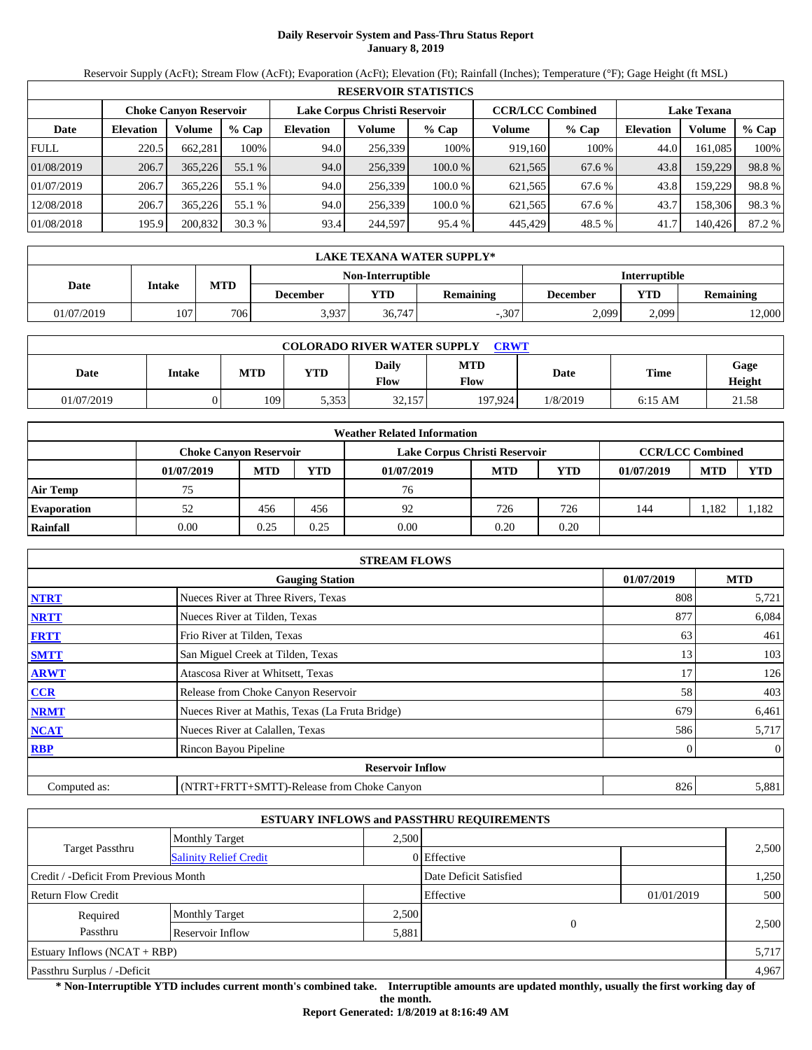# Daily Reservoir System and Pass-Thru Status Report
## January 8, 2019

Reservoir Supply (AcFt); Stream Flow (AcFt); Evaporation (AcFt); Elevation (Ft); Rainfall (Inches); Temperature (°F); Gage Height (ft MSL)

| RESERVOIR STATISTICS | | | | | | | | | | | |
|---|---|---|---|---|---|---|---|---|---|---|---|
| | Choke Canyon Reservoir | | | Lake Corpus Christi Reservoir | | | CCR/LCC Combined | | Lake Texana | | |
| Date | Elevation | Volume | % Cap | Elevation | Volume | % Cap | Volume | % Cap | Elevation | Volume | % Cap |
| FULL | 220.5 | 662,281 | 100% | 94.0 | 256,339 | 100% | 919,160 | 100% | 44.0 | 161,085 | 100% |
| 01/08/2019 | 206.7 | 365,226 | 55.1 % | 94.0 | 256,339 | 100.0 % | 621,565 | 67.6 % | 43.8 | 159,229 | 98.8 % |
| 01/07/2019 | 206.7 | 365,226 | 55.1 % | 94.0 | 256,339 | 100.0 % | 621,565 | 67.6 % | 43.8 | 159,229 | 98.8 % |
| 12/08/2018 | 206.7 | 365,226 | 55.1 % | 94.0 | 256,339 | 100.0 % | 621,565 | 67.6 % | 43.7 | 158,306 | 98.3 % |
| 01/08/2018 | 195.9 | 200,832 | 30.3 % | 93.4 | 244,597 | 95.4 % | 445,429 | 48.5 % | 41.7 | 140,426 | 87.2 % |

| LAKE TEXANA WATER SUPPLY* | | | | | | | | |
|---|---|---|---|---|---|---|---|---|
| Date | Intake | MTD | Non-Interruptible | | | Interruptible | | |
| | | | December | YTD | Remaining | December | YTD | Remaining |
| 01/07/2019 | 107 | 706 | 3,937 | 36,747 | -,307 | 2,099 | 2,099 | 12,000 |

| COLORADO RIVER WATER SUPPLY CRWT | | | | | | | | |
|---|---|---|---|---|---|---|---|---|
| Date | Intake | MTD | YTD | Daily Flow | MTD Flow | Date | Time | Gage Height |
| 01/07/2019 | 0 | 109 | 5,353 | 32,157 | 197,924 | 1/8/2019 | 6:15 AM | 21.58 |

| Weather Related Information | | | | | | | | | |
|---|---|---|---|---|---|---|---|---|---|
| | Choke Canyon Reservoir | | | Lake Corpus Christi Reservoir | | | CCR/LCC Combined | | |
| | 01/07/2019 | MTD | YTD | 01/07/2019 | MTD | YTD | 01/07/2019 | MTD | YTD |
| Air Temp | 75 | | | 76 | | | | | |
| Evaporation | 52 | 456 | 456 | 92 | 726 | 726 | 144 | 1,182 | 1,182 |
| Rainfall | 0.00 | 0.25 | 0.25 | 0.00 | 0.20 | 0.20 | | | |

| STREAM FLOWS | | | |
|---|---|---|---|
| | Gauging Station | 01/07/2019 | MTD |
| NTRT | Nueces River at Three Rivers, Texas | 808 | 5,721 |
| NRTT | Nueces River at Tilden, Texas | 877 | 6,084 |
| FRTT | Frio River at Tilden, Texas | 63 | 461 |
| SMTT | San Miguel Creek at Tilden, Texas | 13 | 103 |
| ARWT | Atascosa River at Whitsett, Texas | 17 | 126 |
| CCR | Release from Choke Canyon Reservoir | 58 | 403 |
| NRMT | Nueces River at Mathis, Texas (La Fruta Bridge) | 679 | 6,461 |
| NCAT | Nueces River at Calallen, Texas | 586 | 5,717 |
| RBP | Rincon Bayou Pipeline | 0 | 0 |
| | Reservoir Inflow | | |
| Computed as: | (NTRT+FRTT+SMTT)-Release from Choke Canyon | 826 | 5,881 |

| ESTUARY INFLOWS and PASSTHRU REQUIREMENTS | | | | | |
|---|---|---|---|---|---|
| Target Passthru | Monthly Target | 2,500 | | | 2,500 |
| | Salinity Relief Credit | 0 | Effective | | |
| Credit / -Deficit From Previous Month | | | Date Deficit Satisfied | | 1,250 |
| Return Flow Credit | | | Effective | 01/01/2019 | 500 |
| Required Passthru | Monthly Target | 2,500 | 0 | | 2,500 |
| | Reservoir Inflow | 5,881 | | | |
| Estuary Inflows (NCAT + RBP) | | | | | 5,717 |
| Passthru Surplus / -Deficit | | | | | 4,967 |

**\* Non-Interruptible YTD includes current month's combined take. Interruptible amounts are updated monthly, usually the first working day of the month.**

**Report Generated: 1/8/2019 at 8:16:49 AM**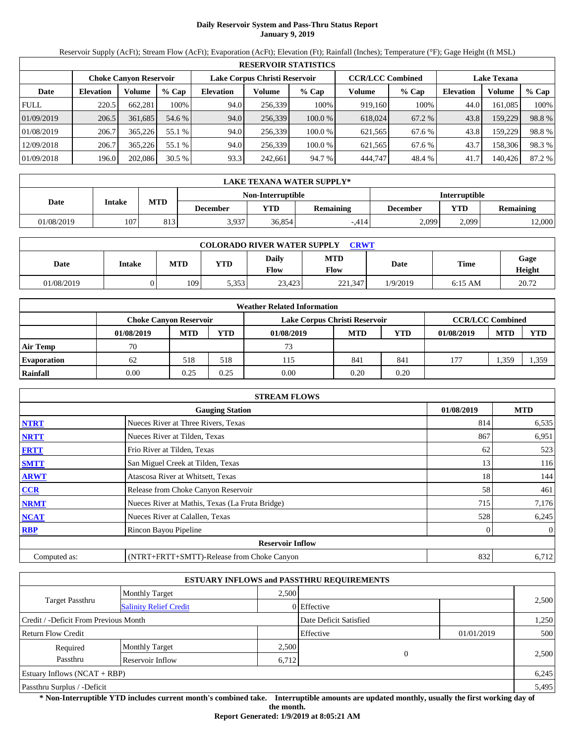# Daily Reservoir System and Pass-Thru Status Report
**January 9, 2019**

Reservoir Supply (AcFt); Stream Flow (AcFt); Evaporation (AcFt); Elevation (Ft); Rainfall (Inches); Temperature (°F); Gage Height (ft MSL)

| RESERVOIR STATISTICS | | | | | | | | | | | |
|---|---|---|---|---|---|---|---|---|---|---|---|
| | Choke Canyon Reservoir | | | Lake Corpus Christi Reservoir | | | CCR/LCC Combined | | Lake Texana | | |
| Date | Elevation | Volume | % Cap | Elevation | Volume | % Cap | Volume | % Cap | Elevation | Volume | % Cap |
| FULL | 220.5 | 662,281 | 100% | 94.0 | 256,339 | 100% | 919,160 | 100% | 44.0 | 161,085 | 100% |
| 01/09/2019 | 206.5 | 361,685 | 54.6 % | 94.0 | 256,339 | 100.0 % | 618,024 | 67.2 % | 43.8 | 159,229 | 98.8 % |
| 01/08/2019 | 206.7 | 365,226 | 55.1 % | 94.0 | 256,339 | 100.0 % | 621,565 | 67.6 % | 43.8 | 159,229 | 98.8 % |
| 12/09/2018 | 206.7 | 365,226 | 55.1 % | 94.0 | 256,339 | 100.0 % | 621,565 | 67.6 % | 43.7 | 158,306 | 98.3 % |
| 01/09/2018 | 196.0 | 202,086 | 30.5 % | 93.3 | 242,661 | 94.7 % | 444,747 | 48.4 % | 41.7 | 140,426 | 87.2 % |

| LAKE TEXANA WATER SUPPLY* | | | | | | | | |
|---|---|---|---|---|---|---|---|---|
| Date | Intake | MTD | Non-Interruptible | | | Interruptible | | |
| | | | December | YTD | Remaining | December | YTD | Remaining |
| 01/08/2019 | 107 | 813 | 3,937 | 36,854 | -,414 | 2,099 | 2,099 | 12,000 |

| COLORADO RIVER WATER SUPPLY CRWT | | | | | | | | |
|---|---|---|---|---|---|---|---|---|
| Date | Intake | MTD | YTD | Daily Flow | MTD Flow | Date | Time | Gage Height |
| 01/08/2019 | 0 | 109 | 5,353 | 23,423 | 221,347 | 1/9/2019 | 6:15 AM | 20.72 |

| Weather Related Information | | | | | | | | | |
|---|---|---|---|---|---|---|---|---|---|
| | Choke Canyon Reservoir | | | Lake Corpus Christi Reservoir | | | CCR/LCC Combined | | |
| | 01/08/2019 | MTD | YTD | 01/08/2019 | MTD | YTD | 01/08/2019 | MTD | YTD |
| Air Temp | 70 | | | 73 | | | | | |
| Evaporation | 62 | 518 | 518 | 115 | 841 | 841 | 177 | 1,359 | 1,359 |
| Rainfall | 0.00 | 0.25 | 0.25 | 0.00 | 0.20 | 0.20 | | | |

| STREAM FLOWS | | | |
|---|---|---|---|
| | Gauging Station | 01/08/2019 | MTD |
| NTRT | Nueces River at Three Rivers, Texas | 814 | 6,535 |
| NRTT | Nueces River at Tilden, Texas | 867 | 6,951 |
| FRTT | Frio River at Tilden, Texas | 62 | 523 |
| SMTT | San Miguel Creek at Tilden, Texas | 13 | 116 |
| ARWT | Atascosa River at Whitsett, Texas | 18 | 144 |
| CCR | Release from Choke Canyon Reservoir | 58 | 461 |
| NRMT | Nueces River at Mathis, Texas (La Fruta Bridge) | 715 | 7,176 |
| NCAT | Nueces River at Calallen, Texas | 528 | 6,245 |
| RBP | Rincon Bayou Pipeline | 0 | 0 |
| | Reservoir Inflow | | |
| Computed as: | (NTRT+FRTT+SMTT)-Release from Choke Canyon | 832 | 6,712 |

| ESTUARY INFLOWS and PASSTHRU REQUIREMENTS | | | | | |
|---|---|---|---|---|---|
| Target Passthru | Monthly Target | 2,500 | | | 2,500 |
| | Salinity Relief Credit | 0 | Effective | | |
| Credit / -Deficit From Previous Month | | | Date Deficit Satisfied | | 1,250 |
| Return Flow Credit | | | Effective | 01/01/2019 | 500 |
| Required Passthru | Monthly Target | 2,500 | 0 | | 2,500 |
| | Reservoir Inflow | 6,712 | | | |
| Estuary Inflows (NCAT + RBP) | | | | | 6,245 |
| Passthru Surplus / -Deficit | | | | | 5,495 |

**\* Non-Interruptible YTD includes current month's combined take. Interruptible amounts are updated monthly, usually the first working day of the month.**

**Report Generated: 1/9/2019 at 8:05:21 AM**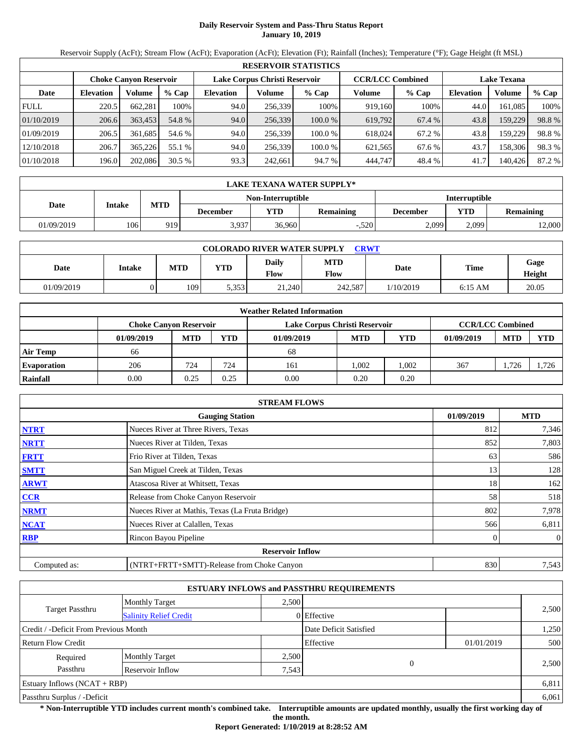# Daily Reservoir System and Pass-Thru Status Report
**January 10, 2019**

Reservoir Supply (AcFt); Stream Flow (AcFt); Evaporation (AcFt); Elevation (Ft); Rainfall (Inches); Temperature (°F); Gage Height (ft MSL)

| RESERVOIR STATISTICS | | | | | | | | | | | |
|---|---|---|---|---|---|---|---|---|---|---|---|
| | Choke Canyon Reservoir | | | Lake Corpus Christi Reservoir | | | CCR/LCC Combined | | Lake Texana | | |
| Date | Elevation | Volume | % Cap | Elevation | Volume | % Cap | Volume | % Cap | Elevation | Volume | % Cap |
| FULL | 220.5 | 662,281 | 100% | 94.0 | 256,339 | 100% | 919,160 | 100% | 44.0 | 161,085 | 100% |
| 01/10/2019 | 206.6 | 363,453 | 54.8 % | 94.0 | 256,339 | 100.0 % | 619,792 | 67.4 % | 43.8 | 159,229 | 98.8 % |
| 01/09/2019 | 206.5 | 361,685 | 54.6 % | 94.0 | 256,339 | 100.0 % | 618,024 | 67.2 % | 43.8 | 159,229 | 98.8 % |
| 12/10/2018 | 206.7 | 365,226 | 55.1 % | 94.0 | 256,339 | 100.0 % | 621,565 | 67.6 % | 43.7 | 158,306 | 98.3 % |
| 01/10/2018 | 196.0 | 202,086 | 30.5 % | 93.3 | 242,661 | 94.7 % | 444,747 | 48.4 % | 41.7 | 140,426 | 87.2 % |

| LAKE TEXANA WATER SUPPLY* | | | | | | | | |
|---|---|---|---|---|---|---|---|---|
| Date | Intake | MTD | Non-Interruptible | | | Interruptible | | |
| | | | December | YTD | Remaining | December | YTD | Remaining |
| 01/09/2019 | 106 | 919 | 3,937 | 36,960 | -,520 | 2,099 | 2,099 | 12,000 |

| COLORADO RIVER WATER SUPPLY CRWT | | | | | | | | |
|---|---|---|---|---|---|---|---|---|
| Date | Intake | MTD | YTD | Daily Flow | MTD Flow | Date | Time | Gage Height |
| 01/09/2019 | 0 | 109 | 5,353 | 21,240 | 242,587 | 1/10/2019 | 6:15 AM | 20.05 |

| Weather Related Information | | | | | | | | | |
|---|---|---|---|---|---|---|---|---|---|
| | Choke Canyon Reservoir | | | Lake Corpus Christi Reservoir | | | CCR/LCC Combined | | |
| | 01/09/2019 | MTD | YTD | 01/09/2019 | MTD | YTD | 01/09/2019 | MTD | YTD |
| Air Temp | 66 | | | 68 | | | | | |
| Evaporation | 206 | 724 | 724 | 161 | 1,002 | 1,002 | 367 | 1,726 | 1,726 |
| Rainfall | 0.00 | 0.25 | 0.25 | 0.00 | 0.20 | 0.20 | | | |

| STREAM FLOWS | | | |
|---|---|---|---|
| | Gauging Station | 01/09/2019 | MTD |
| NTRT | Nueces River at Three Rivers, Texas | 812 | 7,346 |
| NRTT | Nueces River at Tilden, Texas | 852 | 7,803 |
| FRTT | Frio River at Tilden, Texas | 63 | 586 |
| SMTT | San Miguel Creek at Tilden, Texas | 13 | 128 |
| ARWT | Atascosa River at Whitsett, Texas | 18 | 162 |
| CCR | Release from Choke Canyon Reservoir | 58 | 518 |
| NRMT | Nueces River at Mathis, Texas (La Fruta Bridge) | 802 | 7,978 |
| NCAT | Nueces River at Calallen, Texas | 566 | 6,811 |
| RBP | Rincon Bayou Pipeline | 0 | 0 |
| | **Reservoir Inflow** | | |
| Computed as: | (NTRT+FRTT+SMTT)-Release from Choke Canyon | 830 | 7,543 |

| ESTUARY INFLOWS and PASSTHRU REQUIREMENTS | | | | | |
|---|---|---|---|---|---|
| Target Passthru | Monthly Target | 2,500 | | | 2,500 |
| | Salinity Relief Credit | 0 | Effective | | |
| Credit / -Deficit From Previous Month | | | Date Deficit Satisfied | | 1,250 |
| Return Flow Credit | | | Effective | 01/01/2019 | 500 |
| Required Passthru | Monthly Target | 2,500 | 0 | | 2,500 |
| | Reservoir Inflow | 7,543 | | | |
| Estuary Inflows (NCAT + RBP) | | | | | 6,811 |
| Passthru Surplus / -Deficit | | | | | 6,061 |

**\* Non-Interruptible YTD includes current month's combined take. Interruptible amounts are updated monthly, usually the first working day of the month.**

**Report Generated: 1/10/2019 at 8:28:52 AM**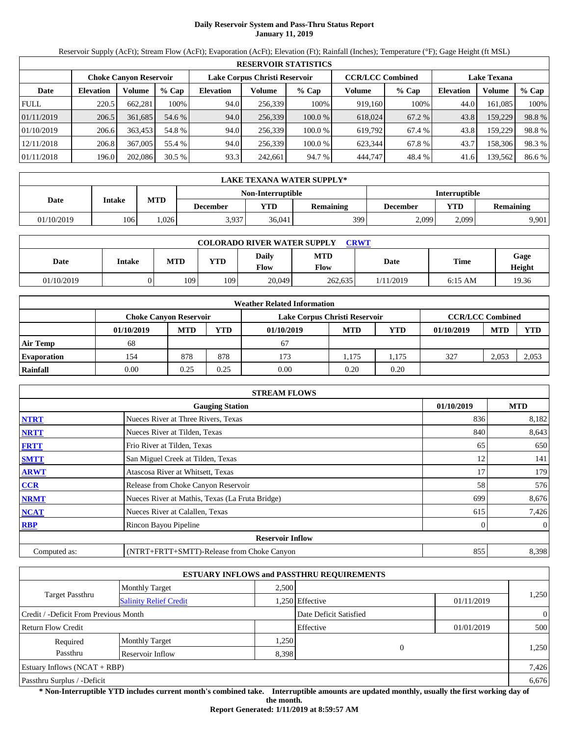# Daily Reservoir System and Pass-Thru Status Report
**January 11, 2019**

Reservoir Supply (AcFt); Stream Flow (AcFt); Evaporation (AcFt); Elevation (Ft); Rainfall (Inches); Temperature (°F); Gage Height (ft MSL)

| RESERVOIR STATISTICS | | | | | | | | | | | |
|---|---|---|---|---|---|---|---|---|---|---|---|
| | Choke Canyon Reservoir | | | Lake Corpus Christi Reservoir | | | CCR/LCC Combined | | Lake Texana | | |
| Date | Elevation | Volume | % Cap | Elevation | Volume | % Cap | Volume | % Cap | Elevation | Volume | % Cap |
| FULL | 220.5 | 662,281 | 100% | 94.0 | 256,339 | 100% | 919,160 | 100% | 44.0 | 161,085 | 100% |
| 01/11/2019 | 206.5 | 361,685 | 54.6 % | 94.0 | 256,339 | 100.0 % | 618,024 | 67.2 % | 43.8 | 159,229 | 98.8 % |
| 01/10/2019 | 206.6 | 363,453 | 54.8 % | 94.0 | 256,339 | 100.0 % | 619,792 | 67.4 % | 43.8 | 159,229 | 98.8 % |
| 12/11/2018 | 206.8 | 367,005 | 55.4 % | 94.0 | 256,339 | 100.0 % | 623,344 | 67.8 % | 43.7 | 158,306 | 98.3 % |
| 01/11/2018 | 196.0 | 202,086 | 30.5 % | 93.3 | 242,661 | 94.7 % | 444,747 | 48.4 % | 41.6 | 139,562 | 86.6 % |

| LAKE TEXANA WATER SUPPLY* | | | | | | | | |
|---|---|---|---|---|---|---|---|---|
| Date | Intake | MTD | Non-Interruptible | | | Interruptible | | |
| | | | December | YTD | Remaining | December | YTD | Remaining |
| 01/10/2019 | 106 | 1,026 | 3,937 | 36,041 | 399 | 2,099 | 2,099 | 9,901 |

| COLORADO RIVER WATER SUPPLY CRWT | | | | | | | | |
|---|---|---|---|---|---|---|---|---|
| Date | Intake | MTD | YTD | Daily Flow | MTD Flow | Date | Time | Gage Height |
| 01/10/2019 | 0 | 109 | 109 | 20,049 | 262,635 | 1/11/2019 | 6:15 AM | 19.36 |

| Weather Related Information | | | | | | | | | |
|---|---|---|---|---|---|---|---|---|---|
| | Choke Canyon Reservoir | | | Lake Corpus Christi Reservoir | | | CCR/LCC Combined | | |
| | 01/10/2019 | MTD | YTD | 01/10/2019 | MTD | YTD | 01/10/2019 | MTD | YTD |
| Air Temp | 68 | | | 67 | | | | | |
| Evaporation | 154 | 878 | 878 | 173 | 1,175 | 1,175 | 327 | 2,053 | 2,053 |
| Rainfall | 0.00 | 0.25 | 0.25 | 0.00 | 0.20 | 0.20 | | | |

| STREAM FLOWS | | | |
|---|---|---|---|
| | Gauging Station | 01/10/2019 | MTD |
| NTRT | Nueces River at Three Rivers, Texas | 836 | 8,182 |
| NRTT | Nueces River at Tilden, Texas | 840 | 8,643 |
| FRTT | Frio River at Tilden, Texas | 65 | 650 |
| SMTT | San Miguel Creek at Tilden, Texas | 12 | 141 |
| ARWT | Atascosa River at Whitsett, Texas | 17 | 179 |
| CCR | Release from Choke Canyon Reservoir | 58 | 576 |
| NRMT | Nueces River at Mathis, Texas (La Fruta Bridge) | 699 | 8,676 |
| NCAT | Nueces River at Calallen, Texas | 615 | 7,426 |
| RBP | Rincon Bayou Pipeline | 0 | 0 |
| | **Reservoir Inflow** | | |
| Computed as: | (NTRT+FRTT+SMTT)-Release from Choke Canyon | 855 | 8,398 |

| ESTUARY INFLOWS and PASSTHRU REQUIREMENTS | | | | | |
|---|---|---|---|---|---|
| Target Passthru | Monthly Target | 2,500 | | | 1,250 |
| | Salinity Relief Credit | 1,250 | Effective | 01/11/2019 | |
| Credit / -Deficit From Previous Month | | | Date Deficit Satisfied | | 0 |
| Return Flow Credit | | | Effective | 01/01/2019 | 500 |
| Required Passthru | Monthly Target | 1,250 | 0 | | 1,250 |
| | Reservoir Inflow | 8,398 | | | |
| Estuary Inflows (NCAT + RBP) | | | | | 7,426 |
| Passthru Surplus / -Deficit | | | | | 6,676 |

**\* Non-Interruptible YTD includes current month's combined take. Interruptible amounts are updated monthly, usually the first working day of the month.**

**Report Generated: 1/11/2019 at 8:59:57 AM**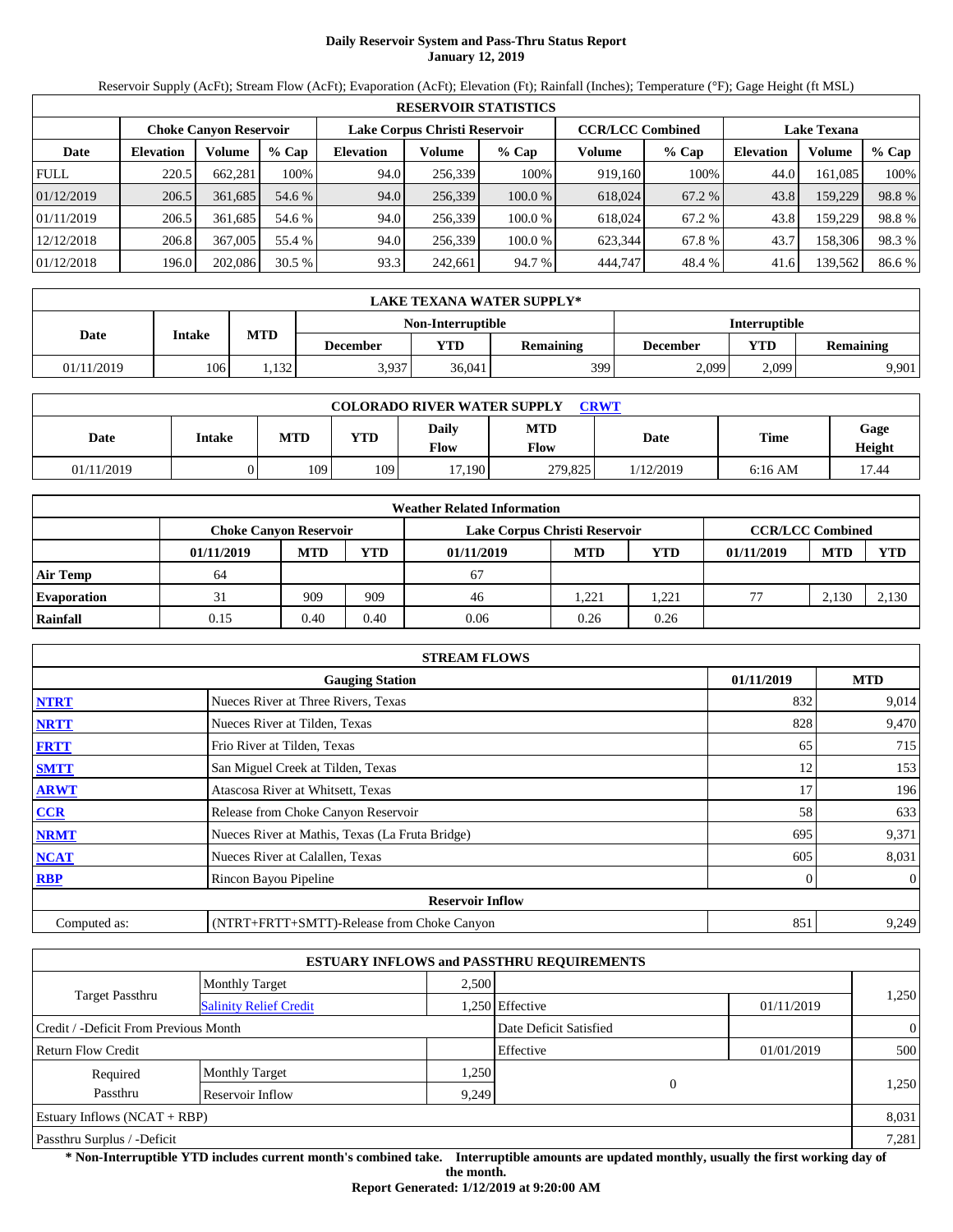# Daily Reservoir System and Pass-Thru Status Report
**January 12, 2019**

Reservoir Supply (AcFt); Stream Flow (AcFt); Evaporation (AcFt); Elevation (Ft); Rainfall (Inches); Temperature (°F); Gage Height (ft MSL)

| RESERVOIR STATISTICS | | | | | | | | | | | |
|---|---|---|---|---|---|---|---|---|---|---|---|
| | Choke Canyon Reservoir | | | Lake Corpus Christi Reservoir | | | CCR/LCC Combined | | Lake Texana | | |
| Date | Elevation | Volume | % Cap | Elevation | Volume | % Cap | Volume | % Cap | Elevation | Volume | % Cap |
| FULL | 220.5 | 662,281 | 100% | 94.0 | 256,339 | 100% | 919,160 | 100% | 44.0 | 161,085 | 100% |
| 01/12/2019 | 206.5 | 361,685 | 54.6 % | 94.0 | 256,339 | 100.0 % | 618,024 | 67.2 % | 43.8 | 159,229 | 98.8 % |
| 01/11/2019 | 206.5 | 361,685 | 54.6 % | 94.0 | 256,339 | 100.0 % | 618,024 | 67.2 % | 43.8 | 159,229 | 98.8 % |
| 12/12/2018 | 206.8 | 367,005 | 55.4 % | 94.0 | 256,339 | 100.0 % | 623,344 | 67.8 % | 43.7 | 158,306 | 98.3 % |
| 01/12/2018 | 196.0 | 202,086 | 30.5 % | 93.3 | 242,661 | 94.7 % | 444,747 | 48.4 % | 41.6 | 139,562 | 86.6 % |

| LAKE TEXANA WATER SUPPLY* | | | | | | | |
|---|---|---|---|---|---|---|---|
| Date | Intake | MTD | Non-Interruptible | | | Interruptible | | |
| | | | December | YTD | Remaining | December | YTD | Remaining |
| 01/11/2019 | 106 | 1,132 | 3,937 | 36,041 | 399 | 2,099 | 2,099 | 9,901 |

| COLORADO RIVER WATER SUPPLY CRWT | | | | | | | | |
|---|---|---|---|---|---|---|---|---|
| Date | Intake | MTD | YTD | Daily Flow | MTD Flow | Date | Time | Gage Height |
| 01/11/2019 | 0 | 109 | 109 | 17,190 | 279,825 | 1/12/2019 | 6:16 AM | 17.44 |

| Weather Related Information | | | | | | | | | |
|---|---|---|---|---|---|---|---|---|---|
| | Choke Canyon Reservoir | | | Lake Corpus Christi Reservoir | | | CCR/LCC Combined | | |
| | 01/11/2019 | MTD | YTD | 01/11/2019 | MTD | YTD | 01/11/2019 | MTD | YTD |
| Air Temp | 64 | | | 67 | | | | | |
| Evaporation | 31 | 909 | 909 | 46 | 1,221 | 1,221 | 77 | 2,130 | 2,130 |
| Rainfall | 0.15 | 0.40 | 0.40 | 0.06 | 0.26 | 0.26 | | | |

| STREAM FLOWS | | | |
|---|---|---|---|
| | Gauging Station | 01/11/2019 | MTD |
| NTRT | Nueces River at Three Rivers, Texas | 832 | 9,014 |
| NRTT | Nueces River at Tilden, Texas | 828 | 9,470 |
| FRTT | Frio River at Tilden, Texas | 65 | 715 |
| SMTT | San Miguel Creek at Tilden, Texas | 12 | 153 |
| ARWT | Atascosa River at Whitsett, Texas | 17 | 196 |
| CCR | Release from Choke Canyon Reservoir | 58 | 633 |
| NRMT | Nueces River at Mathis, Texas (La Fruta Bridge) | 695 | 9,371 |
| NCAT | Nueces River at Calallen, Texas | 605 | 8,031 |
| RBP | Rincon Bayou Pipeline | 0 | 0 |
| | **Reservoir Inflow** | | |
| Computed as: | (NTRT+FRTT+SMTT)-Release from Choke Canyon | 851 | 9,249 |

| ESTUARY INFLOWS and PASSTHRU REQUIREMENTS | | | | | |
|---|---|---|---|---|---|
| Target Passthru | Monthly Target | 2,500 | | | 1,250 |
| | Salinity Relief Credit | 1,250 | Effective | 01/11/2019 | |
| Credit / -Deficit From Previous Month | | | Date Deficit Satisfied | | 0 |
| Return Flow Credit | | | Effective | 01/01/2019 | 500 |
| Required Passthru | Monthly Target | 1,250 | 0 | | 1,250 |
| | Reservoir Inflow | 9,249 | | | |
| Estuary Inflows (NCAT + RBP) | | | | | 8,031 |
| Passthru Surplus / -Deficit | | | | | 7,281 |

**\* Non-Interruptible YTD includes current month's combined take. Interruptible amounts are updated monthly, usually the first working day of the month.**

**Report Generated: 1/12/2019 at 9:20:00 AM**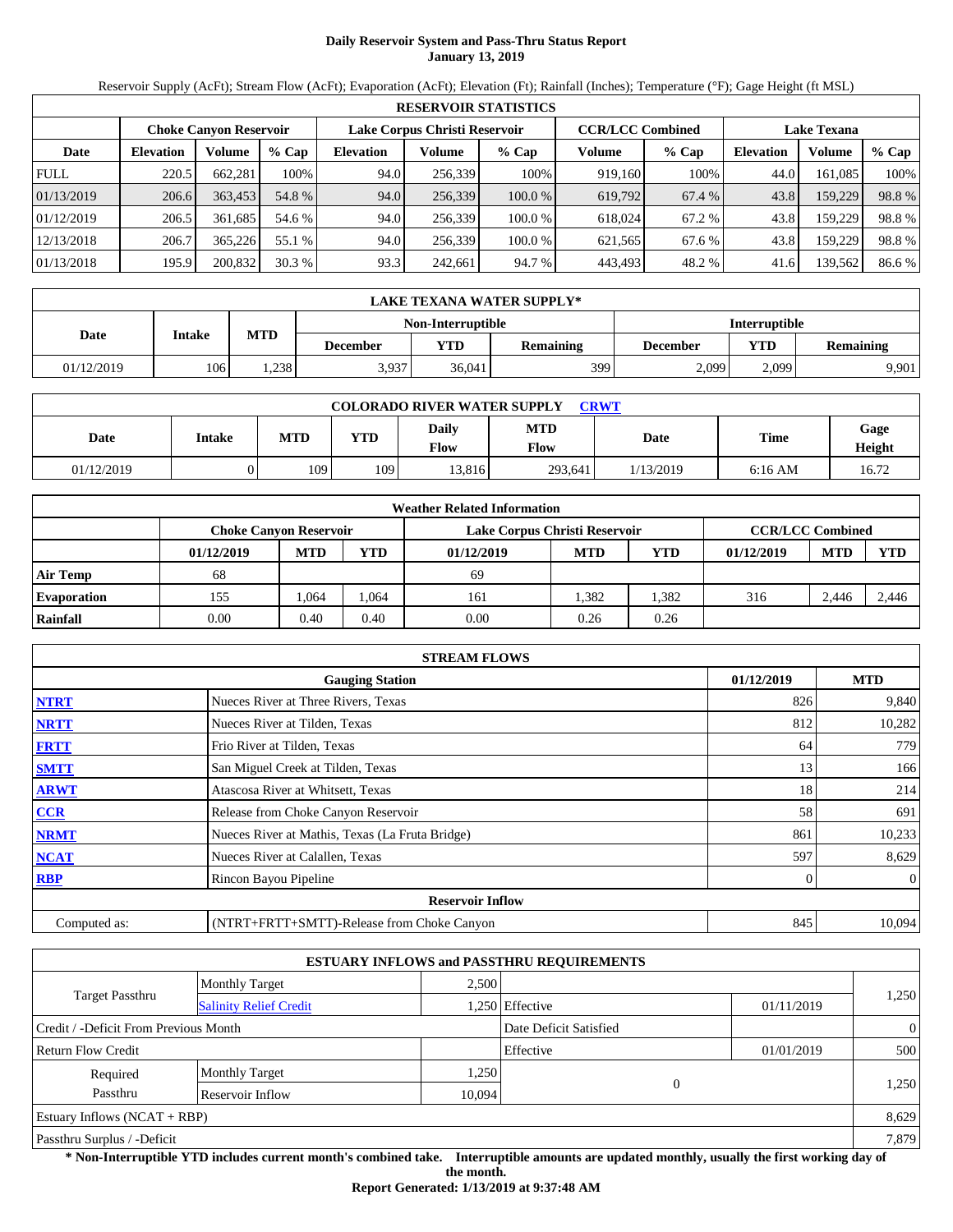# Daily Reservoir System and Pass-Thru Status Report
## January 13, 2019

Reservoir Supply (AcFt); Stream Flow (AcFt); Evaporation (AcFt); Elevation (Ft); Rainfall (Inches); Temperature (°F); Gage Height (ft MSL)

| RESERVOIR STATISTICS | | | | | | | | | | | |
|---|---|---|---|---|---|---|---|---|---|---|---|
| | Choke Canyon Reservoir | | | Lake Corpus Christi Reservoir | | | CCR/LCC Combined | | Lake Texana | | |
| Date | Elevation | Volume | % Cap | Elevation | Volume | % Cap | Volume | % Cap | Elevation | Volume | % Cap |
| FULL | 220.5 | 662,281 | 100% | 94.0 | 256,339 | 100% | 919,160 | 100% | 44.0 | 161,085 | 100% |
| 01/13/2019 | 206.6 | 363,453 | 54.8 % | 94.0 | 256,339 | 100.0 % | 619,792 | 67.4 % | 43.8 | 159,229 | 98.8 % |
| 01/12/2019 | 206.5 | 361,685 | 54.6 % | 94.0 | 256,339 | 100.0 % | 618,024 | 67.2 % | 43.8 | 159,229 | 98.8 % |
| 12/13/2018 | 206.7 | 365,226 | 55.1 % | 94.0 | 256,339 | 100.0 % | 621,565 | 67.6 % | 43.8 | 159,229 | 98.8 % |
| 01/13/2018 | 195.9 | 200,832 | 30.3 % | 93.3 | 242,661 | 94.7 % | 443,493 | 48.2 % | 41.6 | 139,562 | 86.6 % |

| LAKE TEXANA WATER SUPPLY* | | | | | | | | |
|---|---|---|---|---|---|---|---|---|
| Date | Intake | MTD | Non-Interruptible | | | Interruptible | | |
| | | | December | YTD | Remaining | December | YTD | Remaining |
| 01/12/2019 | 106 | 1,238 | 3,937 | 36,041 | 399 | 2,099 | 2,099 | 9,901 |

| COLORADO RIVER WATER SUPPLY CRWT | | | | | | | | |
|---|---|---|---|---|---|---|---|---|
| Date | Intake | MTD | YTD | Daily Flow | MTD Flow | Date | Time | Gage Height |
| 01/12/2019 | 0 | 109 | 109 | 13,816 | 293,641 | 1/13/2019 | 6:16 AM | 16.72 |

| Weather Related Information | | | | | | | | | |
|---|---|---|---|---|---|---|---|---|---|
| | Choke Canyon Reservoir | | | Lake Corpus Christi Reservoir | | | CCR/LCC Combined | | |
| | 01/12/2019 | MTD | YTD | 01/12/2019 | MTD | YTD | 01/12/2019 | MTD | YTD |
| Air Temp | 68 | | | 69 | | | | | |
| Evaporation | 155 | 1,064 | 1,064 | 161 | 1,382 | 1,382 | 316 | 2,446 | 2,446 |
| Rainfall | 0.00 | 0.40 | 0.40 | 0.00 | 0.26 | 0.26 | | | |

| STREAM FLOWS | | | |
|---|---|---|---|
| | Gauging Station | 01/12/2019 | MTD |
| NTRT | Nueces River at Three Rivers, Texas | 826 | 9,840 |
| NRTT | Nueces River at Tilden, Texas | 812 | 10,282 |
| FRTT | Frio River at Tilden, Texas | 64 | 779 |
| SMTT | San Miguel Creek at Tilden, Texas | 13 | 166 |
| ARWT | Atascosa River at Whitsett, Texas | 18 | 214 |
| CCR | Release from Choke Canyon Reservoir | 58 | 691 |
| NRMT | Nueces River at Mathis, Texas (La Fruta Bridge) | 861 | 10,233 |
| NCAT | Nueces River at Calallen, Texas | 597 | 8,629 |
| RBP | Rincon Bayou Pipeline | 0 | 0 |
| | Reservoir Inflow | | |
| Computed as: | (NTRT+FRTT+SMTT)-Release from Choke Canyon | 845 | 10,094 |

| ESTUARY INFLOWS and PASSTHRU REQUIREMENTS | | | | | |
|---|---|---|---|---|---|
| Target Passthru | Monthly Target | 2,500 | | | 1,250 |
| | Salinity Relief Credit | 1,250 | Effective | 01/11/2019 | |
| Credit / -Deficit From Previous Month | | | Date Deficit Satisfied | | 0 |
| Return Flow Credit | | | Effective | 01/01/2019 | 500 |
| Required Passthru | Monthly Target | 1,250 | 0 | | 1,250 |
| | Reservoir Inflow | 10,094 | | | |
| Estuary Inflows (NCAT + RBP) | | | | | 8,629 |
| Passthru Surplus / -Deficit | | | | | 7,879 |

**\* Non-Interruptible YTD includes current month's combined take. Interruptible amounts are updated monthly, usually the first working day of the month.**

**Report Generated: 1/13/2019 at 9:37:48 AM**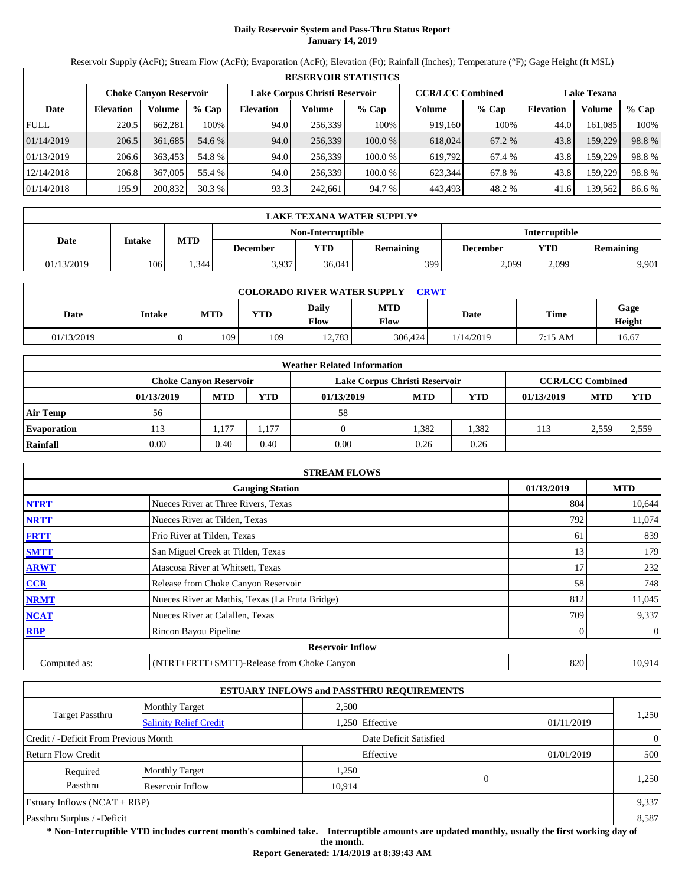# Daily Reservoir System and Pass-Thru Status Report
**January 14, 2019**

Reservoir Supply (AcFt); Stream Flow (AcFt); Evaporation (AcFt); Elevation (Ft); Rainfall (Inches); Temperature (°F); Gage Height (ft MSL)

| RESERVOIR STATISTICS | | | | | | | | | | | |
|---|---|---|---|---|---|---|---|---|---|---|---|
| | Choke Canyon Reservoir | | | Lake Corpus Christi Reservoir | | | CCR/LCC Combined | | Lake Texana | | |
| Date | Elevation | Volume | % Cap | Elevation | Volume | % Cap | Volume | % Cap | Elevation | Volume | % Cap |
| FULL | 220.5 | 662,281 | 100% | 94.0 | 256,339 | 100% | 919,160 | 100% | 44.0 | 161,085 | 100% |
| 01/14/2019 | 206.5 | 361,685 | 54.6 % | 94.0 | 256,339 | 100.0 % | 618,024 | 67.2 % | 43.8 | 159,229 | 98.8 % |
| 01/13/2019 | 206.6 | 363,453 | 54.8 % | 94.0 | 256,339 | 100.0 % | 619,792 | 67.4 % | 43.8 | 159,229 | 98.8 % |
| 12/14/2018 | 206.8 | 367,005 | 55.4 % | 94.0 | 256,339 | 100.0 % | 623,344 | 67.8 % | 43.8 | 159,229 | 98.8 % |
| 01/14/2018 | 195.9 | 200,832 | 30.3 % | 93.3 | 242,661 | 94.7 % | 443,493 | 48.2 % | 41.6 | 139,562 | 86.6 % |

| LAKE TEXANA WATER SUPPLY* | | | | | | | |
|---|---|---|---|---|---|---|---|
| Date | Intake | MTD | Non-Interruptible | | | Interruptible | | |
| | | | December | YTD | Remaining | December | YTD | Remaining |
| 01/13/2019 | 106 | 1,344 | 3,937 | 36,041 | 399 | 2,099 | 2,099 | 9,901 |

| COLORADO RIVER WATER SUPPLY CRWT | | | | | | | | |
|---|---|---|---|---|---|---|---|---|
| Date | Intake | MTD | YTD | Daily Flow | MTD Flow | Date | Time | Gage Height |
| 01/13/2019 | 0 | 109 | 109 | 12,783 | 306,424 | 1/14/2019 | 7:15 AM | 16.67 |

| Weather Related Information | | | | | | | | | |
|---|---|---|---|---|---|---|---|---|---|
| | Choke Canyon Reservoir | | | Lake Corpus Christi Reservoir | | | CCR/LCC Combined | | |
| | 01/13/2019 | MTD | YTD | 01/13/2019 | MTD | YTD | 01/13/2019 | MTD | YTD |
| Air Temp | 56 | | | 58 | | | | | |
| Evaporation | 113 | 1,177 | 1,177 | 0 | 1,382 | 1,382 | 113 | 2,559 | 2,559 |
| Rainfall | 0.00 | 0.40 | 0.40 | 0.00 | 0.26 | 0.26 | | | |

| STREAM FLOWS | | | |
|---|---|---|---|
| | Gauging Station | 01/13/2019 | MTD |
| NTRT | Nueces River at Three Rivers, Texas | 804 | 10,644 |
| NRTT | Nueces River at Tilden, Texas | 792 | 11,074 |
| FRTT | Frio River at Tilden, Texas | 61 | 839 |
| SMTT | San Miguel Creek at Tilden, Texas | 13 | 179 |
| ARWT | Atascosa River at Whitsett, Texas | 17 | 232 |
| CCR | Release from Choke Canyon Reservoir | 58 | 748 |
| NRMT | Nueces River at Mathis, Texas (La Fruta Bridge) | 812 | 11,045 |
| NCAT | Nueces River at Calallen, Texas | 709 | 9,337 |
| RBP | Rincon Bayou Pipeline | 0 | 0 |
| | Reservoir Inflow | | |
| Computed as: | (NTRT+FRTT+SMTT)-Release from Choke Canyon | 820 | 10,914 |

| ESTUARY INFLOWS and PASSTHRU REQUIREMENTS | | | | | |
|---|---|---|---|---|---|
| Target Passthru | Monthly Target | 2,500 | | | 1,250 |
| | Salinity Relief Credit | 1,250 | Effective | 01/11/2019 | |
| Credit / -Deficit From Previous Month | | | Date Deficit Satisfied | | 0 |
| Return Flow Credit | | | Effective | 01/01/2019 | 500 |
| Required Passthru | Monthly Target | 1,250 | 0 | | 1,250 |
| | Reservoir Inflow | 10,914 | | | |
| Estuary Inflows (NCAT + RBP) | | | | | 9,337 |
| Passthru Surplus / -Deficit | | | | | 8,587 |

**\* Non-Interruptible YTD includes current month's combined take. Interruptible amounts are updated monthly, usually the first working day of the month.**

**Report Generated: 1/14/2019 at 8:39:43 AM**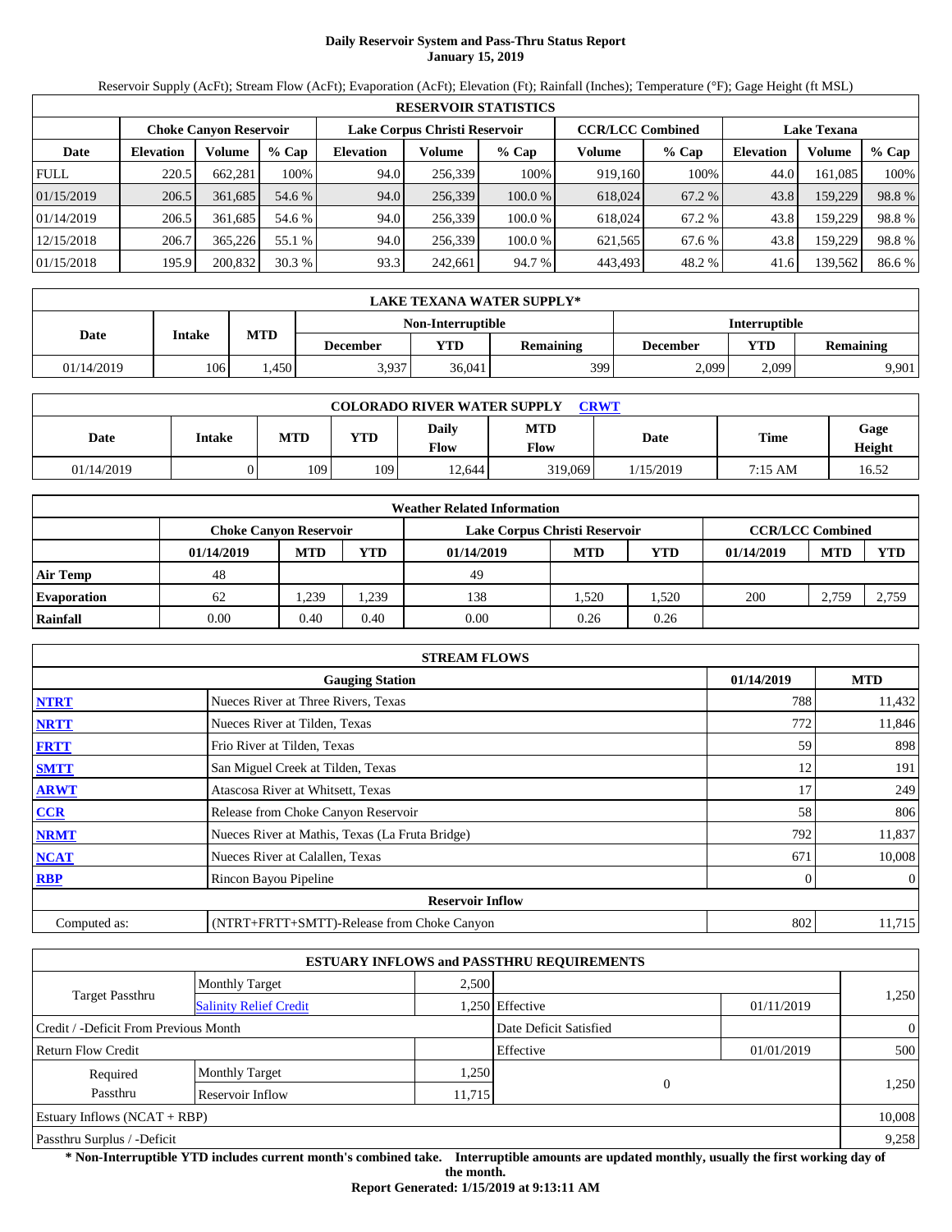# Daily Reservoir System and Pass-Thru Status Report
**January 15, 2019**

Reservoir Supply (AcFt); Stream Flow (AcFt); Evaporation (AcFt); Elevation (Ft); Rainfall (Inches); Temperature (°F); Gage Height (ft MSL)

| RESERVOIR STATISTICS | | | | | | | | | | | |
|---|---|---|---|---|---|---|---|---|---|---|---|
| | Choke Canyon Reservoir | | | Lake Corpus Christi Reservoir | | | CCR/LCC Combined | | Lake Texana | | |
| Date | Elevation | Volume | % Cap | Elevation | Volume | % Cap | Volume | % Cap | Elevation | Volume | % Cap |
| FULL | 220.5 | 662,281 | 100% | 94.0 | 256,339 | 100% | 919,160 | 100% | 44.0 | 161,085 | 100% |
| 01/15/2019 | 206.5 | 361,685 | 54.6 % | 94.0 | 256,339 | 100.0 % | 618,024 | 67.2 % | 43.8 | 159,229 | 98.8 % |
| 01/14/2019 | 206.5 | 361,685 | 54.6 % | 94.0 | 256,339 | 100.0 % | 618,024 | 67.2 % | 43.8 | 159,229 | 98.8 % |
| 12/15/2018 | 206.7 | 365,226 | 55.1 % | 94.0 | 256,339 | 100.0 % | 621,565 | 67.6 % | 43.8 | 159,229 | 98.8 % |
| 01/15/2018 | 195.9 | 200,832 | 30.3 % | 93.3 | 242,661 | 94.7 % | 443,493 | 48.2 % | 41.6 | 139,562 | 86.6 % |

| LAKE TEXANA WATER SUPPLY* | | | | | | | | |
|---|---|---|---|---|---|---|---|---|
| Date | Intake | MTD | Non-Interruptible | | | Interruptible | | |
| | | | December | YTD | Remaining | December | YTD | Remaining |
| 01/14/2019 | 106 | 1,450 | 3,937 | 36,041 | 399 | 2,099 | 2,099 | 9,901 |

| COLORADO RIVER WATER SUPPLY CRWT | | | | | | | | |
|---|---|---|---|---|---|---|---|---|
| Date | Intake | MTD | YTD | Daily Flow | MTD Flow | Date | Time | Gage Height |
| 01/14/2019 | 0 | 109 | 109 | 12,644 | 319,069 | 1/15/2019 | 7:15 AM | 16.52 |

| Weather Related Information | | | | | | | | | |
|---|---|---|---|---|---|---|---|---|---|
| | Choke Canyon Reservoir | | | Lake Corpus Christi Reservoir | | | CCR/LCC Combined | | |
| | 01/14/2019 | MTD | YTD | 01/14/2019 | MTD | YTD | 01/14/2019 | MTD | YTD |
| Air Temp | 48 | | | 49 | | | | | |
| Evaporation | 62 | 1,239 | 1,239 | 138 | 1,520 | 1,520 | 200 | 2,759 | 2,759 |
| Rainfall | 0.00 | 0.40 | 0.40 | 0.00 | 0.26 | 0.26 | | | |

| STREAM FLOWS | | | |
|---|---|---|---|
| | Gauging Station | 01/14/2019 | MTD |
| NTRT | Nueces River at Three Rivers, Texas | 788 | 11,432 |
| NRTT | Nueces River at Tilden, Texas | 772 | 11,846 |
| FRTT | Frio River at Tilden, Texas | 59 | 898 |
| SMTT | San Miguel Creek at Tilden, Texas | 12 | 191 |
| ARWT | Atascosa River at Whitsett, Texas | 17 | 249 |
| CCR | Release from Choke Canyon Reservoir | 58 | 806 |
| NRMT | Nueces River at Mathis, Texas (La Fruta Bridge) | 792 | 11,837 |
| NCAT | Nueces River at Calallen, Texas | 671 | 10,008 |
| RBP | Rincon Bayou Pipeline | 0 | 0 |
| | Reservoir Inflow | | |
| Computed as: | (NTRT+FRTT+SMTT)-Release from Choke Canyon | 802 | 11,715 |

| ESTUARY INFLOWS and PASSTHRU REQUIREMENTS | | | | | |
|---|---|---|---|---|---|
| Target Passthru | Monthly Target | 2,500 | | | 1,250 |
| | Salinity Relief Credit | 1,250 | Effective | 01/11/2019 | |
| Credit / -Deficit From Previous Month | | | Date Deficit Satisfied | | 0 |
| Return Flow Credit | | | Effective | 01/01/2019 | 500 |
| Required Passthru | Monthly Target | 1,250 | 0 | | 1,250 |
| | Reservoir Inflow | 11,715 | | | |
| Estuary Inflows (NCAT + RBP) | | | | | 10,008 |
| Passthru Surplus / -Deficit | | | | | 9,258 |

**\* Non-Interruptible YTD includes current month's combined take. Interruptible amounts are updated monthly, usually the first working day of the month.**

**Report Generated: 1/15/2019 at 9:13:11 AM**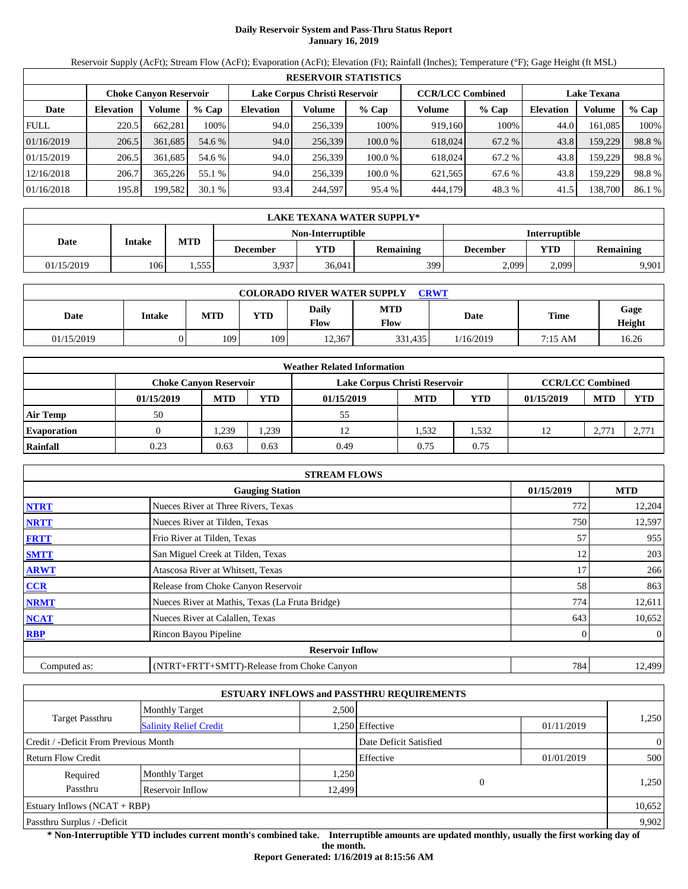# Daily Reservoir System and Pass-Thru Status Report
## January 16, 2019

Reservoir Supply (AcFt); Stream Flow (AcFt); Evaporation (AcFt); Elevation (Ft); Rainfall (Inches); Temperature (°F); Gage Height (ft MSL)

| RESERVOIR STATISTICS | | | | | | | | | | | |
|---|---|---|---|---|---|---|---|---|---|---|---|
| | Choke Canyon Reservoir | | | Lake Corpus Christi Reservoir | | | CCR/LCC Combined | | Lake Texana | | |
| Date | Elevation | Volume | % Cap | Elevation | Volume | % Cap | Volume | % Cap | Elevation | Volume | % Cap |
| FULL | 220.5 | 662,281 | 100% | 94.0 | 256,339 | 100% | 919,160 | 100% | 44.0 | 161,085 | 100% |
| 01/16/2019 | 206.5 | 361,685 | 54.6 % | 94.0 | 256,339 | 100.0 % | 618,024 | 67.2 % | 43.8 | 159,229 | 98.8 % |
| 01/15/2019 | 206.5 | 361,685 | 54.6 % | 94.0 | 256,339 | 100.0 % | 618,024 | 67.2 % | 43.8 | 159,229 | 98.8 % |
| 12/16/2018 | 206.7 | 365,226 | 55.1 % | 94.0 | 256,339 | 100.0 % | 621,565 | 67.6 % | 43.8 | 159,229 | 98.8 % |
| 01/16/2018 | 195.8 | 199,582 | 30.1 % | 93.4 | 244,597 | 95.4 % | 444,179 | 48.3 % | 41.5 | 138,700 | 86.1 % |

| LAKE TEXANA WATER SUPPLY* | | | | | | | | |
|---|---|---|---|---|---|---|---|---|
| Date | Intake | MTD | Non-Interruptible | | | Interruptible | | |
| | | | December | YTD | Remaining | December | YTD | Remaining |
| 01/15/2019 | 106 | 1,555 | 3,937 | 36,041 | 399 | 2,099 | 2,099 | 9,901 |

| COLORADO RIVER WATER SUPPLY CRWT | | | | | | | | |
|---|---|---|---|---|---|---|---|---|
| Date | Intake | MTD | YTD | Daily Flow | MTD Flow | Date | Time | Gage Height |
| 01/15/2019 | 0 | 109 | 109 | 12,367 | 331,435 | 1/16/2019 | 7:15 AM | 16.26 |

| Weather Related Information | | | | | | | | | |
|---|---|---|---|---|---|---|---|---|---|
| | Choke Canyon Reservoir | | | Lake Corpus Christi Reservoir | | | CCR/LCC Combined | | |
| | 01/15/2019 | MTD | YTD | 01/15/2019 | MTD | YTD | 01/15/2019 | MTD | YTD |
| Air Temp | 50 | | | 55 | | | | | |
| Evaporation | 0 | 1,239 | 1,239 | 12 | 1,532 | 1,532 | 12 | 2,771 | 2,771 |
| Rainfall | 0.23 | 0.63 | 0.63 | 0.49 | 0.75 | 0.75 | | | |

| STREAM FLOWS | | | |
|---|---|---|---|
| | Gauging Station | 01/15/2019 | MTD |
| NTRT | Nueces River at Three Rivers, Texas | 772 | 12,204 |
| NRTT | Nueces River at Tilden, Texas | 750 | 12,597 |
| FRTT | Frio River at Tilden, Texas | 57 | 955 |
| SMTT | San Miguel Creek at Tilden, Texas | 12 | 203 |
| ARWT | Atascosa River at Whitsett, Texas | 17 | 266 |
| CCR | Release from Choke Canyon Reservoir | 58 | 863 |
| NRMT | Nueces River at Mathis, Texas (La Fruta Bridge) | 774 | 12,611 |
| NCAT | Nueces River at Calallen, Texas | 643 | 10,652 |
| RBP | Rincon Bayou Pipeline | 0 | 0 |
| Reservoir Inflow | | | |
| Computed as: | (NTRT+FRTT+SMTT)-Release from Choke Canyon | 784 | 12,499 |

| ESTUARY INFLOWS and PASSTHRU REQUIREMENTS | | | | | |
|---|---|---|---|---|---|
| Target Passthru | Monthly Target | 2,500 | | | 1,250 |
| | Salinity Relief Credit | 1,250 | Effective | 01/11/2019 | |
| Credit / -Deficit From Previous Month | | | Date Deficit Satisfied | | 0 |
| Return Flow Credit | | | Effective | 01/01/2019 | 500 |
| Required Passthru | Monthly Target | 1,250 | 0 | | 1,250 |
| | Reservoir Inflow | 12,499 | | | |
| Estuary Inflows (NCAT + RBP) | | | | | 10,652 |
| Passthru Surplus / -Deficit | | | | | 9,902 |

**\* Non-Interruptible YTD includes current month's combined take. Interruptible amounts are updated monthly, usually the first working day of the month.**

**Report Generated: 1/16/2019 at 8:15:56 AM**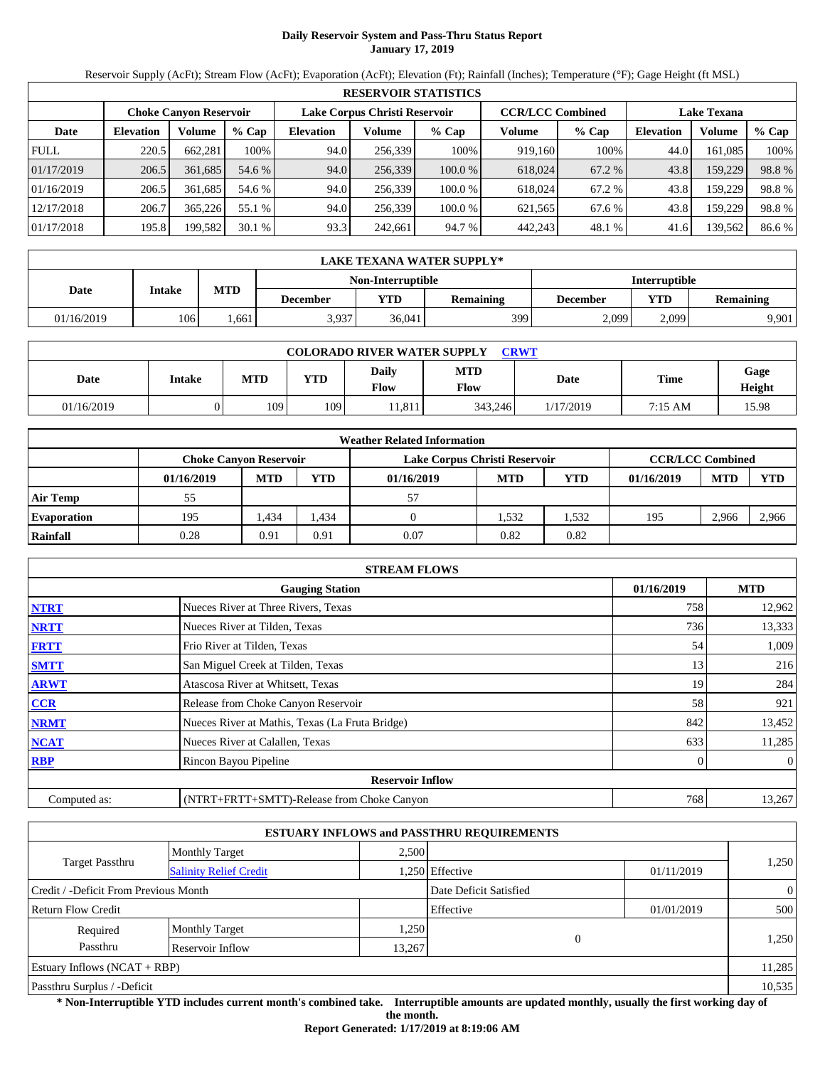# Daily Reservoir System and Pass-Thru Status Report
## January 17, 2019

Reservoir Supply (AcFt); Stream Flow (AcFt); Evaporation (AcFt); Elevation (Ft); Rainfall (Inches); Temperature (°F); Gage Height (ft MSL)

| RESERVOIR STATISTICS | | | | | | | | | | | |
|---|---|---|---|---|---|---|---|---|---|---|---|
| | Choke Canyon Reservoir | | | Lake Corpus Christi Reservoir | | | CCR/LCC Combined | | Lake Texana | | |
| Date | Elevation | Volume | % Cap | Elevation | Volume | % Cap | Volume | % Cap | Elevation | Volume | % Cap |
| FULL | 220.5 | 662,281 | 100% | 94.0 | 256,339 | 100% | 919,160 | 100% | 44.0 | 161,085 | 100% |
| 01/17/2019 | 206.5 | 361,685 | 54.6 % | 94.0 | 256,339 | 100.0 % | 618,024 | 67.2 % | 43.8 | 159,229 | 98.8 % |
| 01/16/2019 | 206.5 | 361,685 | 54.6 % | 94.0 | 256,339 | 100.0 % | 618,024 | 67.2 % | 43.8 | 159,229 | 98.8 % |
| 12/17/2018 | 206.7 | 365,226 | 55.1 % | 94.0 | 256,339 | 100.0 % | 621,565 | 67.6 % | 43.8 | 159,229 | 98.8 % |
| 01/17/2018 | 195.8 | 199,582 | 30.1 % | 93.3 | 242,661 | 94.7 % | 442,243 | 48.1 % | 41.6 | 139,562 | 86.6 % |

| LAKE TEXANA WATER SUPPLY* | | | | | | | | |
|---|---|---|---|---|---|---|---|---|
| Date | Intake | MTD | Non-Interruptible | | | Interruptible | | |
| | | | December | YTD | Remaining | December | YTD | Remaining |
| 01/16/2019 | 106 | 1,661 | 3,937 | 36,041 | 399 | 2,099 | 2,099 | 9,901 |

| COLORADO RIVER WATER SUPPLY CRWT | | | | | | | | |
|---|---|---|---|---|---|---|---|---|
| Date | Intake | MTD | YTD | Daily Flow | MTD Flow | Date | Time | Gage Height |
| 01/16/2019 | 0 | 109 | 109 | 11,811 | 343,246 | 1/17/2019 | 7:15 AM | 15.98 |

| Weather Related Information | | | | | | | | | |
|---|---|---|---|---|---|---|---|---|---|
| | Choke Canyon Reservoir | | | Lake Corpus Christi Reservoir | | | CCR/LCC Combined | | |
| | 01/16/2019 | MTD | YTD | 01/16/2019 | MTD | YTD | 01/16/2019 | MTD | YTD |
| Air Temp | 55 | | | 57 | | | | | |
| Evaporation | 195 | 1,434 | 1,434 | 0 | 1,532 | 1,532 | 195 | 2,966 | 2,966 |
| Rainfall | 0.28 | 0.91 | 0.91 | 0.07 | 0.82 | 0.82 | | | |

| STREAM FLOWS | | | |
|---|---|---|---|
| | Gauging Station | 01/16/2019 | MTD |
| NTRT | Nueces River at Three Rivers, Texas | 758 | 12,962 |
| NRTT | Nueces River at Tilden, Texas | 736 | 13,333 |
| FRTT | Frio River at Tilden, Texas | 54 | 1,009 |
| SMTT | San Miguel Creek at Tilden, Texas | 13 | 216 |
| ARWT | Atascosa River at Whitsett, Texas | 19 | 284 |
| CCR | Release from Choke Canyon Reservoir | 58 | 921 |
| NRMT | Nueces River at Mathis, Texas (La Fruta Bridge) | 842 | 13,452 |
| NCAT | Nueces River at Calallen, Texas | 633 | 11,285 |
| RBP | Rincon Bayou Pipeline | 0 | 0 |
| **Reservoir Inflow** | | | |
| Computed as: | (NTRT+FRTT+SMTT)-Release from Choke Canyon | 768 | 13,267 |

| ESTUARY INFLOWS and PASSTHRU REQUIREMENTS | | | | | |
|---|---|---|---|---|---|
| Target Passthru | Monthly Target | 2,500 | | | 1,250 |
| | Salinity Relief Credit | 1,250 | Effective | 01/11/2019 | |
| Credit / -Deficit From Previous Month | | | Date Deficit Satisfied | | 0 |
| Return Flow Credit | | | Effective | 01/01/2019 | 500 |
| Required Passthru | Monthly Target | 1,250 | 0 | | 1,250 |
| | Reservoir Inflow | 13,267 | | | |
| Estuary Inflows (NCAT + RBP) | | | | | 11,285 |
| Passthru Surplus / -Deficit | | | | | 10,535 |

**\* Non-Interruptible YTD includes current month's combined take. Interruptible amounts are updated monthly, usually the first working day of the month.**

**Report Generated: 1/17/2019 at 8:19:06 AM**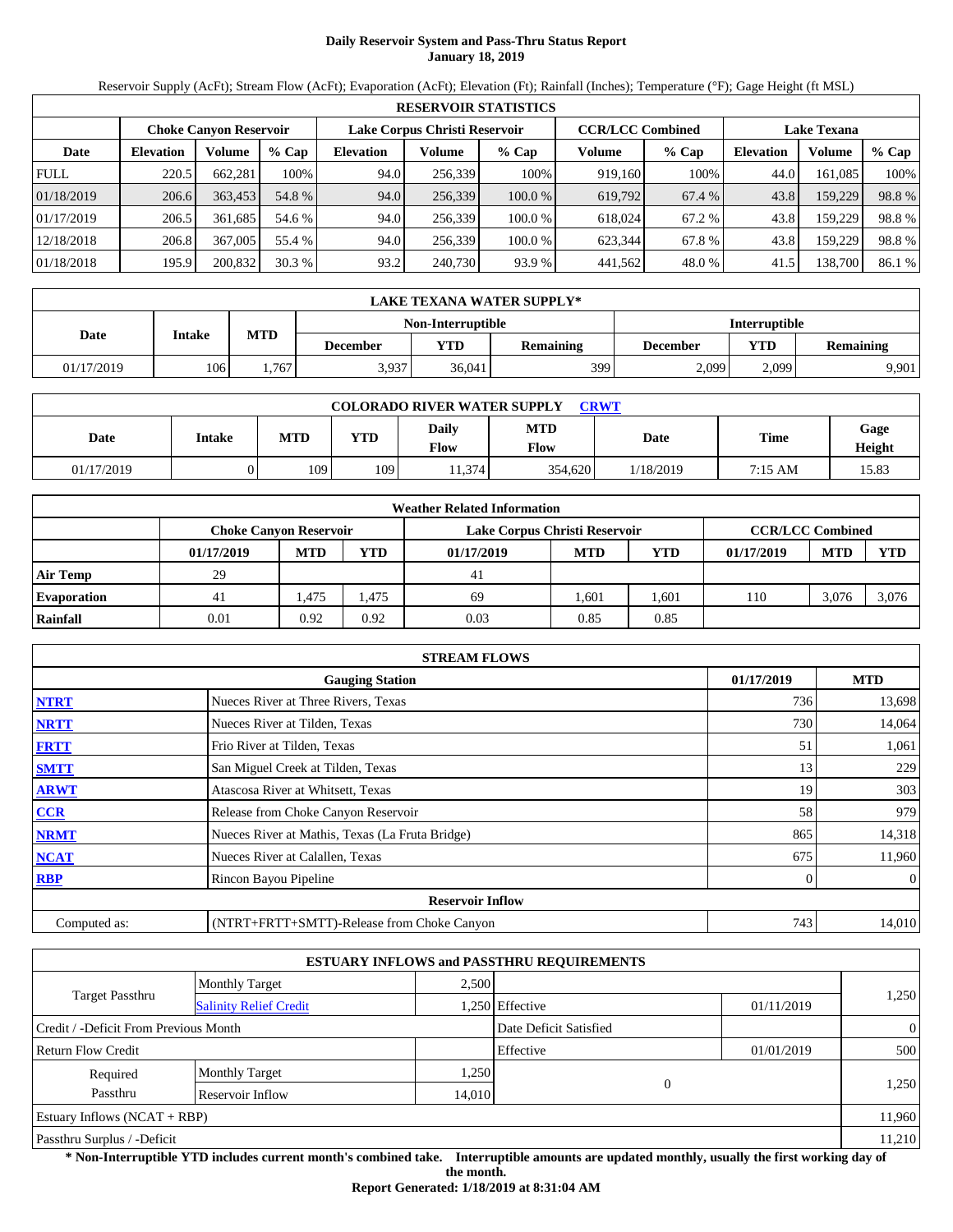# Daily Reservoir System and Pass-Thru Status Report
**January 18, 2019**

Reservoir Supply (AcFt); Stream Flow (AcFt); Evaporation (AcFt); Elevation (Ft); Rainfall (Inches); Temperature (°F); Gage Height (ft MSL)

| RESERVOIR STATISTICS | | | | | | | | | | | |
|---|---|---|---|---|---|---|---|---|---|---|---|
| | Choke Canyon Reservoir | | | Lake Corpus Christi Reservoir | | | CCR/LCC Combined | | Lake Texana | | |
| Date | Elevation | Volume | % Cap | Elevation | Volume | % Cap | Volume | % Cap | Elevation | Volume | % Cap |
| FULL | 220.5 | 662,281 | 100% | 94.0 | 256,339 | 100% | 919,160 | 100% | 44.0 | 161,085 | 100% |
| 01/18/2019 | 206.6 | 363,453 | 54.8 % | 94.0 | 256,339 | 100.0 % | 619,792 | 67.4 % | 43.8 | 159,229 | 98.8 % |
| 01/17/2019 | 206.5 | 361,685 | 54.6 % | 94.0 | 256,339 | 100.0 % | 618,024 | 67.2 % | 43.8 | 159,229 | 98.8 % |
| 12/18/2018 | 206.8 | 367,005 | 55.4 % | 94.0 | 256,339 | 100.0 % | 623,344 | 67.8 % | 43.8 | 159,229 | 98.8 % |
| 01/18/2018 | 195.9 | 200,832 | 30.3 % | 93.2 | 240,730 | 93.9 % | 441,562 | 48.0 % | 41.5 | 138,700 | 86.1 % |

| LAKE TEXANA WATER SUPPLY* | | | | | | | | |
|---|---|---|---|---|---|---|---|---|
| Date | Intake | MTD | Non-Interruptible | | | Interruptible | | |
| | | | December | YTD | Remaining | December | YTD | Remaining |
| 01/17/2019 | 106 | 1,767 | 3,937 | 36,041 | 399 | 2,099 | 2,099 | 9,901 |

| COLORADO RIVER WATER SUPPLY CRWT | | | | | | | | |
|---|---|---|---|---|---|---|---|---|
| Date | Intake | MTD | YTD | Daily Flow | MTD Flow | Date | Time | Gage Height |
| 01/17/2019 | 0 | 109 | 109 | 11,374 | 354,620 | 1/18/2019 | 7:15 AM | 15.83 |

| Weather Related Information | | | | | | | | | |
|---|---|---|---|---|---|---|---|---|---|
| | Choke Canyon Reservoir | | | Lake Corpus Christi Reservoir | | | CCR/LCC Combined | | |
| | 01/17/2019 | MTD | YTD | 01/17/2019 | MTD | YTD | 01/17/2019 | MTD | YTD |
| Air Temp | 29 | | | 41 | | | | | |
| Evaporation | 41 | 1,475 | 1,475 | 69 | 1,601 | 1,601 | 110 | 3,076 | 3,076 |
| Rainfall | 0.01 | 0.92 | 0.92 | 0.03 | 0.85 | 0.85 | | | |

| STREAM FLOWS | | | |
|---|---|---|---|
| | Gauging Station | 01/17/2019 | MTD |
| NTRT | Nueces River at Three Rivers, Texas | 736 | 13,698 |
| NRTT | Nueces River at Tilden, Texas | 730 | 14,064 |
| FRTT | Frio River at Tilden, Texas | 51 | 1,061 |
| SMTT | San Miguel Creek at Tilden, Texas | 13 | 229 |
| ARWT | Atascosa River at Whitsett, Texas | 19 | 303 |
| CCR | Release from Choke Canyon Reservoir | 58 | 979 |
| NRMT | Nueces River at Mathis, Texas (La Fruta Bridge) | 865 | 14,318 |
| NCAT | Nueces River at Calallen, Texas | 675 | 11,960 |
| RBP | Rincon Bayou Pipeline | 0 | 0 |
| | Reservoir Inflow | | |
| Computed as: | (NTRT+FRTT+SMTT)-Release from Choke Canyon | 743 | 14,010 |

| ESTUARY INFLOWS and PASSTHRU REQUIREMENTS | | | | | |
|---|---|---|---|---|---|
| Target Passthru | Monthly Target | 2,500 | | | 1,250 |
| | Salinity Relief Credit | 1,250 | Effective | 01/11/2019 | |
| Credit / -Deficit From Previous Month | | | Date Deficit Satisfied | | 0 |
| Return Flow Credit | | | Effective | 01/01/2019 | 500 |
| Required Passthru | Monthly Target | 1,250 | 0 | | 1,250 |
| | Reservoir Inflow | 14,010 | | | |
| Estuary Inflows (NCAT + RBP) | | | | | 11,960 |
| Passthru Surplus / -Deficit | | | | | 11,210 |

**\* Non-Interruptible YTD includes current month's combined take. Interruptible amounts are updated monthly, usually the first working day of the month.**

**Report Generated: 1/18/2019 at 8:31:04 AM**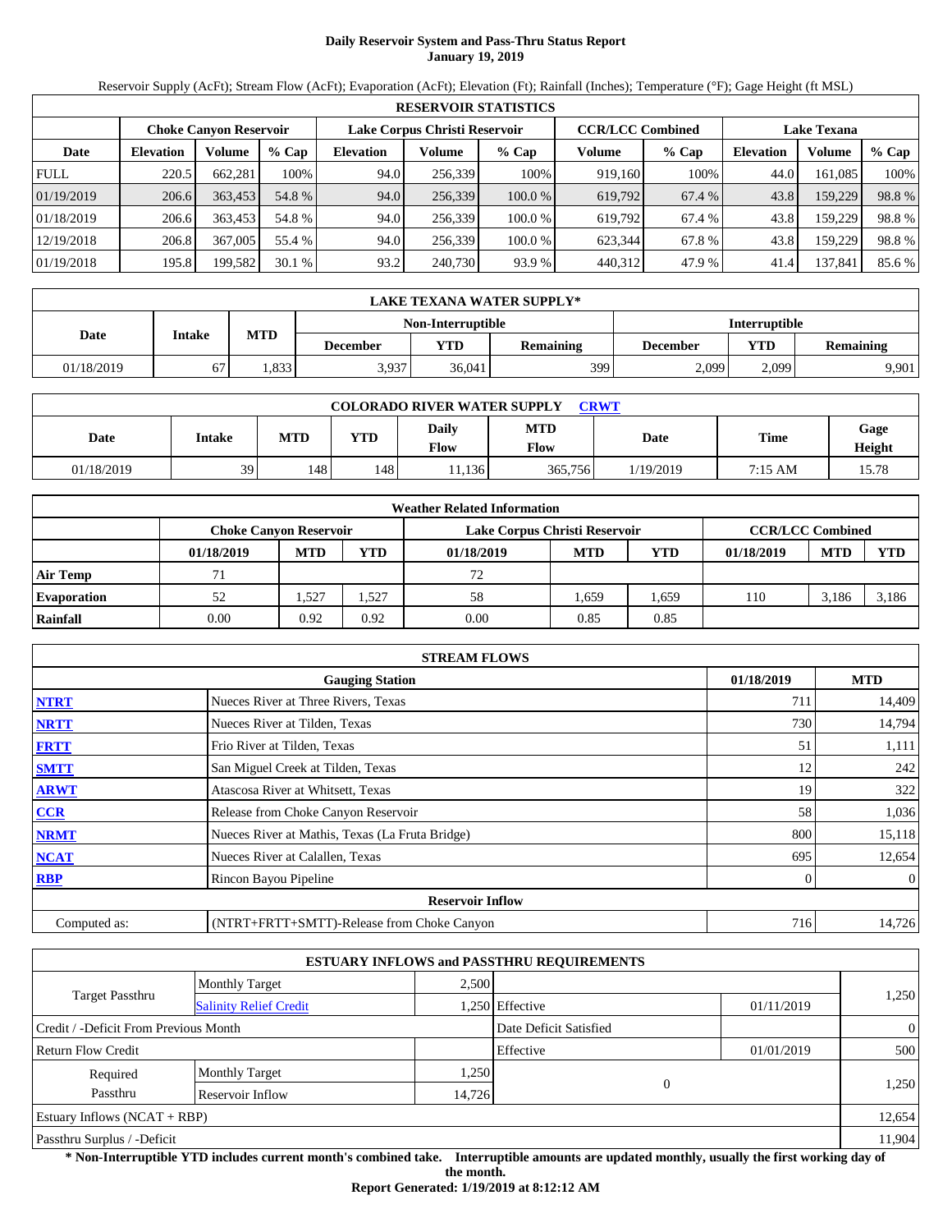# Daily Reservoir System and Pass-Thru Status Report
**January 19, 2019**

Reservoir Supply (AcFt); Stream Flow (AcFt); Evaporation (AcFt); Elevation (Ft); Rainfall (Inches); Temperature (°F); Gage Height (ft MSL)

| RESERVOIR STATISTICS | | | | | | | | | | | |
|---|---|---|---|---|---|---|---|---|---|---|---|
| | Choke Canyon Reservoir | | | Lake Corpus Christi Reservoir | | | CCR/LCC Combined | | Lake Texana | | |
| Date | Elevation | Volume | % Cap | Elevation | Volume | % Cap | Volume | % Cap | Elevation | Volume | % Cap |
| FULL | 220.5 | 662,281 | 100% | 94.0 | 256,339 | 100% | 919,160 | 100% | 44.0 | 161,085 | 100% |
| 01/19/2019 | 206.6 | 363,453 | 54.8 % | 94.0 | 256,339 | 100.0 % | 619,792 | 67.4 % | 43.8 | 159,229 | 98.8 % |
| 01/18/2019 | 206.6 | 363,453 | 54.8 % | 94.0 | 256,339 | 100.0 % | 619,792 | 67.4 % | 43.8 | 159,229 | 98.8 % |
| 12/19/2018 | 206.8 | 367,005 | 55.4 % | 94.0 | 256,339 | 100.0 % | 623,344 | 67.8 % | 43.8 | 159,229 | 98.8 % |
| 01/19/2018 | 195.8 | 199,582 | 30.1 % | 93.2 | 240,730 | 93.9 % | 440,312 | 47.9 % | 41.4 | 137,841 | 85.6 % |

| LAKE TEXANA WATER SUPPLY* | | | | | | | |
|---|---|---|---|---|---|---|---|
| Date | Intake | MTD | Non-Interruptible | | | Interruptible | | |
| | | | December | YTD | Remaining | December | YTD | Remaining |
| 01/18/2019 | 67 | 1,833 | 3,937 | 36,041 | 399 | 2,099 | 2,099 | 9,901 |

| COLORADO RIVER WATER SUPPLY CRWT | | | | | | | | |
|---|---|---|---|---|---|---|---|---|
| Date | Intake | MTD | YTD | Daily Flow | MTD Flow | Date | Time | Gage Height |
| 01/18/2019 | 39 | 148 | 148 | 11,136 | 365,756 | 1/19/2019 | 7:15 AM | 15.78 |

| Weather Related Information | | | | | | | | | |
|---|---|---|---|---|---|---|---|---|---|
| | Choke Canyon Reservoir | | | Lake Corpus Christi Reservoir | | | CCR/LCC Combined | | |
| | 01/18/2019 | MTD | YTD | 01/18/2019 | MTD | YTD | 01/18/2019 | MTD | YTD |
| Air Temp | 71 | | | 72 | | | | | |
| Evaporation | 52 | 1,527 | 1,527 | 58 | 1,659 | 1,659 | 110 | 3,186 | 3,186 |
| Rainfall | 0.00 | 0.92 | 0.92 | 0.00 | 0.85 | 0.85 | | | |

| STREAM FLOWS | | | |
|---|---|---|---|
| | Gauging Station | 01/18/2019 | MTD |
| NTRT | Nueces River at Three Rivers, Texas | 711 | 14,409 |
| NRTT | Nueces River at Tilden, Texas | 730 | 14,794 |
| FRTT | Frio River at Tilden, Texas | 51 | 1,111 |
| SMTT | San Miguel Creek at Tilden, Texas | 12 | 242 |
| ARWT | Atascosa River at Whitsett, Texas | 19 | 322 |
| CCR | Release from Choke Canyon Reservoir | 58 | 1,036 |
| NRMT | Nueces River at Mathis, Texas (La Fruta Bridge) | 800 | 15,118 |
| NCAT | Nueces River at Calallen, Texas | 695 | 12,654 |
| RBP | Rincon Bayou Pipeline | 0 | 0 |
| | Reservoir Inflow | | |
| Computed as: | (NTRT+FRTT+SMTT)-Release from Choke Canyon | 716 | 14,726 |

| ESTUARY INFLOWS and PASSTHRU REQUIREMENTS | | | | | |
|---|---|---|---|---|---|
| Target Passthru | Monthly Target | 2,500 | | | 1,250 |
| | Salinity Relief Credit | 1,250 | Effective | 01/11/2019 | |
| Credit / -Deficit From Previous Month | | | Date Deficit Satisfied | | 0 |
| Return Flow Credit | | | Effective | 01/01/2019 | 500 |
| Required Passthru | Monthly Target | 1,250 | 0 | | 1,250 |
| | Reservoir Inflow | 14,726 | | | |
| Estuary Inflows (NCAT + RBP) | | | | | 12,654 |
| Passthru Surplus / -Deficit | | | | | 11,904 |

**\* Non-Interruptible YTD includes current month's combined take. Interruptible amounts are updated monthly, usually the first working day of the month.**

**Report Generated: 1/19/2019 at 8:12:12 AM**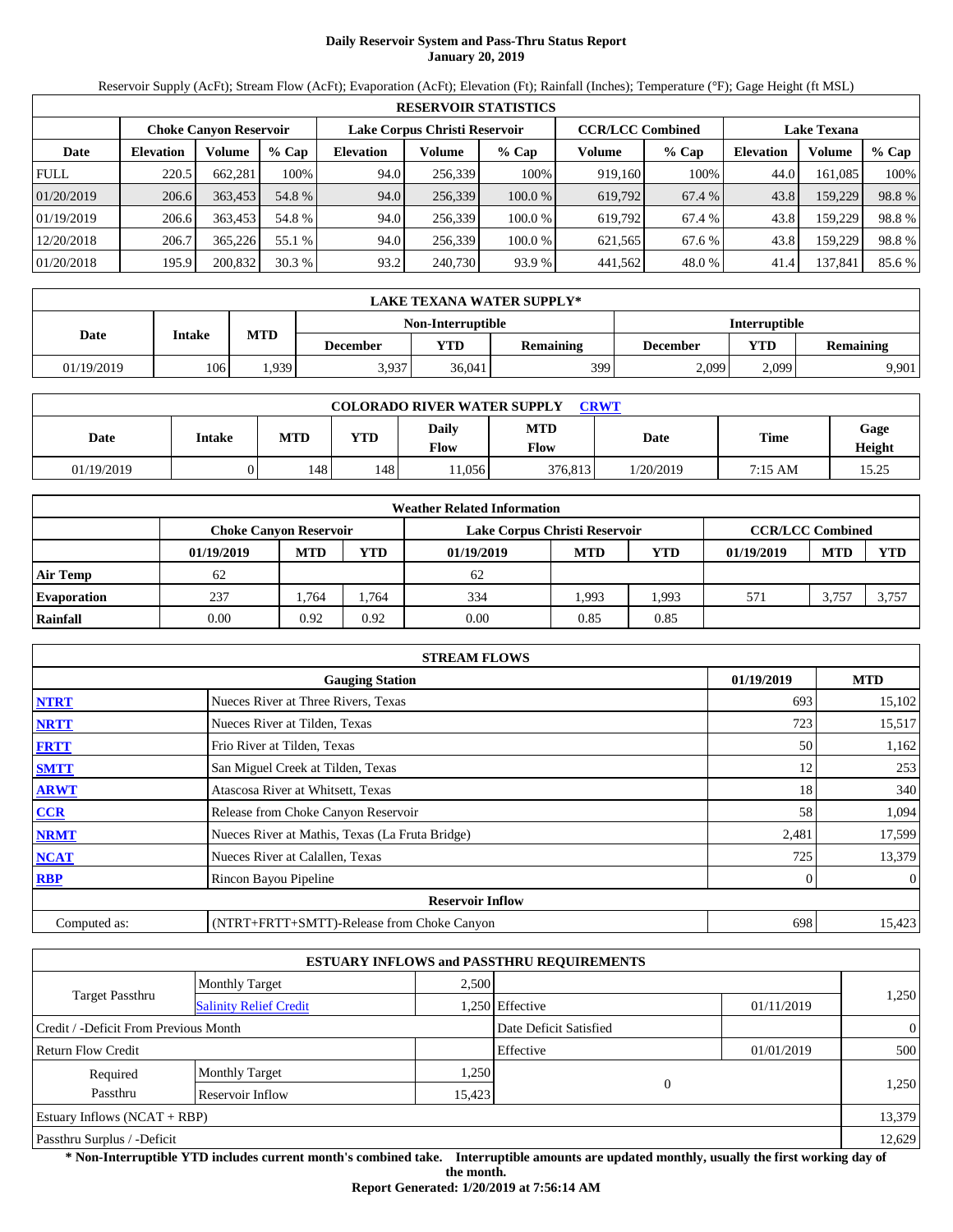# Daily Reservoir System and Pass-Thru Status Report
**January 20, 2019**

Reservoir Supply (AcFt); Stream Flow (AcFt); Evaporation (AcFt); Elevation (Ft); Rainfall (Inches); Temperature (°F); Gage Height (ft MSL)

| RESERVOIR STATISTICS | | | | | | | | | | | |
|---|---|---|---|---|---|---|---|---|---|---|---|
| | Choke Canyon Reservoir | | | Lake Corpus Christi Reservoir | | | CCR/LCC Combined | | Lake Texana | | |
| Date | Elevation | Volume | % Cap | Elevation | Volume | % Cap | Volume | % Cap | Elevation | Volume | % Cap |
| FULL | 220.5 | 662,281 | 100% | 94.0 | 256,339 | 100% | 919,160 | 100% | 44.0 | 161,085 | 100% |
| 01/20/2019 | 206.6 | 363,453 | 54.8 % | 94.0 | 256,339 | 100.0 % | 619,792 | 67.4 % | 43.8 | 159,229 | 98.8 % |
| 01/19/2019 | 206.6 | 363,453 | 54.8 % | 94.0 | 256,339 | 100.0 % | 619,792 | 67.4 % | 43.8 | 159,229 | 98.8 % |
| 12/20/2018 | 206.7 | 365,226 | 55.1 % | 94.0 | 256,339 | 100.0 % | 621,565 | 67.6 % | 43.8 | 159,229 | 98.8 % |
| 01/20/2018 | 195.9 | 200,832 | 30.3 % | 93.2 | 240,730 | 93.9 % | 441,562 | 48.0 % | 41.4 | 137,841 | 85.6 % |

| LAKE TEXANA WATER SUPPLY* | | | | | | | | |
|---|---|---|---|---|---|---|---|---|
| Date | Intake | MTD | Non-Interruptible | | | Interruptible | | |
| | | | December | YTD | Remaining | December | YTD | Remaining |
| 01/19/2019 | 106 | 1,939 | 3,937 | 36,041 | 399 | 2,099 | 2,099 | 9,901 |

| COLORADO RIVER WATER SUPPLY CRWT | | | | | | | | |
|---|---|---|---|---|---|---|---|---|
| Date | Intake | MTD | YTD | Daily Flow | MTD Flow | Date | Time | Gage Height |
| 01/19/2019 | 0 | 148 | 148 | 11,056 | 376,813 | 1/20/2019 | 7:15 AM | 15.25 |

| Weather Related Information | | | | | | | | | |
|---|---|---|---|---|---|---|---|---|---|
| | Choke Canyon Reservoir | | | Lake Corpus Christi Reservoir | | | CCR/LCC Combined | | |
| | 01/19/2019 | MTD | YTD | 01/19/2019 | MTD | YTD | 01/19/2019 | MTD | YTD |
| Air Temp | 62 | | | 62 | | | | | |
| Evaporation | 237 | 1,764 | 1,764 | 334 | 1,993 | 1,993 | 571 | 3,757 | 3,757 |
| Rainfall | 0.00 | 0.92 | 0.92 | 0.00 | 0.85 | 0.85 | | | |

| STREAM FLOWS | | | |
|---|---|---|---|
| | Gauging Station | 01/19/2019 | MTD |
| NTRT | Nueces River at Three Rivers, Texas | 693 | 15,102 |
| NRTT | Nueces River at Tilden, Texas | 723 | 15,517 |
| FRTT | Frio River at Tilden, Texas | 50 | 1,162 |
| SMTT | San Miguel Creek at Tilden, Texas | 12 | 253 |
| ARWT | Atascosa River at Whitsett, Texas | 18 | 340 |
| CCR | Release from Choke Canyon Reservoir | 58 | 1,094 |
| NRMT | Nueces River at Mathis, Texas (La Fruta Bridge) | 2,481 | 17,599 |
| NCAT | Nueces River at Calallen, Texas | 725 | 13,379 |
| RBP | Rincon Bayou Pipeline | 0 | 0 |
| Reservoir Inflow | | | |
| Computed as: | (NTRT+FRTT+SMTT)-Release from Choke Canyon | 698 | 15,423 |

| ESTUARY INFLOWS and PASSTHRU REQUIREMENTS | | | | | |
|---|---|---|---|---|---|
| Target Passthru | Monthly Target | 2,500 | | | 1,250 |
| | Salinity Relief Credit | 1,250 | Effective | 01/11/2019 | |
| Credit / -Deficit From Previous Month | | | Date Deficit Satisfied | | 0 |
| Return Flow Credit | | | Effective | 01/01/2019 | 500 |
| Required Passthru | Monthly Target | 1,250 | 0 | | 1,250 |
| | Reservoir Inflow | 15,423 | | | |
| Estuary Inflows (NCAT + RBP) | | | | | 13,379 |
| Passthru Surplus / -Deficit | | | | | 12,629 |

**\* Non-Interruptible YTD includes current month's combined take. Interruptible amounts are updated monthly, usually the first working day of the month.**

**Report Generated: 1/20/2019 at 7:56:14 AM**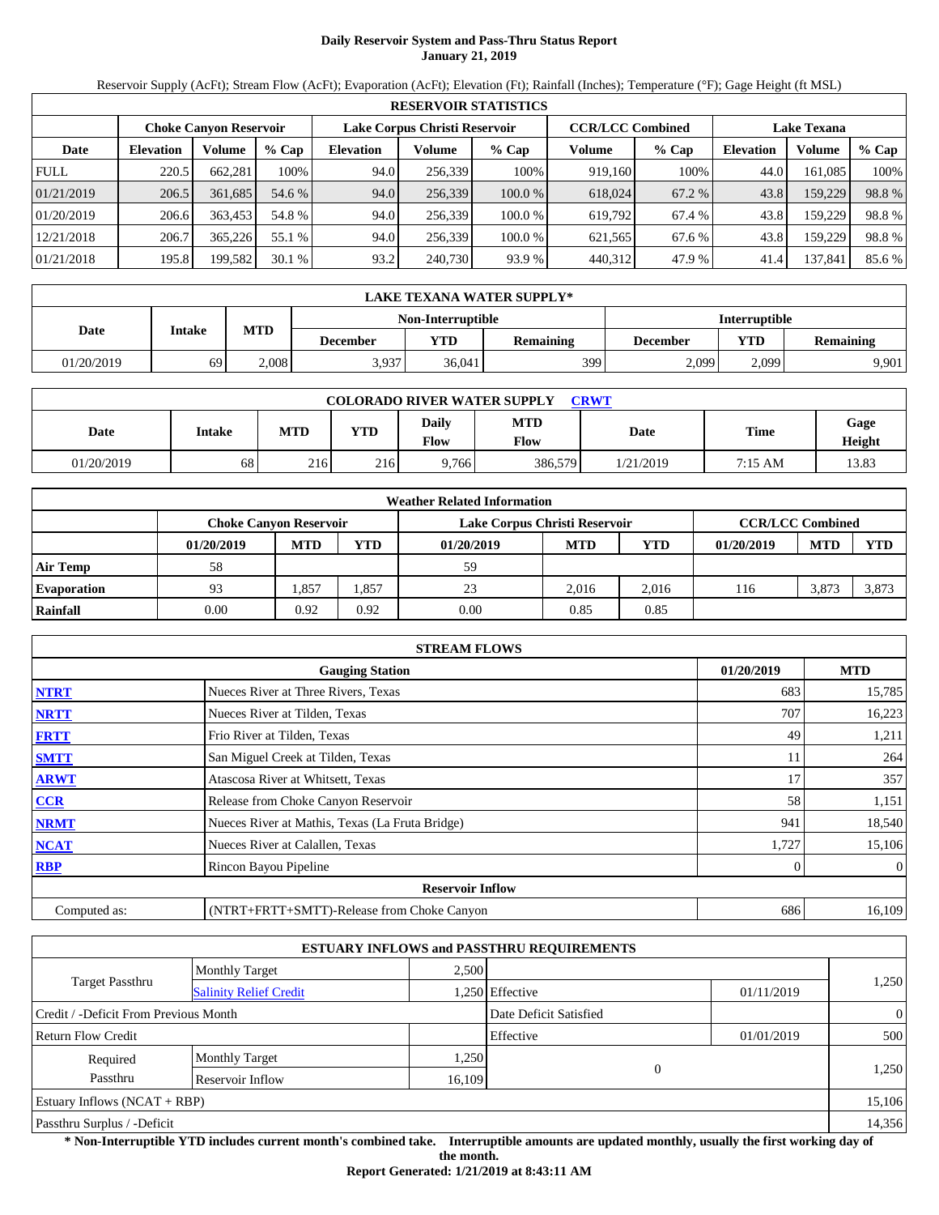# Daily Reservoir System and Pass-Thru Status Report
## January 21, 2019

Reservoir Supply (AcFt); Stream Flow (AcFt); Evaporation (AcFt); Elevation (Ft); Rainfall (Inches); Temperature (°F); Gage Height (ft MSL)

| RESERVOIR STATISTICS | | | | | | | | | | | |
|---|---|---|---|---|---|---|---|---|---|---|---|
| | Choke Canyon Reservoir | | | Lake Corpus Christi Reservoir | | | CCR/LCC Combined | | Lake Texana | | |
| Date | Elevation | Volume | % Cap | Elevation | Volume | % Cap | Volume | % Cap | Elevation | Volume | % Cap |
| FULL | 220.5 | 662,281 | 100% | 94.0 | 256,339 | 100% | 919,160 | 100% | 44.0 | 161,085 | 100% |
| 01/21/2019 | 206.5 | 361,685 | 54.6 % | 94.0 | 256,339 | 100.0 % | 618,024 | 67.2 % | 43.8 | 159,229 | 98.8 % |
| 01/20/2019 | 206.6 | 363,453 | 54.8 % | 94.0 | 256,339 | 100.0 % | 619,792 | 67.4 % | 43.8 | 159,229 | 98.8 % |
| 12/21/2018 | 206.7 | 365,226 | 55.1 % | 94.0 | 256,339 | 100.0 % | 621,565 | 67.6 % | 43.8 | 159,229 | 98.8 % |
| 01/21/2018 | 195.8 | 199,582 | 30.1 % | 93.2 | 240,730 | 93.9 % | 440,312 | 47.9 % | 41.4 | 137,841 | 85.6 % |

| LAKE TEXANA WATER SUPPLY* | | | | | | | | |
|---|---|---|---|---|---|---|---|---|
| Date | Intake | MTD | Non-Interruptible | | | Interruptible | | |
| | | | December | YTD | Remaining | December | YTD | Remaining |
| 01/20/2019 | 69 | 2,008 | 3,937 | 36,041 | 399 | 2,099 | 2,099 | 9,901 |

| COLORADO RIVER WATER SUPPLY CRWT | | | | | | | | |
|---|---|---|---|---|---|---|---|---|
| Date | Intake | MTD | YTD | Daily Flow | MTD Flow | Date | Time | Gage Height |
| 01/20/2019 | 68 | 216 | 216 | 9,766 | 386,579 | 1/21/2019 | 7:15 AM | 13.83 |

| Weather Related Information | | | | | | | | | |
|---|---|---|---|---|---|---|---|---|---|
| | Choke Canyon Reservoir | | | Lake Corpus Christi Reservoir | | | CCR/LCC Combined | | |
| | 01/20/2019 | MTD | YTD | 01/20/2019 | MTD | YTD | 01/20/2019 | MTD | YTD |
| Air Temp | 58 | | | 59 | | | | | |
| Evaporation | 93 | 1,857 | 1,857 | 23 | 2,016 | 2,016 | 116 | 3,873 | 3,873 |
| Rainfall | 0.00 | 0.92 | 0.92 | 0.00 | 0.85 | 0.85 | | | |

| STREAM FLOWS | | | |
|---|---|---|---|
| | Gauging Station | 01/20/2019 | MTD |
| NTRT | Nueces River at Three Rivers, Texas | 683 | 15,785 |
| NRTT | Nueces River at Tilden, Texas | 707 | 16,223 |
| FRTT | Frio River at Tilden, Texas | 49 | 1,211 |
| SMTT | San Miguel Creek at Tilden, Texas | 11 | 264 |
| ARWT | Atascosa River at Whitsett, Texas | 17 | 357 |
| CCR | Release from Choke Canyon Reservoir | 58 | 1,151 |
| NRMT | Nueces River at Mathis, Texas (La Fruta Bridge) | 941 | 18,540 |
| NCAT | Nueces River at Calallen, Texas | 1,727 | 15,106 |
| RBP | Rincon Bayou Pipeline | 0 | 0 |
| | Reservoir Inflow | | |
| Computed as: | (NTRT+FRTT+SMTT)-Release from Choke Canyon | 686 | 16,109 |

| ESTUARY INFLOWS and PASSTHRU REQUIREMENTS | | | | | |
|---|---|---|---|---|---|
| Target Passthru | Monthly Target | 2,500 | | | 1,250 |
| | Salinity Relief Credit | 1,250 | Effective | 01/11/2019 | |
| Credit / -Deficit From Previous Month | | | Date Deficit Satisfied | | 0 |
| Return Flow Credit | | | Effective | 01/01/2019 | 500 |
| Required Passthru | Monthly Target | 1,250 | 0 | | 1,250 |
| | Reservoir Inflow | 16,109 | | | |
| Estuary Inflows (NCAT + RBP) | | | | | 15,106 |
| Passthru Surplus / -Deficit | | | | | 14,356 |

**\* Non-Interruptible YTD includes current month's combined take. Interruptible amounts are updated monthly, usually the first working day of the month.**

**Report Generated: 1/21/2019 at 8:43:11 AM**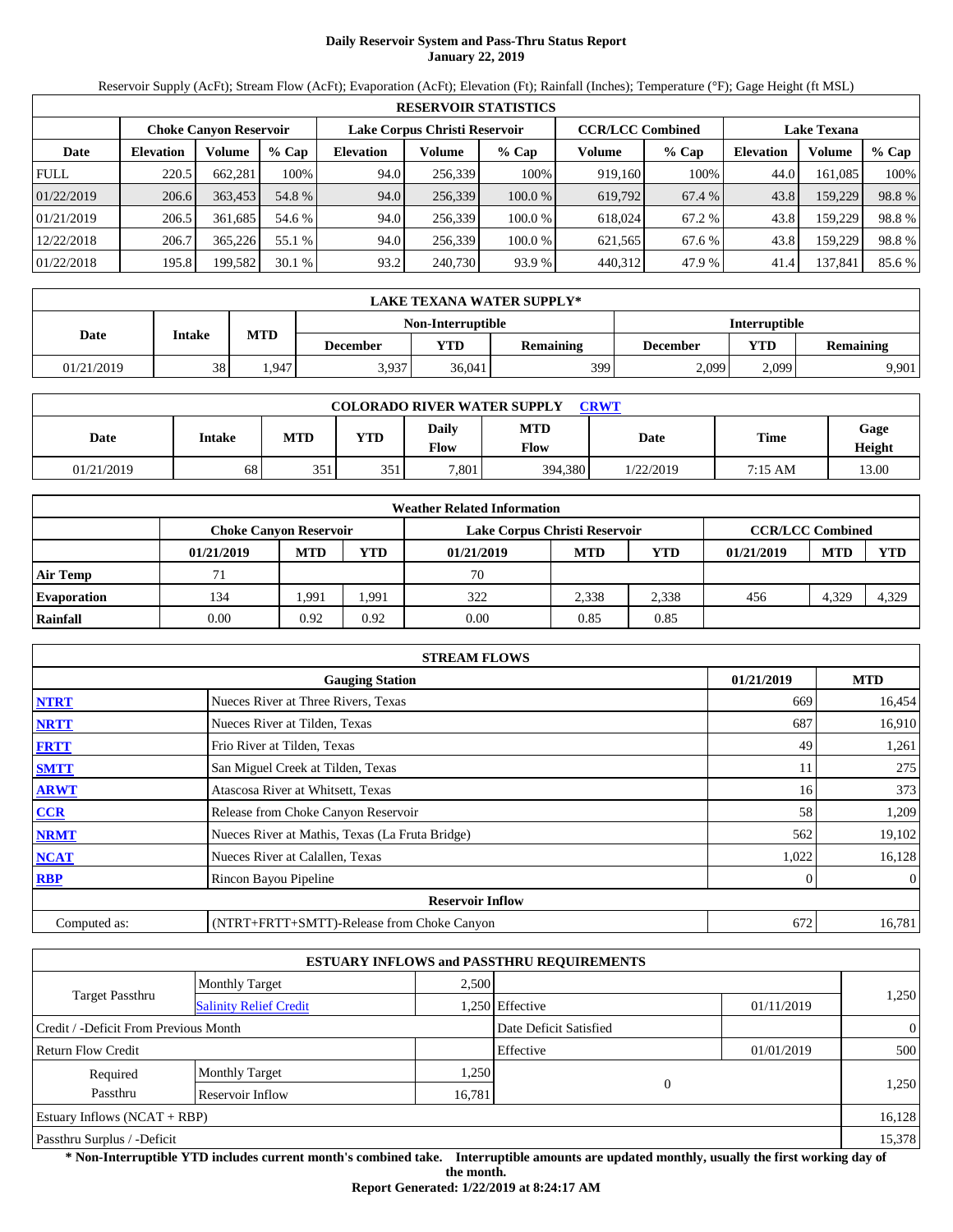# Daily Reservoir System and Pass-Thru Status Report
**January 22, 2019**

Reservoir Supply (AcFt); Stream Flow (AcFt); Evaporation (AcFt); Elevation (Ft); Rainfall (Inches); Temperature (°F); Gage Height (ft MSL)

| RESERVOIR STATISTICS | | | | | | | | | | | |
|---|---|---|---|---|---|---|---|---|---|---|---|
| | Choke Canyon Reservoir | | | Lake Corpus Christi Reservoir | | | CCR/LCC Combined | | Lake Texana | | |
| Date | Elevation | Volume | % Cap | Elevation | Volume | % Cap | Volume | % Cap | Elevation | Volume | % Cap |
| FULL | 220.5 | 662,281 | 100% | 94.0 | 256,339 | 100% | 919,160 | 100% | 44.0 | 161,085 | 100% |
| 01/22/2019 | 206.6 | 363,453 | 54.8 % | 94.0 | 256,339 | 100.0 % | 619,792 | 67.4 % | 43.8 | 159,229 | 98.8 % |
| 01/21/2019 | 206.5 | 361,685 | 54.6 % | 94.0 | 256,339 | 100.0 % | 618,024 | 67.2 % | 43.8 | 159,229 | 98.8 % |
| 12/22/2018 | 206.7 | 365,226 | 55.1 % | 94.0 | 256,339 | 100.0 % | 621,565 | 67.6 % | 43.8 | 159,229 | 98.8 % |
| 01/22/2018 | 195.8 | 199,582 | 30.1 % | 93.2 | 240,730 | 93.9 % | 440,312 | 47.9 % | 41.4 | 137,841 | 85.6 % |

| LAKE TEXANA WATER SUPPLY* | | | | | | | |
|---|---|---|---|---|---|---|---|
| Date | Intake | MTD | Non-Interruptible | | | Interruptible | | |
| | | | December | YTD | Remaining | December | YTD | Remaining |
| 01/21/2019 | 38 | 1,947 | 3,937 | 36,041 | 399 | 2,099 | 2,099 | 9,901 |

| COLORADO RIVER WATER SUPPLY CRWT | | | | | | | | |
|---|---|---|---|---|---|---|---|---|
| Date | Intake | MTD | YTD | Daily Flow | MTD Flow | Date | Time | Gage Height |
| 01/21/2019 | 68 | 351 | 351 | 7,801 | 394,380 | 1/22/2019 | 7:15 AM | 13.00 |

| Weather Related Information | | | | | | | | | |
|---|---|---|---|---|---|---|---|---|---|
| | Choke Canyon Reservoir | | | Lake Corpus Christi Reservoir | | | CCR/LCC Combined | | |
| | 01/21/2019 | MTD | YTD | 01/21/2019 | MTD | YTD | 01/21/2019 | MTD | YTD |
| Air Temp | 71 | | | 70 | | | | | |
| Evaporation | 134 | 1,991 | 1,991 | 322 | 2,338 | 2,338 | 456 | 4,329 | 4,329 |
| Rainfall | 0.00 | 0.92 | 0.92 | 0.00 | 0.85 | 0.85 | | | |

| STREAM FLOWS | | | |
|---|---|---|---|
| | Gauging Station | 01/21/2019 | MTD |
| NTRT | Nueces River at Three Rivers, Texas | 669 | 16,454 |
| NRTT | Nueces River at Tilden, Texas | 687 | 16,910 |
| FRTT | Frio River at Tilden, Texas | 49 | 1,261 |
| SMTT | San Miguel Creek at Tilden, Texas | 11 | 275 |
| ARWT | Atascosa River at Whitsett, Texas | 16 | 373 |
| CCR | Release from Choke Canyon Reservoir | 58 | 1,209 |
| NRMT | Nueces River at Mathis, Texas (La Fruta Bridge) | 562 | 19,102 |
| NCAT | Nueces River at Calallen, Texas | 1,022 | 16,128 |
| RBP | Rincon Bayou Pipeline | 0 | 0 |
| Reservoir Inflow | | | |
| Computed as: | (NTRT+FRTT+SMTT)-Release from Choke Canyon | 672 | 16,781 |

| ESTUARY INFLOWS and PASSTHRU REQUIREMENTS | | | | | |
|---|---|---|---|---|---|
| Target Passthru | Monthly Target | 2,500 | | | 1,250 |
| | Salinity Relief Credit | 1,250 | Effective | 01/11/2019 | |
| Credit / -Deficit From Previous Month | | | Date Deficit Satisfied | | 0 |
| Return Flow Credit | | | Effective | 01/01/2019 | 500 |
| Required Passthru | Monthly Target | 1,250 | 0 | | 1,250 |
| | Reservoir Inflow | 16,781 | | | |
| Estuary Inflows (NCAT + RBP) | | | | | 16,128 |
| Passthru Surplus / -Deficit | | | | | 15,378 |

**\* Non-Interruptible YTD includes current month's combined take. Interruptible amounts are updated monthly, usually the first working day of the month.**

**Report Generated: 1/22/2019 at 8:24:17 AM**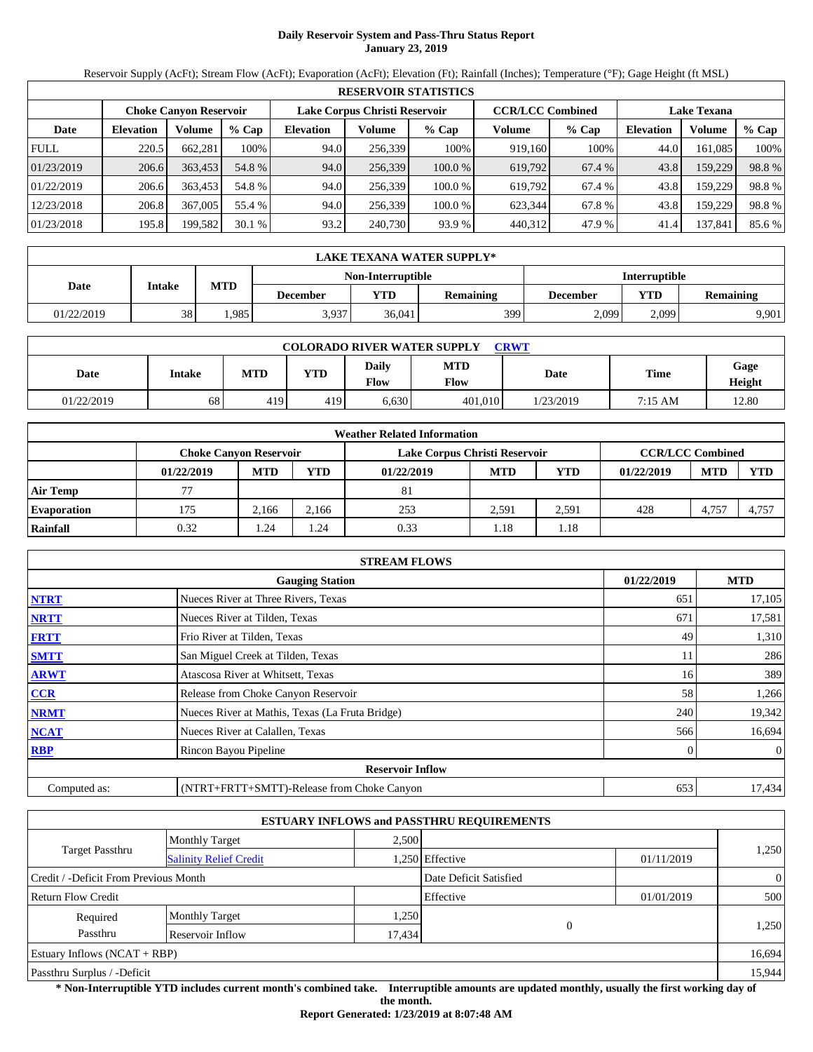# Daily Reservoir System and Pass-Thru Status Report
**January 23, 2019**

Reservoir Supply (AcFt); Stream Flow (AcFt); Evaporation (AcFt); Elevation (Ft); Rainfall (Inches); Temperature (°F); Gage Height (ft MSL)

| RESERVOIR STATISTICS | | | | | | | | | | | |
|---|---|---|---|---|---|---|---|---|---|---|---|
| | Choke Canyon Reservoir | | | Lake Corpus Christi Reservoir | | | CCR/LCC Combined | | Lake Texana | | |
| Date | Elevation | Volume | % Cap | Elevation | Volume | % Cap | Volume | % Cap | Elevation | Volume | % Cap |
| FULL | 220.5 | 662,281 | 100% | 94.0 | 256,339 | 100% | 919,160 | 100% | 44.0 | 161,085 | 100% |
| 01/23/2019 | 206.6 | 363,453 | 54.8 % | 94.0 | 256,339 | 100.0 % | 619,792 | 67.4 % | 43.8 | 159,229 | 98.8 % |
| 01/22/2019 | 206.6 | 363,453 | 54.8 % | 94.0 | 256,339 | 100.0 % | 619,792 | 67.4 % | 43.8 | 159,229 | 98.8 % |
| 12/23/2018 | 206.8 | 367,005 | 55.4 % | 94.0 | 256,339 | 100.0 % | 623,344 | 67.8 % | 43.8 | 159,229 | 98.8 % |
| 01/23/2018 | 195.8 | 199,582 | 30.1 % | 93.2 | 240,730 | 93.9 % | 440,312 | 47.9 % | 41.4 | 137,841 | 85.6 % |

| LAKE TEXANA WATER SUPPLY* | | | | | | | | |
|---|---|---|---|---|---|---|---|---|
| | | | Non-Interruptible | | | Interruptible | | |
| Date | Intake | MTD | December | YTD | Remaining | December | YTD | Remaining |
| 01/22/2019 | 38 | 1,985 | 3,937 | 36,041 | 399 | 2,099 | 2,099 | 9,901 |

| COLORADO RIVER WATER SUPPLY CRWT | | | | | | | | |
|---|---|---|---|---|---|---|---|---|
| Date | Intake | MTD | YTD | Daily Flow | MTD Flow | Date | Time | Gage Height |
| 01/22/2019 | 68 | 419 | 419 | 6,630 | 401,010 | 1/23/2019 | 7:15 AM | 12.80 |

| Weather Related Information | | | | | | | | | |
|---|---|---|---|---|---|---|---|---|---|
| | Choke Canyon Reservoir | | | Lake Corpus Christi Reservoir | | | CCR/LCC Combined | | |
| | 01/22/2019 | MTD | YTD | 01/22/2019 | MTD | YTD | 01/22/2019 | MTD | YTD |
| Air Temp | 77 | | | 81 | | | | | |
| Evaporation | 175 | 2,166 | 2,166 | 253 | 2,591 | 2,591 | 428 | 4,757 | 4,757 |
| Rainfall | 0.32 | 1.24 | 1.24 | 0.33 | 1.18 | 1.18 | | | |

| STREAM FLOWS | | | |
|---|---|---|---|
| | Gauging Station | 01/22/2019 | MTD |
| NTRT | Nueces River at Three Rivers, Texas | 651 | 17,105 |
| NRTT | Nueces River at Tilden, Texas | 671 | 17,581 |
| FRTT | Frio River at Tilden, Texas | 49 | 1,310 |
| SMTT | San Miguel Creek at Tilden, Texas | 11 | 286 |
| ARWT | Atascosa River at Whitsett, Texas | 16 | 389 |
| CCR | Release from Choke Canyon Reservoir | 58 | 1,266 |
| NRMT | Nueces River at Mathis, Texas (La Fruta Bridge) | 240 | 19,342 |
| NCAT | Nueces River at Calallen, Texas | 566 | 16,694 |
| RBP | Rincon Bayou Pipeline | 0 | 0 |
| | Reservoir Inflow | | |
| Computed as: | (NTRT+FRTT+SMTT)-Release from Choke Canyon | 653 | 17,434 |

| ESTUARY INFLOWS and PASSTHRU REQUIREMENTS | | | | | |
|---|---|---|---|---|---|
| Target Passthru | Monthly Target | 2,500 | | | 1,250 |
| | Salinity Relief Credit | 1,250 | Effective | 01/11/2019 | |
| Credit / -Deficit From Previous Month | | | Date Deficit Satisfied | | 0 |
| Return Flow Credit | | | Effective | 01/01/2019 | 500 |
| Required Passthru | Monthly Target | 1,250 | 0 | | 1,250 |
| | Reservoir Inflow | 17,434 | | | |
| Estuary Inflows (NCAT + RBP) | | | | | 16,694 |
| Passthru Surplus / -Deficit | | | | | 15,944 |

**\* Non-Interruptible YTD includes current month's combined take. Interruptible amounts are updated monthly, usually the first working day of the month.**

**Report Generated: 1/23/2019 at 8:07:48 AM**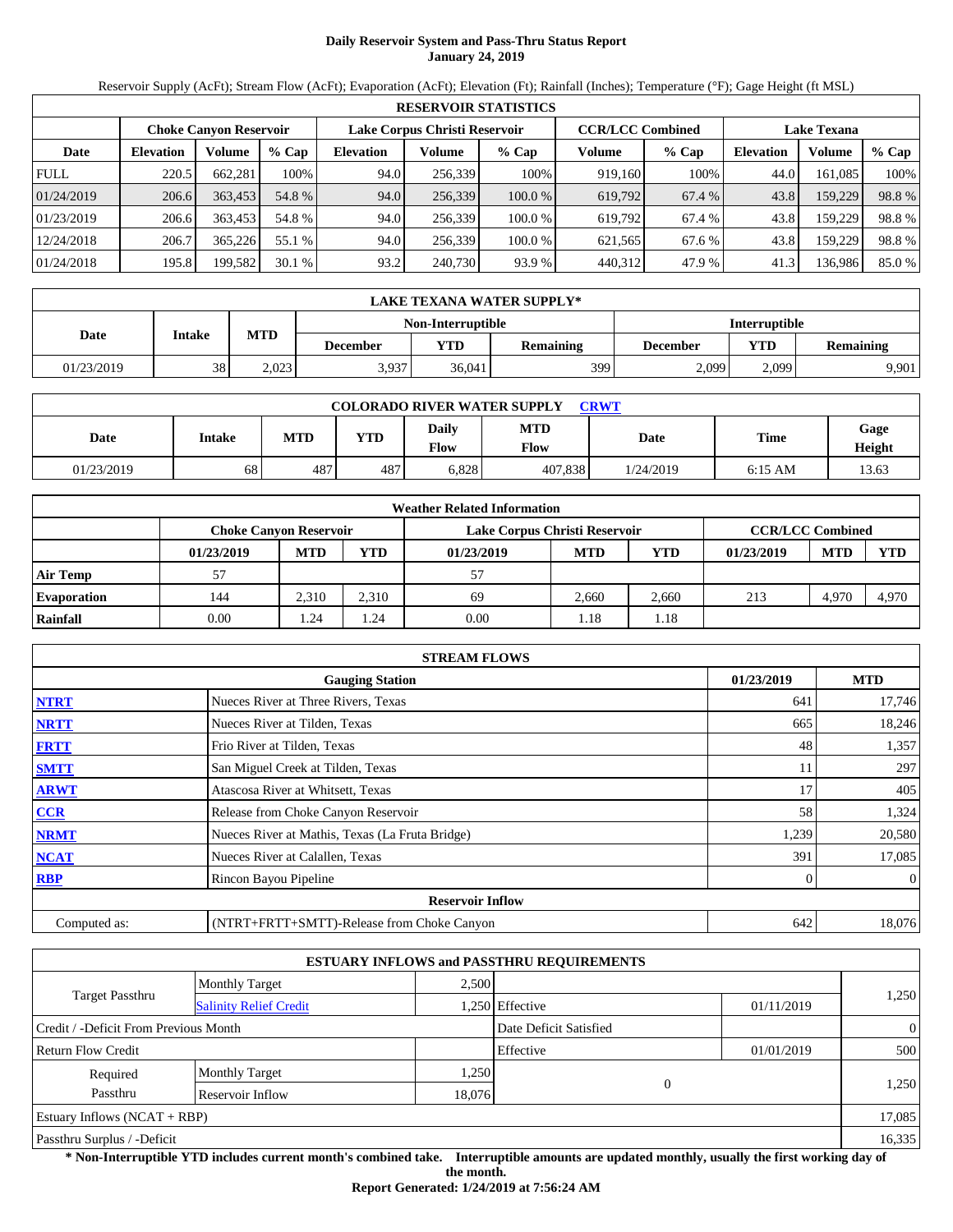# Daily Reservoir System and Pass-Thru Status Report
**January 24, 2019**

Reservoir Supply (AcFt); Stream Flow (AcFt); Evaporation (AcFt); Elevation (Ft); Rainfall (Inches); Temperature (°F); Gage Height (ft MSL)

| RESERVOIR STATISTICS | | | | | | | | | | | |
|---|---|---|---|---|---|---|---|---|---|---|---|
| | Choke Canyon Reservoir | | | Lake Corpus Christi Reservoir | | | CCR/LCC Combined | | Lake Texana | | |
| Date | Elevation | Volume | % Cap | Elevation | Volume | % Cap | Volume | % Cap | Elevation | Volume | % Cap |
| FULL | 220.5 | 662,281 | 100% | 94.0 | 256,339 | 100% | 919,160 | 100% | 44.0 | 161,085 | 100% |
| 01/24/2019 | 206.6 | 363,453 | 54.8 % | 94.0 | 256,339 | 100.0 % | 619,792 | 67.4 % | 43.8 | 159,229 | 98.8 % |
| 01/23/2019 | 206.6 | 363,453 | 54.8 % | 94.0 | 256,339 | 100.0 % | 619,792 | 67.4 % | 43.8 | 159,229 | 98.8 % |
| 12/24/2018 | 206.7 | 365,226 | 55.1 % | 94.0 | 256,339 | 100.0 % | 621,565 | 67.6 % | 43.8 | 159,229 | 98.8 % |
| 01/24/2018 | 195.8 | 199,582 | 30.1 % | 93.2 | 240,730 | 93.9 % | 440,312 | 47.9 % | 41.3 | 136,986 | 85.0 % |

| LAKE TEXANA WATER SUPPLY* | | | | | | | |
|---|---|---|---|---|---|---|---|
| Date | Intake | MTD | Non-Interruptible | | | Interruptible | | |
| | | | December | YTD | Remaining | December | YTD | Remaining |
| 01/23/2019 | 38 | 2,023 | 3,937 | 36,041 | 399 | 2,099 | 2,099 | 9,901 |

| COLORADO RIVER WATER SUPPLY CRWT | | | | | | | | |
|---|---|---|---|---|---|---|---|---|
| Date | Intake | MTD | YTD | Daily Flow | MTD Flow | Date | Time | Gage Height |
| 01/23/2019 | 68 | 487 | 487 | 6,828 | 407,838 | 1/24/2019 | 6:15 AM | 13.63 |

| Weather Related Information | | | | | | | | | |
|---|---|---|---|---|---|---|---|---|---|
| | Choke Canyon Reservoir | | | Lake Corpus Christi Reservoir | | | CCR/LCC Combined | | |
| | 01/23/2019 | MTD | YTD | 01/23/2019 | MTD | YTD | 01/23/2019 | MTD | YTD |
| Air Temp | 57 | | | 57 | | | | | |
| Evaporation | 144 | 2,310 | 2,310 | 69 | 2,660 | 2,660 | 213 | 4,970 | 4,970 |
| Rainfall | 0.00 | 1.24 | 1.24 | 0.00 | 1.18 | 1.18 | | | |

| STREAM FLOWS | | | |
|---|---|---|---|
| | Gauging Station | 01/23/2019 | MTD |
| NTRT | Nueces River at Three Rivers, Texas | 641 | 17,746 |
| NRTT | Nueces River at Tilden, Texas | 665 | 18,246 |
| FRTT | Frio River at Tilden, Texas | 48 | 1,357 |
| SMTT | San Miguel Creek at Tilden, Texas | 11 | 297 |
| ARWT | Atascosa River at Whitsett, Texas | 17 | 405 |
| CCR | Release from Choke Canyon Reservoir | 58 | 1,324 |
| NRMT | Nueces River at Mathis, Texas (La Fruta Bridge) | 1,239 | 20,580 |
| NCAT | Nueces River at Calallen, Texas | 391 | 17,085 |
| RBP | Rincon Bayou Pipeline | 0 | 0 |
| **Reservoir Inflow** | | | |
| Computed as: | (NTRT+FRTT+SMTT)-Release from Choke Canyon | 642 | 18,076 |

| ESTUARY INFLOWS and PASSTHRU REQUIREMENTS | | | | | |
|---|---|---|---|---|---|
| Target Passthru | Monthly Target | 2,500 | | | 1,250 |
| | Salinity Relief Credit | 1,250 | Effective | 01/11/2019 | |
| Credit / -Deficit From Previous Month | | | Date Deficit Satisfied | | 0 |
| Return Flow Credit | | | Effective | 01/01/2019 | 500 |
| Required Passthru | Monthly Target | 1,250 | 0 | | 1,250 |
| | Reservoir Inflow | 18,076 | | | |
| Estuary Inflows (NCAT + RBP) | | | | | 17,085 |
| Passthru Surplus / -Deficit | | | | | 16,335 |

**\* Non-Interruptible YTD includes current month's combined take. Interruptible amounts are updated monthly, usually the first working day of the month.**

**Report Generated: 1/24/2019 at 7:56:24 AM**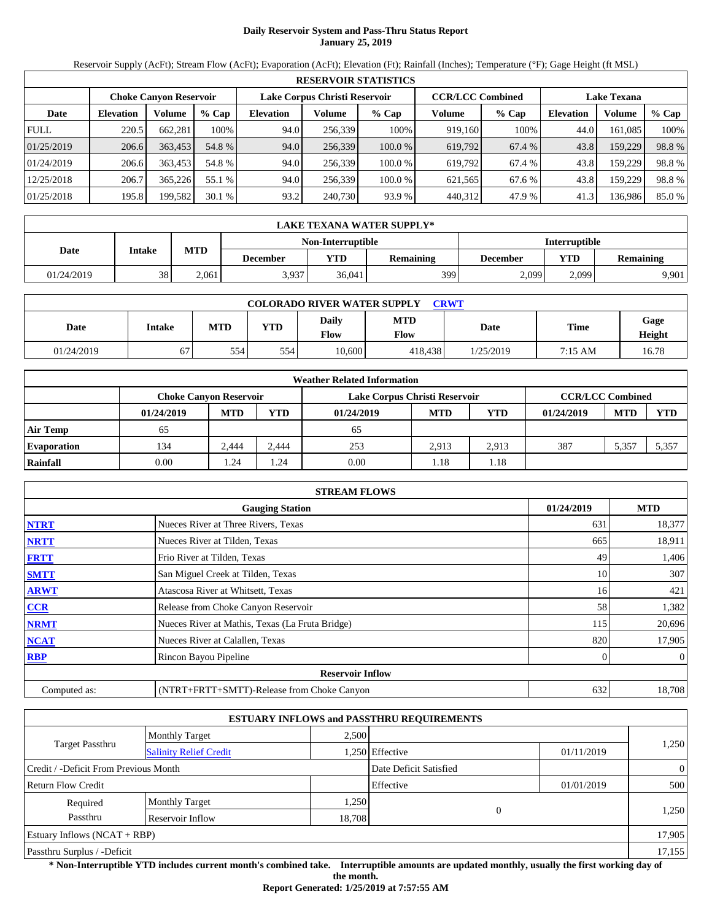# Daily Reservoir System and Pass-Thru Status Report
## January 25, 2019

Reservoir Supply (AcFt); Stream Flow (AcFt); Evaporation (AcFt); Elevation (Ft); Rainfall (Inches); Temperature (°F); Gage Height (ft MSL)

| RESERVOIR STATISTICS | | | | | | | | | | | |
|---|---|---|---|---|---|---|---|---|---|---|---|
| | Choke Canyon Reservoir | | | Lake Corpus Christi Reservoir | | | CCR/LCC Combined | | Lake Texana | | |
| Date | Elevation | Volume | % Cap | Elevation | Volume | % Cap | Volume | % Cap | Elevation | Volume | % Cap |
| FULL | 220.5 | 662,281 | 100% | 94.0 | 256,339 | 100% | 919,160 | 100% | 44.0 | 161,085 | 100% |
| 01/25/2019 | 206.6 | 363,453 | 54.8 % | 94.0 | 256,339 | 100.0 % | 619,792 | 67.4 % | 43.8 | 159,229 | 98.8 % |
| 01/24/2019 | 206.6 | 363,453 | 54.8 % | 94.0 | 256,339 | 100.0 % | 619,792 | 67.4 % | 43.8 | 159,229 | 98.8 % |
| 12/25/2018 | 206.7 | 365,226 | 55.1 % | 94.0 | 256,339 | 100.0 % | 621,565 | 67.6 % | 43.8 | 159,229 | 98.8 % |
| 01/25/2018 | 195.8 | 199,582 | 30.1 % | 93.2 | 240,730 | 93.9 % | 440,312 | 47.9 % | 41.3 | 136,986 | 85.0 % |

| LAKE TEXANA WATER SUPPLY* | | | | | | | | |
|---|---|---|---|---|---|---|---|---|
| Date | Intake | MTD | Non-Interruptible | | | Interruptible | | |
| | | | December | YTD | Remaining | December | YTD | Remaining |
| 01/24/2019 | 38 | 2,061 | 3,937 | 36,041 | 399 | 2,099 | 2,099 | 9,901 |

| COLORADO RIVER WATER SUPPLY CRWT | | | | | | | | |
|---|---|---|---|---|---|---|---|---|
| Date | Intake | MTD | YTD | Daily Flow | MTD Flow | Date | Time | Gage Height |
| 01/24/2019 | 67 | 554 | 554 | 10,600 | 418,438 | 1/25/2019 | 7:15 AM | 16.78 |

| Weather Related Information | | | | | | | | | |
|---|---|---|---|---|---|---|---|---|---|
| | Choke Canyon Reservoir | | | Lake Corpus Christi Reservoir | | | CCR/LCC Combined | | |
| | 01/24/2019 | MTD | YTD | 01/24/2019 | MTD | YTD | 01/24/2019 | MTD | YTD |
| Air Temp | 65 | | | 65 | | | | | |
| Evaporation | 134 | 2,444 | 2,444 | 253 | 2,913 | 2,913 | 387 | 5,357 | 5,357 |
| Rainfall | 0.00 | 1.24 | 1.24 | 0.00 | 1.18 | 1.18 | | | |

| STREAM FLOWS | | | |
|---|---|---|---|
| | Gauging Station | 01/24/2019 | MTD |
| NTRT | Nueces River at Three Rivers, Texas | 631 | 18,377 |
| NRTT | Nueces River at Tilden, Texas | 665 | 18,911 |
| FRTT | Frio River at Tilden, Texas | 49 | 1,406 |
| SMTT | San Miguel Creek at Tilden, Texas | 10 | 307 |
| ARWT | Atascosa River at Whitsett, Texas | 16 | 421 |
| CCR | Release from Choke Canyon Reservoir | 58 | 1,382 |
| NRMT | Nueces River at Mathis, Texas (La Fruta Bridge) | 115 | 20,696 |
| NCAT | Nueces River at Calallen, Texas | 820 | 17,905 |
| RBP | Rincon Bayou Pipeline | 0 | 0 |
| | Reservoir Inflow | | |
| Computed as: | (NTRT+FRTT+SMTT)-Release from Choke Canyon | 632 | 18,708 |

| ESTUARY INFLOWS and PASSTHRU REQUIREMENTS | | | | | |
|---|---|---|---|---|---|
| Target Passthru | Monthly Target | 2,500 | | | 1,250 |
| | Salinity Relief Credit | 1,250 | Effective | 01/11/2019 | |
| Credit / -Deficit From Previous Month | | | Date Deficit Satisfied | | 0 |
| Return Flow Credit | | | Effective | 01/01/2019 | 500 |
| Required Passthru | Monthly Target | 1,250 | 0 | | 1,250 |
| | Reservoir Inflow | 18,708 | | | |
| Estuary Inflows (NCAT + RBP) | | | | | 17,905 |
| Passthru Surplus / -Deficit | | | | | 17,155 |

**\* Non-Interruptible YTD includes current month's combined take. Interruptible amounts are updated monthly, usually the first working day of the month.**

**Report Generated: 1/25/2019 at 7:57:55 AM**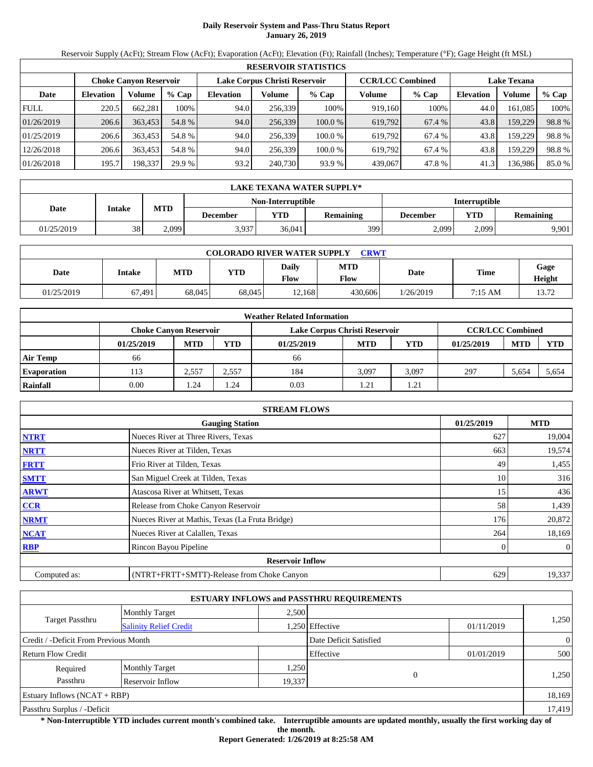# Daily Reservoir System and Pass-Thru Status Report
## January 26, 2019

Reservoir Supply (AcFt); Stream Flow (AcFt); Evaporation (AcFt); Elevation (Ft); Rainfall (Inches); Temperature (°F); Gage Height (ft MSL)

| RESERVOIR STATISTICS | | | | | | | | | | | |
|---|---|---|---|---|---|---|---|---|---|---|---|
| | Choke Canyon Reservoir | | | Lake Corpus Christi Reservoir | | | CCR/LCC Combined | | Lake Texana | | |
| Date | Elevation | Volume | % Cap | Elevation | Volume | % Cap | Volume | % Cap | Elevation | Volume | % Cap |
| FULL | 220.5 | 662,281 | 100% | 94.0 | 256,339 | 100% | 919,160 | 100% | 44.0 | 161,085 | 100% |
| 01/26/2019 | 206.6 | 363,453 | 54.8 % | 94.0 | 256,339 | 100.0 % | 619,792 | 67.4 % | 43.8 | 159,229 | 98.8 % |
| 01/25/2019 | 206.6 | 363,453 | 54.8 % | 94.0 | 256,339 | 100.0 % | 619,792 | 67.4 % | 43.8 | 159,229 | 98.8 % |
| 12/26/2018 | 206.6 | 363,453 | 54.8 % | 94.0 | 256,339 | 100.0 % | 619,792 | 67.4 % | 43.8 | 159,229 | 98.8 % |
| 01/26/2018 | 195.7 | 198,337 | 29.9 % | 93.2 | 240,730 | 93.9 % | 439,067 | 47.8 % | 41.3 | 136,986 | 85.0 % |

| LAKE TEXANA WATER SUPPLY* | | | | | | | | |
|---|---|---|---|---|---|---|---|---|
| Date | Intake | MTD | Non-Interruptible | | | Interruptible | | |
| | | | December | YTD | Remaining | December | YTD | Remaining |
| 01/25/2019 | 38 | 2,099 | 3,937 | 36,041 | 399 | 2,099 | 2,099 | 9,901 |

| COLORADO RIVER WATER SUPPLY CRWT | | | | | | | | |
|---|---|---|---|---|---|---|---|---|
| Date | Intake | MTD | YTD | Daily Flow | MTD Flow | Date | Time | Gage Height |
| 01/25/2019 | 67,491 | 68,045 | 68,045 | 12,168 | 430,606 | 1/26/2019 | 7:15 AM | 13.72 |

| Weather Related Information | | | | | | | | | |
|---|---|---|---|---|---|---|---|---|---|
| | Choke Canyon Reservoir | | | Lake Corpus Christi Reservoir | | | CCR/LCC Combined | | |
| | 01/25/2019 | MTD | YTD | 01/25/2019 | MTD | YTD | 01/25/2019 | MTD | YTD |
| Air Temp | 66 | | | 66 | | | | | |
| Evaporation | 113 | 2,557 | 2,557 | 184 | 3,097 | 3,097 | 297 | 5,654 | 5,654 |
| Rainfall | 0.00 | 1.24 | 1.24 | 0.03 | 1.21 | 1.21 | | | |

| STREAM FLOWS | | | |
|---|---|---|---|
| | Gauging Station | 01/25/2019 | MTD |
| NTRT | Nueces River at Three Rivers, Texas | 627 | 19,004 |
| NRTT | Nueces River at Tilden, Texas | 663 | 19,574 |
| FRTT | Frio River at Tilden, Texas | 49 | 1,455 |
| SMTT | San Miguel Creek at Tilden, Texas | 10 | 316 |
| ARWT | Atascosa River at Whitsett, Texas | 15 | 436 |
| CCR | Release from Choke Canyon Reservoir | 58 | 1,439 |
| NRMT | Nueces River at Mathis, Texas (La Fruta Bridge) | 176 | 20,872 |
| NCAT | Nueces River at Calallen, Texas | 264 | 18,169 |
| RBP | Rincon Bayou Pipeline | 0 | 0 |
| **Reservoir Inflow** | | | |
| Computed as: | (NTRT+FRTT+SMTT)-Release from Choke Canyon | 629 | 19,337 |

| ESTUARY INFLOWS and PASSTHRU REQUIREMENTS | | | | | |
|---|---|---|---|---|---|
| Target Passthru | Monthly Target | 2,500 | | | 1,250 |
| | Salinity Relief Credit | 1,250 | Effective | 01/11/2019 | |
| Credit / -Deficit From Previous Month | | | Date Deficit Satisfied | | 0 |
| Return Flow Credit | | | Effective | 01/01/2019 | 500 |
| Required Passthru | Monthly Target | 1,250 | 0 | | 1,250 |
| | Reservoir Inflow | 19,337 | | | |
| Estuary Inflows (NCAT + RBP) | | | | | 18,169 |
| Passthru Surplus / -Deficit | | | | | 17,419 |

**\* Non-Interruptible YTD includes current month's combined take. Interruptible amounts are updated monthly, usually the first working day of the month.**

**Report Generated: 1/26/2019 at 8:25:58 AM**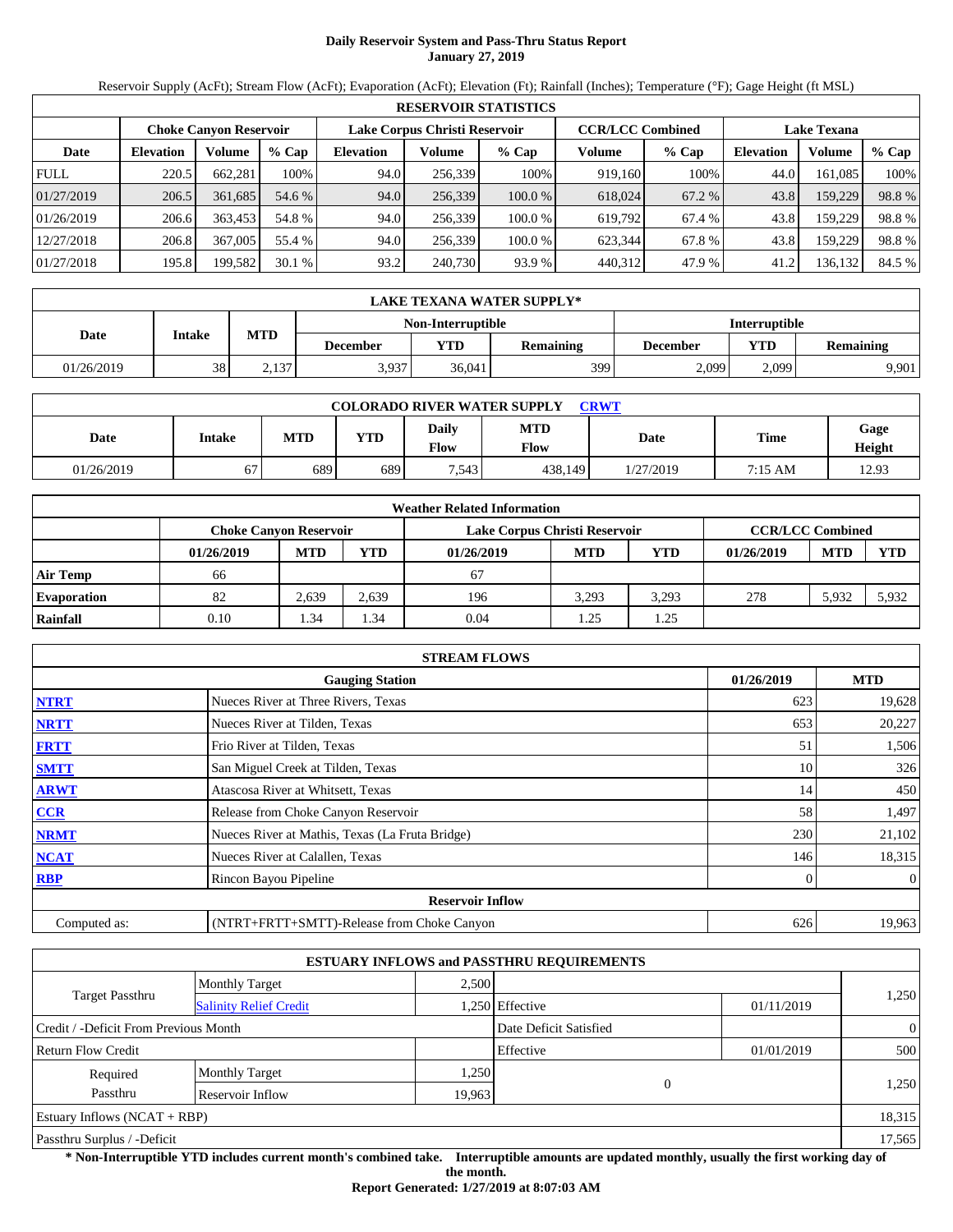# Daily Reservoir System and Pass-Thru Status Report
## January 27, 2019

Reservoir Supply (AcFt); Stream Flow (AcFt); Evaporation (AcFt); Elevation (Ft); Rainfall (Inches); Temperature (°F); Gage Height (ft MSL)

| RESERVOIR STATISTICS | | | | | | | | | | | |
|---|---|---|---|---|---|---|---|---|---|---|---|
| | Choke Canyon Reservoir | | | Lake Corpus Christi Reservoir | | | CCR/LCC Combined | | Lake Texana | | |
| Date | Elevation | Volume | % Cap | Elevation | Volume | % Cap | Volume | % Cap | Elevation | Volume | % Cap |
| FULL | 220.5 | 662,281 | 100% | 94.0 | 256,339 | 100% | 919,160 | 100% | 44.0 | 161,085 | 100% |
| 01/27/2019 | 206.5 | 361,685 | 54.6 % | 94.0 | 256,339 | 100.0 % | 618,024 | 67.2 % | 43.8 | 159,229 | 98.8 % |
| 01/26/2019 | 206.6 | 363,453 | 54.8 % | 94.0 | 256,339 | 100.0 % | 619,792 | 67.4 % | 43.8 | 159,229 | 98.8 % |
| 12/27/2018 | 206.8 | 367,005 | 55.4 % | 94.0 | 256,339 | 100.0 % | 623,344 | 67.8 % | 43.8 | 159,229 | 98.8 % |
| 01/27/2018 | 195.8 | 199,582 | 30.1 % | 93.2 | 240,730 | 93.9 % | 440,312 | 47.9 % | 41.2 | 136,132 | 84.5 % |

| LAKE TEXANA WATER SUPPLY* | | | | | | | |
|---|---|---|---|---|---|---|---|
| Date | Intake | MTD | Non-Interruptible | | | Interruptible | | |
| | | | December | YTD | Remaining | December | YTD | Remaining |
| 01/26/2019 | 38 | 2,137 | 3,937 | 36,041 | 399 | 2,099 | 2,099 | 9,901 |

| COLORADO RIVER WATER SUPPLY CRWT | | | | | | | | |
|---|---|---|---|---|---|---|---|---|
| Date | Intake | MTD | YTD | Daily Flow | MTD Flow | Date | Time | Gage Height |
| 01/26/2019 | 67 | 689 | 689 | 7,543 | 438,149 | 1/27/2019 | 7:15 AM | 12.93 |

| Weather Related Information | | | | | | | | | |
|---|---|---|---|---|---|---|---|---|---|
| | Choke Canyon Reservoir | | | Lake Corpus Christi Reservoir | | | CCR/LCC Combined | | |
| | 01/26/2019 | MTD | YTD | 01/26/2019 | MTD | YTD | 01/26/2019 | MTD | YTD |
| Air Temp | 66 | | | 67 | | | | | |
| Evaporation | 82 | 2,639 | 2,639 | 196 | 3,293 | 3,293 | 278 | 5,932 | 5,932 |
| Rainfall | 0.10 | 1.34 | 1.34 | 0.04 | 1.25 | 1.25 | | | |

| STREAM FLOWS | | | |
|---|---|---|---|
| | Gauging Station | 01/26/2019 | MTD |
| NTRT | Nueces River at Three Rivers, Texas | 623 | 19,628 |
| NRTT | Nueces River at Tilden, Texas | 653 | 20,227 |
| FRTT | Frio River at Tilden, Texas | 51 | 1,506 |
| SMTT | San Miguel Creek at Tilden, Texas | 10 | 326 |
| ARWT | Atascosa River at Whitsett, Texas | 14 | 450 |
| CCR | Release from Choke Canyon Reservoir | 58 | 1,497 |
| NRMT | Nueces River at Mathis, Texas (La Fruta Bridge) | 230 | 21,102 |
| NCAT | Nueces River at Calallen, Texas | 146 | 18,315 |
| RBP | Rincon Bayou Pipeline | 0 | 0 |
| | **Reservoir Inflow** | | |
| Computed as: | (NTRT+FRTT+SMTT)-Release from Choke Canyon | 626 | 19,963 |

| ESTUARY INFLOWS and PASSTHRU REQUIREMENTS | | | | | |
|---|---|---|---|---|---|
| Target Passthru | Monthly Target | 2,500 | | | 1,250 |
| | Salinity Relief Credit | 1,250 | Effective | 01/11/2019 | |
| Credit / -Deficit From Previous Month | | | Date Deficit Satisfied | | 0 |
| Return Flow Credit | | | Effective | 01/01/2019 | 500 |
| Required Passthru | Monthly Target | 1,250 | 0 | | 1,250 |
| | Reservoir Inflow | 19,963 | | | |
| Estuary Inflows (NCAT + RBP) | | | | | 18,315 |
| Passthru Surplus / -Deficit | | | | | 17,565 |

**\* Non-Interruptible YTD includes current month's combined take. Interruptible amounts are updated monthly, usually the first working day of the month.**

**Report Generated: 1/27/2019 at 8:07:03 AM**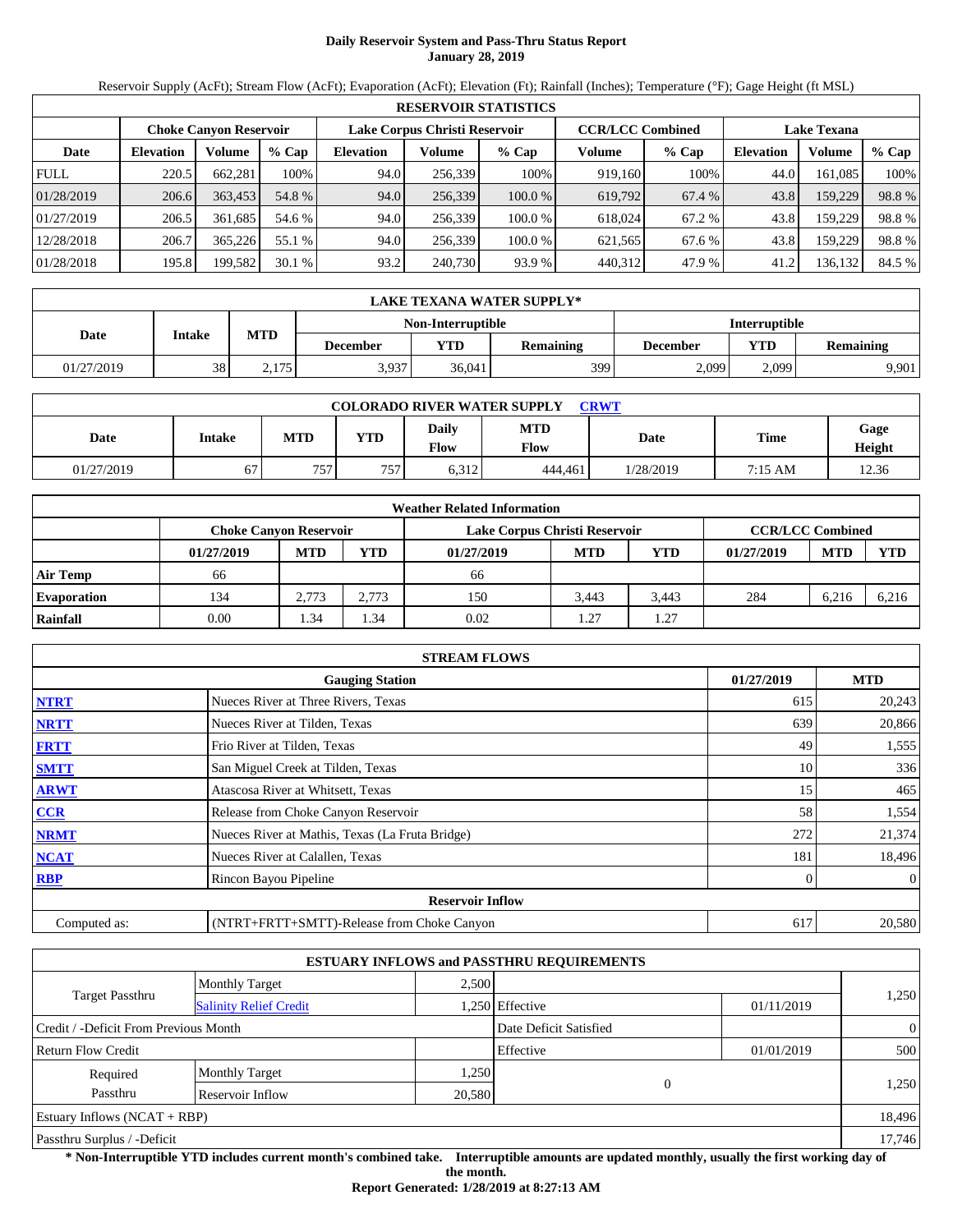# Daily Reservoir System and Pass-Thru Status Report
## January 28, 2019

Reservoir Supply (AcFt); Stream Flow (AcFt); Evaporation (AcFt); Elevation (Ft); Rainfall (Inches); Temperature (°F); Gage Height (ft MSL)

| RESERVOIR STATISTICS | | | | | | | | | | | |
|---|---|---|---|---|---|---|---|---|---|---|---|
| | Choke Canyon Reservoir | | | Lake Corpus Christi Reservoir | | | CCR/LCC Combined | | Lake Texana | | |
| Date | Elevation | Volume | % Cap | Elevation | Volume | % Cap | Volume | % Cap | Elevation | Volume | % Cap |
| FULL | 220.5 | 662,281 | 100% | 94.0 | 256,339 | 100% | 919,160 | 100% | 44.0 | 161,085 | 100% |
| 01/28/2019 | 206.6 | 363,453 | 54.8 % | 94.0 | 256,339 | 100.0 % | 619,792 | 67.4 % | 43.8 | 159,229 | 98.8 % |
| 01/27/2019 | 206.5 | 361,685 | 54.6 % | 94.0 | 256,339 | 100.0 % | 618,024 | 67.2 % | 43.8 | 159,229 | 98.8 % |
| 12/28/2018 | 206.7 | 365,226 | 55.1 % | 94.0 | 256,339 | 100.0 % | 621,565 | 67.6 % | 43.8 | 159,229 | 98.8 % |
| 01/28/2018 | 195.8 | 199,582 | 30.1 % | 93.2 | 240,730 | 93.9 % | 440,312 | 47.9 % | 41.2 | 136,132 | 84.5 % |

| LAKE TEXANA WATER SUPPLY* | | | | | | | |
|---|---|---|---|---|---|---|---|
| Date | Intake | MTD | Non-Interruptible | | | Interruptible | | |
| | | | December | YTD | Remaining | December | YTD | Remaining |
| 01/27/2019 | 38 | 2,175 | 3,937 | 36,041 | 399 | 2,099 | 2,099 | 9,901 |

| COLORADO RIVER WATER SUPPLY CRWT | | | | | | | | |
|---|---|---|---|---|---|---|---|---|
| Date | Intake | MTD | YTD | Daily Flow | MTD Flow | Date | Time | Gage Height |
| 01/27/2019 | 67 | 757 | 757 | 6,312 | 444,461 | 1/28/2019 | 7:15 AM | 12.36 |

| Weather Related Information | | | | | | | | | |
|---|---|---|---|---|---|---|---|---|---|
| | Choke Canyon Reservoir | | | Lake Corpus Christi Reservoir | | | CCR/LCC Combined | | |
| | 01/27/2019 | MTD | YTD | 01/27/2019 | MTD | YTD | 01/27/2019 | MTD | YTD |
| Air Temp | 66 | | | 66 | | | | | |
| Evaporation | 134 | 2,773 | 2,773 | 150 | 3,443 | 3,443 | 284 | 6,216 | 6,216 |
| Rainfall | 0.00 | 1.34 | 1.34 | 0.02 | 1.27 | 1.27 | | | |

| STREAM FLOWS | | | |
|---|---|---|---|
| | Gauging Station | 01/27/2019 | MTD |
| NTRT | Nueces River at Three Rivers, Texas | 615 | 20,243 |
| NRTT | Nueces River at Tilden, Texas | 639 | 20,866 |
| FRTT | Frio River at Tilden, Texas | 49 | 1,555 |
| SMTT | San Miguel Creek at Tilden, Texas | 10 | 336 |
| ARWT | Atascosa River at Whitsett, Texas | 15 | 465 |
| CCR | Release from Choke Canyon Reservoir | 58 | 1,554 |
| NRMT | Nueces River at Mathis, Texas (La Fruta Bridge) | 272 | 21,374 |
| NCAT | Nueces River at Calallen, Texas | 181 | 18,496 |
| RBP | Rincon Bayou Pipeline | 0 | 0 |
| **Reservoir Inflow** | | | |
| Computed as: | (NTRT+FRTT+SMTT)-Release from Choke Canyon | 617 | 20,580 |

| ESTUARY INFLOWS and PASSTHRU REQUIREMENTS | | | | | |
|---|---|---|---|---|---|
| Target Passthru | Monthly Target | 2,500 | | | 1,250 |
| | Salinity Relief Credit | 1,250 | Effective | 01/11/2019 | |
| Credit / -Deficit From Previous Month | | | Date Deficit Satisfied | | 0 |
| Return Flow Credit | | | Effective | 01/01/2019 | 500 |
| Required Passthru | Monthly Target | 1,250 | 0 | | 1,250 |
| | Reservoir Inflow | 20,580 | | | |
| Estuary Inflows (NCAT + RBP) | | | | | 18,496 |
| Passthru Surplus / -Deficit | | | | | 17,746 |

**\* Non-Interruptible YTD includes current month's combined take. Interruptible amounts are updated monthly, usually the first working day of the month.**

**Report Generated: 1/28/2019 at 8:27:13 AM**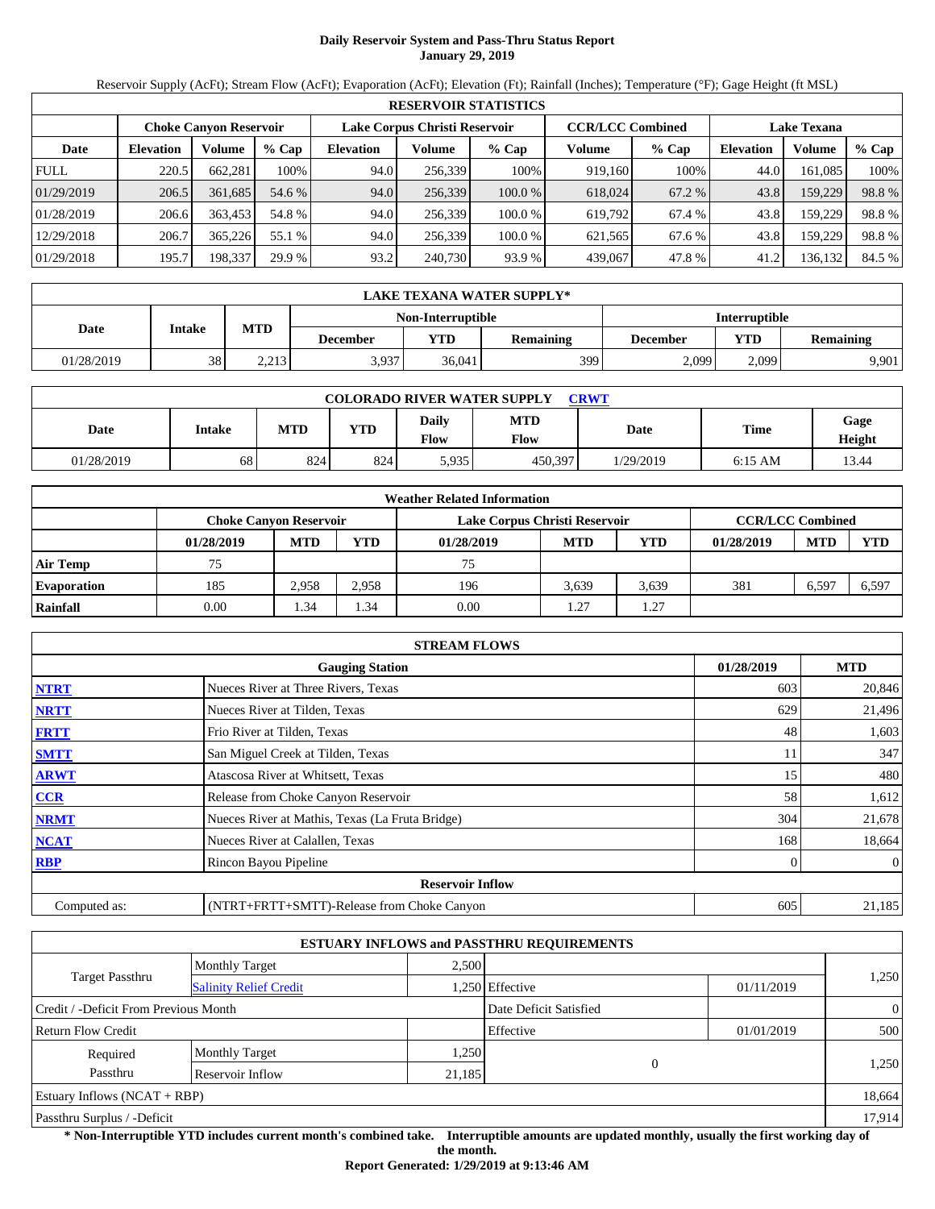# Daily Reservoir System and Pass-Thru Status Report
**January 29, 2019**

Reservoir Supply (AcFt); Stream Flow (AcFt); Evaporation (AcFt); Elevation (Ft); Rainfall (Inches); Temperature (°F); Gage Height (ft MSL)

| RESERVOIR STATISTICS | | | | | | | | | | | |
|---|---|---|---|---|---|---|---|---|---|---|---|
| | Choke Canyon Reservoir | | | Lake Corpus Christi Reservoir | | | CCR/LCC Combined | | Lake Texana | | |
| Date | Elevation | Volume | % Cap | Elevation | Volume | % Cap | Volume | % Cap | Elevation | Volume | % Cap |
| FULL | 220.5 | 662,281 | 100% | 94.0 | 256,339 | 100% | 919,160 | 100% | 44.0 | 161,085 | 100% |
| 01/29/2019 | 206.5 | 361,685 | 54.6 % | 94.0 | 256,339 | 100.0 % | 618,024 | 67.2 % | 43.8 | 159,229 | 98.8 % |
| 01/28/2019 | 206.6 | 363,453 | 54.8 % | 94.0 | 256,339 | 100.0 % | 619,792 | 67.4 % | 43.8 | 159,229 | 98.8 % |
| 12/29/2018 | 206.7 | 365,226 | 55.1 % | 94.0 | 256,339 | 100.0 % | 621,565 | 67.6 % | 43.8 | 159,229 | 98.8 % |
| 01/29/2018 | 195.7 | 198,337 | 29.9 % | 93.2 | 240,730 | 93.9 % | 439,067 | 47.8 % | 41.2 | 136,132 | 84.5 % |

| LAKE TEXANA WATER SUPPLY* | | | | | | | | |
|---|---|---|---|---|---|---|---|---|
| Date | Intake | MTD | Non-Interruptible | | | Interruptible | | |
| | | | December | YTD | Remaining | December | YTD | Remaining |
| 01/28/2019 | 38 | 2,213 | 3,937 | 36,041 | 399 | 2,099 | 2,099 | 9,901 |

| COLORADO RIVER WATER SUPPLY CRWT | | | | | | | | |
|---|---|---|---|---|---|---|---|---|
| Date | Intake | MTD | YTD | Daily Flow | MTD Flow | Date | Time | Gage Height |
| 01/28/2019 | 68 | 824 | 824 | 5,935 | 450,397 | 1/29/2019 | 6:15 AM | 13.44 |

| Weather Related Information | | | | | | | | |
|---|---|---|---|---|---|---|---|---|
| | Choke Canyon Reservoir | | | Lake Corpus Christi Reservoir | | | CCR/LCC Combined | | |
| | 01/28/2019 | MTD | YTD | 01/28/2019 | MTD | YTD | 01/28/2019 | MTD | YTD |
| Air Temp | 75 | | | 75 | | | | | |
| Evaporation | 185 | 2,958 | 2,958 | 196 | 3,639 | 3,639 | 381 | 6,597 | 6,597 |
| Rainfall | 0.00 | 1.34 | 1.34 | 0.00 | 1.27 | 1.27 | | | |

| STREAM FLOWS | | | |
|---|---|---|---|
| | Gauging Station | 01/28/2019 | MTD |
| NTRT | Nueces River at Three Rivers, Texas | 603 | 20,846 |
| NRTT | Nueces River at Tilden, Texas | 629 | 21,496 |
| FRTT | Frio River at Tilden, Texas | 48 | 1,603 |
| SMTT | San Miguel Creek at Tilden, Texas | 11 | 347 |
| ARWT | Atascosa River at Whitsett, Texas | 15 | 480 |
| CCR | Release from Choke Canyon Reservoir | 58 | 1,612 |
| NRMT | Nueces River at Mathis, Texas (La Fruta Bridge) | 304 | 21,678 |
| NCAT | Nueces River at Calallen, Texas | 168 | 18,664 |
| RBP | Rincon Bayou Pipeline | 0 | 0 |
| | Reservoir Inflow | | |
| Computed as: | (NTRT+FRTT+SMTT)-Release from Choke Canyon | 605 | 21,185 |

| ESTUARY INFLOWS and PASSTHRU REQUIREMENTS | | | | | |
|---|---|---|---|---|---|
| Target Passthru | Monthly Target | 2,500 | | | 1,250 |
| | Salinity Relief Credit | 1,250 | Effective | 01/11/2019 | |
| Credit / -Deficit From Previous Month | | | Date Deficit Satisfied | | 0 |
| Return Flow Credit | | | Effective | 01/01/2019 | 500 |
| Required Passthru | Monthly Target | 1,250 | 0 | | 1,250 |
| | Reservoir Inflow | 21,185 | | | |
| Estuary Inflows (NCAT + RBP) | | | | | 18,664 |
| Passthru Surplus / -Deficit | | | | | 17,914 |

**\* Non-Interruptible YTD includes current month's combined take. Interruptible amounts are updated monthly, usually the first working day of the month.**

**Report Generated: 1/29/2019 at 9:13:46 AM**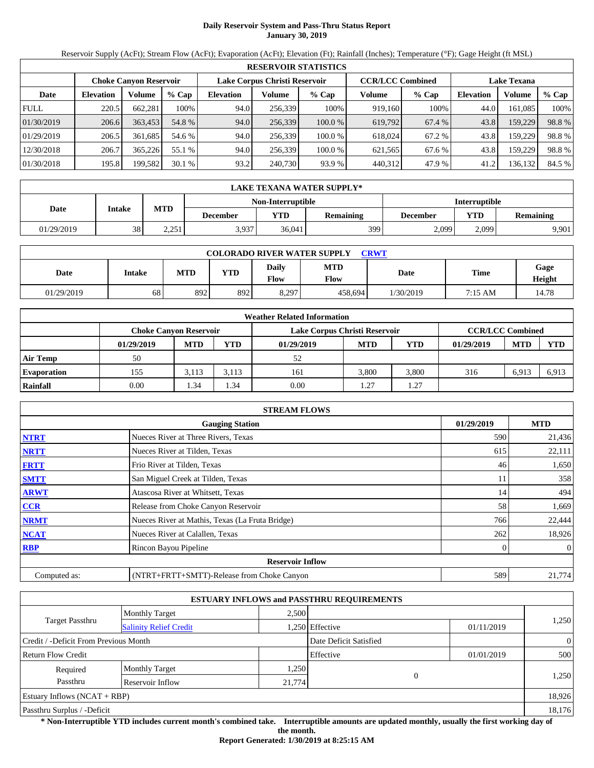# Daily Reservoir System and Pass-Thru Status Report
**January 30, 2019**

Reservoir Supply (AcFt); Stream Flow (AcFt); Evaporation (AcFt); Elevation (Ft); Rainfall (Inches); Temperature (°F); Gage Height (ft MSL)

| RESERVOIR STATISTICS | | | | | | | | | | | |
|---|---|---|---|---|---|---|---|---|---|---|---|
| | Choke Canyon Reservoir | | | Lake Corpus Christi Reservoir | | | CCR/LCC Combined | | Lake Texana | | |
| Date | Elevation | Volume | % Cap | Elevation | Volume | % Cap | Volume | % Cap | Elevation | Volume | % Cap |
| FULL | 220.5 | 662,281 | 100% | 94.0 | 256,339 | 100% | 919,160 | 100% | 44.0 | 161,085 | 100% |
| 01/30/2019 | 206.6 | 363,453 | 54.8 % | 94.0 | 256,339 | 100.0 % | 619,792 | 67.4 % | 43.8 | 159,229 | 98.8 % |
| 01/29/2019 | 206.5 | 361,685 | 54.6 % | 94.0 | 256,339 | 100.0 % | 618,024 | 67.2 % | 43.8 | 159,229 | 98.8 % |
| 12/30/2018 | 206.7 | 365,226 | 55.1 % | 94.0 | 256,339 | 100.0 % | 621,565 | 67.6 % | 43.8 | 159,229 | 98.8 % |
| 01/30/2018 | 195.8 | 199,582 | 30.1 % | 93.2 | 240,730 | 93.9 % | 440,312 | 47.9 % | 41.2 | 136,132 | 84.5 % |

| LAKE TEXANA WATER SUPPLY* | | | | | | | |
|---|---|---|---|---|---|---|---|
| Date | Intake | MTD | Non-Interruptible | | | Interruptible | | |
| | | | December | YTD | Remaining | December | YTD | Remaining |
| 01/29/2019 | 38 | 2,251 | 3,937 | 36,041 | 399 | 2,099 | 2,099 | 9,901 |

| COLORADO RIVER WATER SUPPLY CRWT | | | | | | | | |
|---|---|---|---|---|---|---|---|---|
| Date | Intake | MTD | YTD | Daily Flow | MTD Flow | Date | Time | Gage Height |
| 01/29/2019 | 68 | 892 | 892 | 8,297 | 458,694 | 1/30/2019 | 7:15 AM | 14.78 |

| Weather Related Information | | | | | | | | | |
|---|---|---|---|---|---|---|---|---|---|
| | Choke Canyon Reservoir | | | Lake Corpus Christi Reservoir | | | CCR/LCC Combined | | |
| | 01/29/2019 | MTD | YTD | 01/29/2019 | MTD | YTD | 01/29/2019 | MTD | YTD |
| Air Temp | 50 | | | 52 | | | | | |
| Evaporation | 155 | 3,113 | 3,113 | 161 | 3,800 | 3,800 | 316 | 6,913 | 6,913 |
| Rainfall | 0.00 | 1.34 | 1.34 | 0.00 | 1.27 | 1.27 | | | |

| STREAM FLOWS | | | |
|---|---|---|---|
| | Gauging Station | 01/29/2019 | MTD |
| NTRT | Nueces River at Three Rivers, Texas | 590 | 21,436 |
| NRTT | Nueces River at Tilden, Texas | 615 | 22,111 |
| FRTT | Frio River at Tilden, Texas | 46 | 1,650 |
| SMTT | San Miguel Creek at Tilden, Texas | 11 | 358 |
| ARWT | Atascosa River at Whitsett, Texas | 14 | 494 |
| CCR | Release from Choke Canyon Reservoir | 58 | 1,669 |
| NRMT | Nueces River at Mathis, Texas (La Fruta Bridge) | 766 | 22,444 |
| NCAT | Nueces River at Calallen, Texas | 262 | 18,926 |
| RBP | Rincon Bayou Pipeline | 0 | 0 |
| **Reservoir Inflow** | | | |
| Computed as: | (NTRT+FRTT+SMTT)-Release from Choke Canyon | 589 | 21,774 |

| ESTUARY INFLOWS and PASSTHRU REQUIREMENTS | | | | | |
|---|---|---|---|---|---|
| Target Passthru | Monthly Target | 2,500 | | | 1,250 |
| | Salinity Relief Credit | 1,250 | Effective | 01/11/2019 | |
| Credit / -Deficit From Previous Month | | | Date Deficit Satisfied | | 0 |
| Return Flow Credit | | | Effective | 01/01/2019 | 500 |
| Required Passthru | Monthly Target | 1,250 | 0 | | 1,250 |
| | Reservoir Inflow | 21,774 | | | |
| Estuary Inflows (NCAT + RBP) | | | | | 18,926 |
| Passthru Surplus / -Deficit | | | | | 18,176 |

**\* Non-Interruptible YTD includes current month's combined take. Interruptible amounts are updated monthly, usually the first working day of the month.**

**Report Generated: 1/30/2019 at 8:25:15 AM**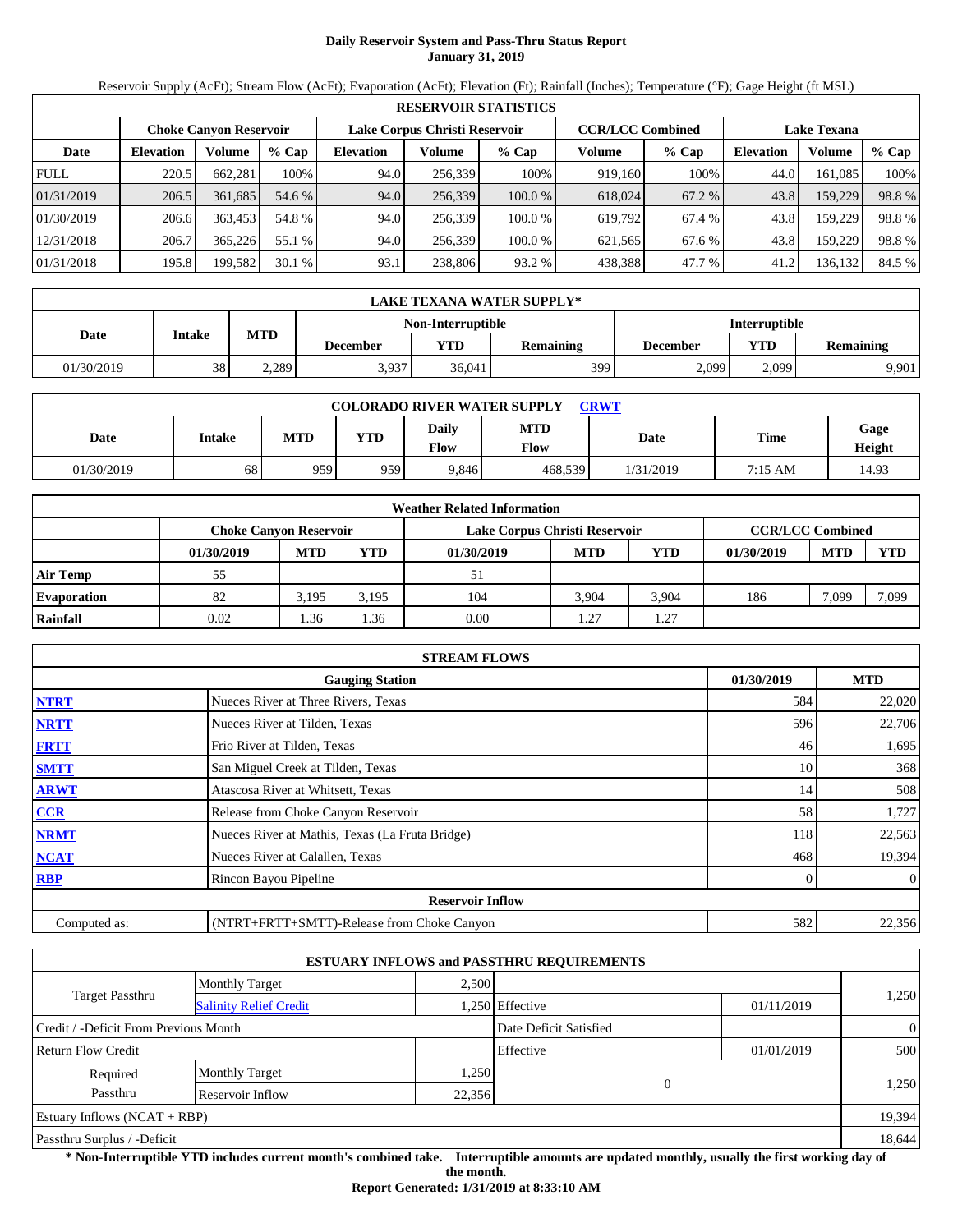# Daily Reservoir System and Pass-Thru Status Report
**January 31, 2019**

Reservoir Supply (AcFt); Stream Flow (AcFt); Evaporation (AcFt); Elevation (Ft); Rainfall (Inches); Temperature (°F); Gage Height (ft MSL)

| RESERVOIR STATISTICS | | | | | | | | | | | |
|---|---|---|---|---|---|---|---|---|---|---|---|
| | Choke Canyon Reservoir | | | Lake Corpus Christi Reservoir | | | CCR/LCC Combined | | Lake Texana | | |
| Date | Elevation | Volume | % Cap | Elevation | Volume | % Cap | Volume | % Cap | Elevation | Volume | % Cap |
| FULL | 220.5 | 662,281 | 100% | 94.0 | 256,339 | 100% | 919,160 | 100% | 44.0 | 161,085 | 100% |
| 01/31/2019 | 206.5 | 361,685 | 54.6 % | 94.0 | 256,339 | 100.0 % | 618,024 | 67.2 % | 43.8 | 159,229 | 98.8 % |
| 01/30/2019 | 206.6 | 363,453 | 54.8 % | 94.0 | 256,339 | 100.0 % | 619,792 | 67.4 % | 43.8 | 159,229 | 98.8 % |
| 12/31/2018 | 206.7 | 365,226 | 55.1 % | 94.0 | 256,339 | 100.0 % | 621,565 | 67.6 % | 43.8 | 159,229 | 98.8 % |
| 01/31/2018 | 195.8 | 199,582 | 30.1 % | 93.1 | 238,806 | 93.2 % | 438,388 | 47.7 % | 41.2 | 136,132 | 84.5 % |

| LAKE TEXANA WATER SUPPLY* | | | | | | | | |
|---|---|---|---|---|---|---|---|---|
| Date | Intake | MTD | Non-Interruptible | | | Interruptible | | |
| | | | December | YTD | Remaining | December | YTD | Remaining |
| 01/30/2019 | 38 | 2,289 | 3,937 | 36,041 | 399 | 2,099 | 2,099 | 9,901 |

| COLORADO RIVER WATER SUPPLY CRWT | | | | | | | | |
|---|---|---|---|---|---|---|---|---|
| Date | Intake | MTD | YTD | Daily Flow | MTD Flow | Date | Time | Gage Height |
| 01/30/2019 | 68 | 959 | 959 | 9,846 | 468,539 | 1/31/2019 | 7:15 AM | 14.93 |

| Weather Related Information | | | | | | | | | |
|---|---|---|---|---|---|---|---|---|---|
| | Choke Canyon Reservoir | | | Lake Corpus Christi Reservoir | | | CCR/LCC Combined | | |
| | 01/30/2019 | MTD | YTD | 01/30/2019 | MTD | YTD | 01/30/2019 | MTD | YTD |
| Air Temp | 55 | | | 51 | | | | | |
| Evaporation | 82 | 3,195 | 3,195 | 104 | 3,904 | 3,904 | 186 | 7,099 | 7,099 |
| Rainfall | 0.02 | 1.36 | 1.36 | 0.00 | 1.27 | 1.27 | | | |

| STREAM FLOWS | | | |
|---|---|---|---|
| | Gauging Station | 01/30/2019 | MTD |
| NTRT | Nueces River at Three Rivers, Texas | 584 | 22,020 |
| NRTT | Nueces River at Tilden, Texas | 596 | 22,706 |
| FRTT | Frio River at Tilden, Texas | 46 | 1,695 |
| SMTT | San Miguel Creek at Tilden, Texas | 10 | 368 |
| ARWT | Atascosa River at Whitsett, Texas | 14 | 508 |
| CCR | Release from Choke Canyon Reservoir | 58 | 1,727 |
| NRMT | Nueces River at Mathis, Texas (La Fruta Bridge) | 118 | 22,563 |
| NCAT | Nueces River at Calallen, Texas | 468 | 19,394 |
| RBP | Rincon Bayou Pipeline | 0 | 0 |
| | **Reservoir Inflow** | | |
| Computed as: | (NTRT+FRTT+SMTT)-Release from Choke Canyon | 582 | 22,356 |

| ESTUARY INFLOWS and PASSTHRU REQUIREMENTS | | | | | |
|---|---|---|---|---|---|
| Target Passthru | Monthly Target | 2,500 | | | 1,250 |
| | Salinity Relief Credit | 1,250 | Effective | 01/11/2019 | |
| Credit / -Deficit From Previous Month | | | Date Deficit Satisfied | | 0 |
| Return Flow Credit | | | Effective | 01/01/2019 | 500 |
| Required Passthru | Monthly Target | 1,250 | 0 | | 1,250 |
| | Reservoir Inflow | 22,356 | | | |
| Estuary Inflows (NCAT + RBP) | | | | | 19,394 |
| Passthru Surplus / -Deficit | | | | | 18,644 |

**\* Non-Interruptible YTD includes current month's combined take. Interruptible amounts are updated monthly, usually the first working day of the month.**

**Report Generated: 1/31/2019 at 8:33:10 AM**